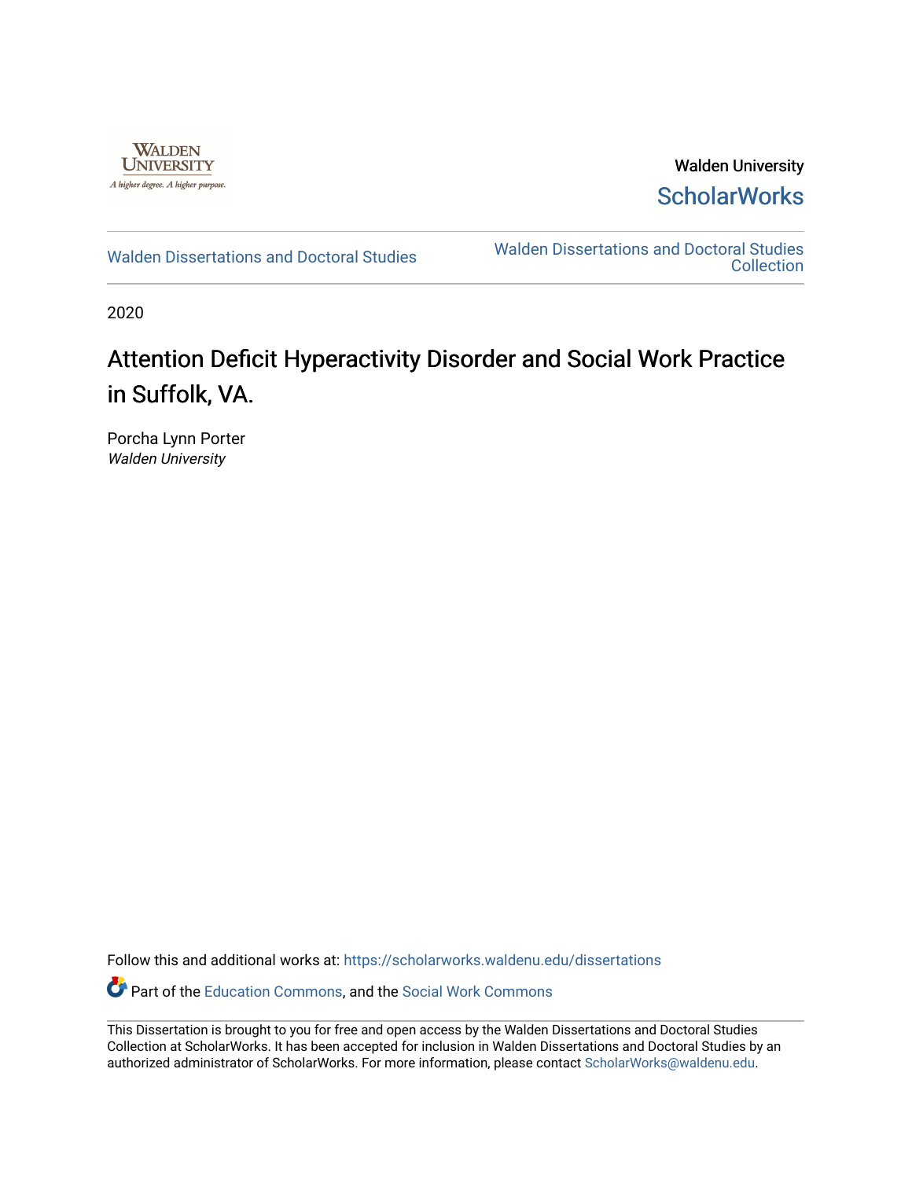Walden University

ScholarWorks

Walden Dissertations and Doctoral Studies

Walden Dissertations and Doctoral Studies Collection

2020

# Attention Deficit Hyperactivity Disorder and Social Work Practice in Suffolk, VA.

Porcha Lynn Porter
*Walden University*

Follow this and additional works at: https://scholarworks.waldenu.edu/dissertations

Part of the Education Commons, and the Social Work Commons

This Dissertation is brought to you for free and open access by the Walden Dissertations and Doctoral Studies Collection at ScholarWorks. It has been accepted for inclusion in Walden Dissertations and Doctoral Studies by an authorized administrator of ScholarWorks. For more information, please contact ScholarWorks@waldenu.edu.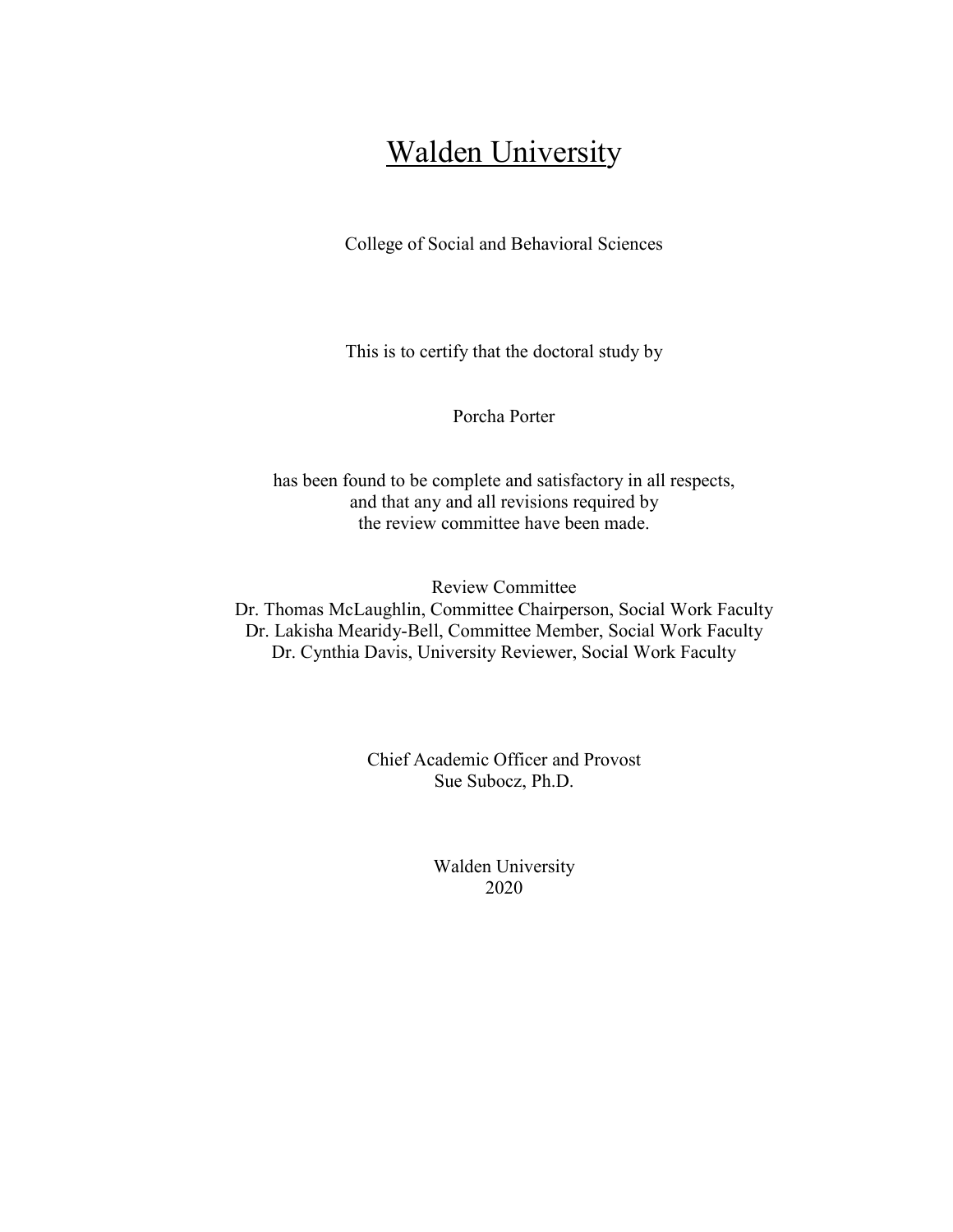# Walden University

College of Social and Behavioral Sciences

This is to certify that the doctoral study by

Porcha Porter

has been found to be complete and satisfactory in all respects,
and that any and all revisions required by
the review committee have been made.

Review Committee
Dr. Thomas McLaughlin, Committee Chairperson, Social Work Faculty
Dr. Lakisha Mearidy-Bell, Committee Member, Social Work Faculty
Dr. Cynthia Davis, University Reviewer, Social Work Faculty

Chief Academic Officer and Provost
Sue Subocz, Ph.D.

Walden University
2020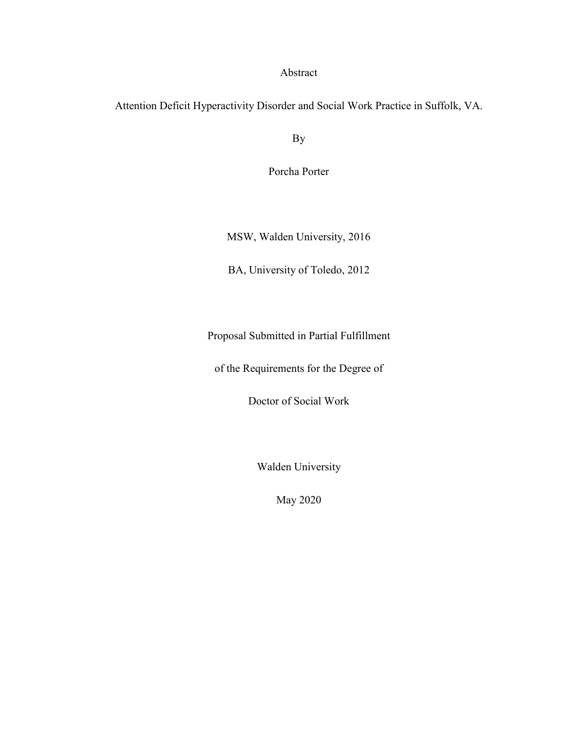Abstract

Attention Deficit Hyperactivity Disorder and Social Work Practice in Suffolk, VA.

By

Porcha Porter

MSW, Walden University, 2016

BA, University of Toledo, 2012

Proposal Submitted in Partial Fulfillment

of the Requirements for the Degree of

Doctor of Social Work

Walden University

May 2020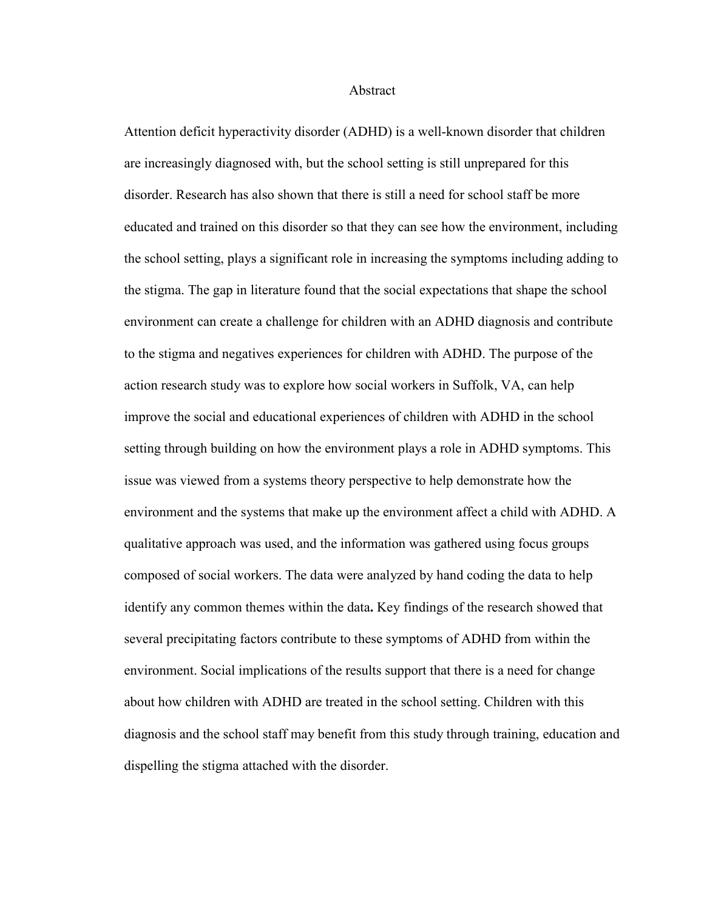# Abstract

Attention deficit hyperactivity disorder (ADHD) is a well-known disorder that children are increasingly diagnosed with, but the school setting is still unprepared for this disorder. Research has also shown that there is still a need for school staff be more educated and trained on this disorder so that they can see how the environment, including the school setting, plays a significant role in increasing the symptoms including adding to the stigma. The gap in literature found that the social expectations that shape the school environment can create a challenge for children with an ADHD diagnosis and contribute to the stigma and negatives experiences for children with ADHD. The purpose of the action research study was to explore how social workers in Suffolk, VA, can help improve the social and educational experiences of children with ADHD in the school setting through building on how the environment plays a role in ADHD symptoms. This issue was viewed from a systems theory perspective to help demonstrate how the environment and the systems that make up the environment affect a child with ADHD. A qualitative approach was used, and the information was gathered using focus groups composed of social workers. The data were analyzed by hand coding the data to help identify any common themes within the data**.** Key findings of the research showed that several precipitating factors contribute to these symptoms of ADHD from within the environment. Social implications of the results support that there is a need for change about how children with ADHD are treated in the school setting. Children with this diagnosis and the school staff may benefit from this study through training, education and dispelling the stigma attached with the disorder.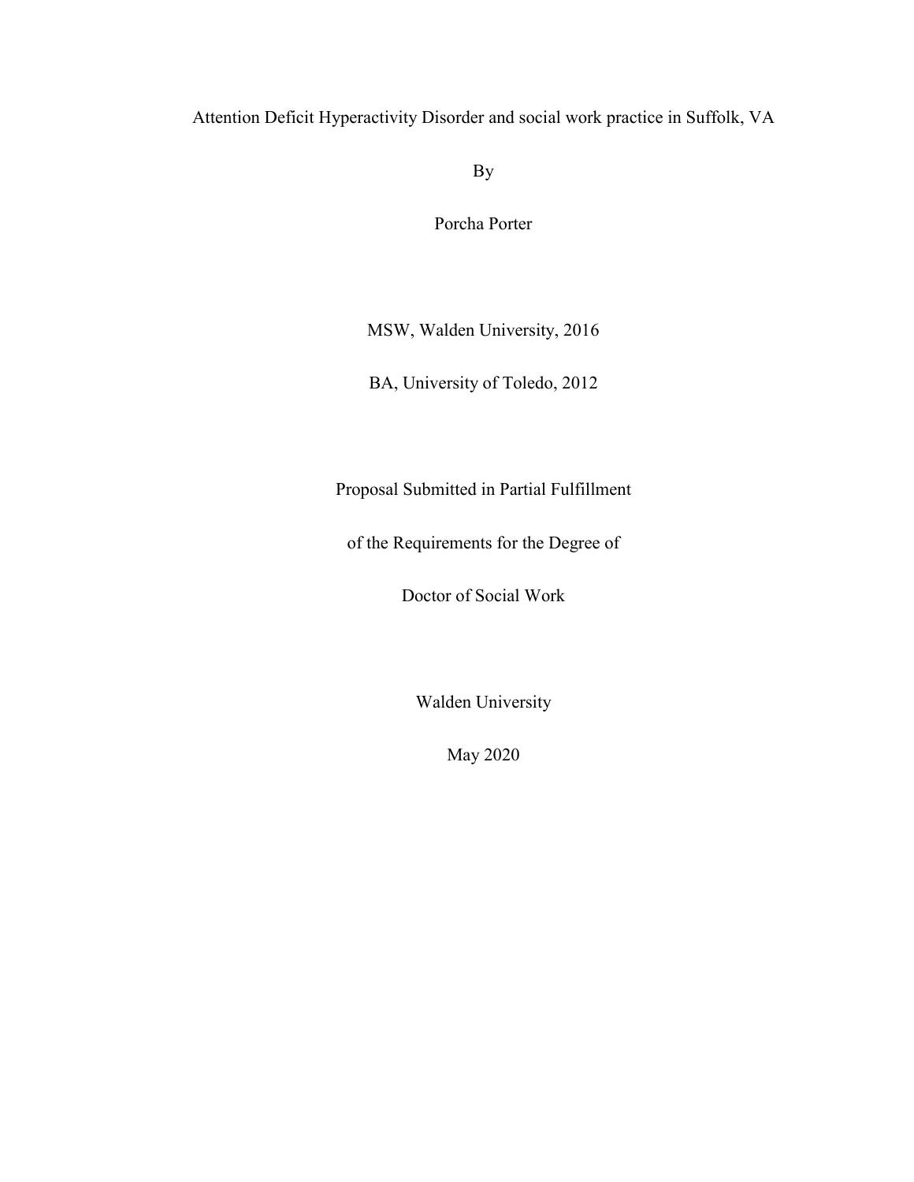# Attention Deficit Hyperactivity Disorder and social work practice in Suffolk, VA

By

Porcha Porter

MSW, Walden University, 2016

BA, University of Toledo, 2012

Proposal Submitted in Partial Fulfillment

of the Requirements for the Degree of

Doctor of Social Work

Walden University

May 2020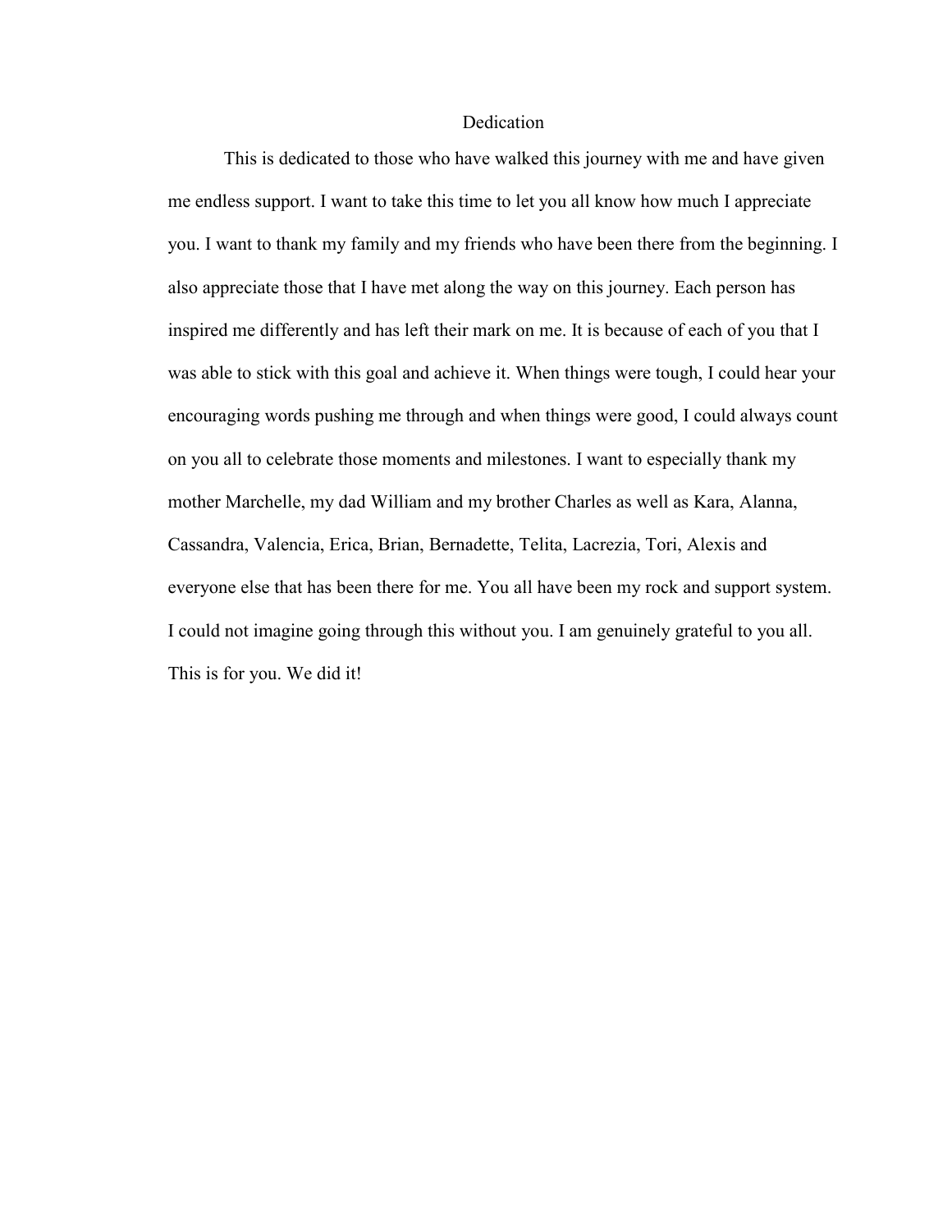# Dedication

This is dedicated to those who have walked this journey with me and have given me endless support. I want to take this time to let you all know how much I appreciate you. I want to thank my family and my friends who have been there from the beginning. I also appreciate those that I have met along the way on this journey. Each person has inspired me differently and has left their mark on me. It is because of each of you that I was able to stick with this goal and achieve it. When things were tough, I could hear your encouraging words pushing me through and when things were good, I could always count on you all to celebrate those moments and milestones. I want to especially thank my mother Marchelle, my dad William and my brother Charles as well as Kara, Alanna, Cassandra, Valencia, Erica, Brian, Bernadette, Telita, Lacrezia, Tori, Alexis and everyone else that has been there for me. You all have been my rock and support system. I could not imagine going through this without you. I am genuinely grateful to you all. This is for you. We did it!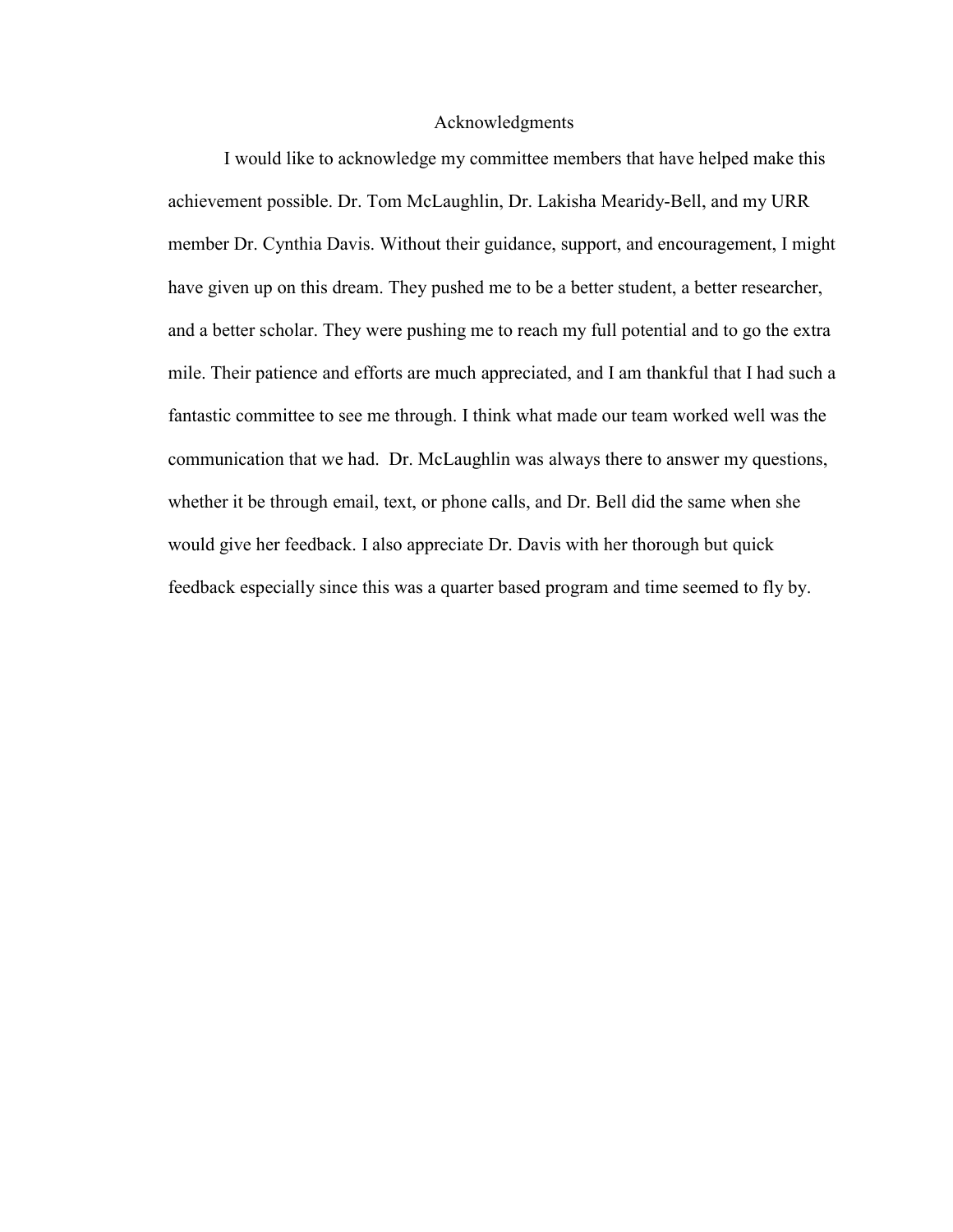# Acknowledgments

I would like to acknowledge my committee members that have helped make this achievement possible. Dr. Tom McLaughlin, Dr. Lakisha Mearidy-Bell, and my URR member Dr. Cynthia Davis. Without their guidance, support, and encouragement, I might have given up on this dream. They pushed me to be a better student, a better researcher, and a better scholar. They were pushing me to reach my full potential and to go the extra mile. Their patience and efforts are much appreciated, and I am thankful that I had such a fantastic committee to see me through. I think what made our team worked well was the communication that we had. Dr. McLaughlin was always there to answer my questions, whether it be through email, text, or phone calls, and Dr. Bell did the same when she would give her feedback. I also appreciate Dr. Davis with her thorough but quick feedback especially since this was a quarter based program and time seemed to fly by.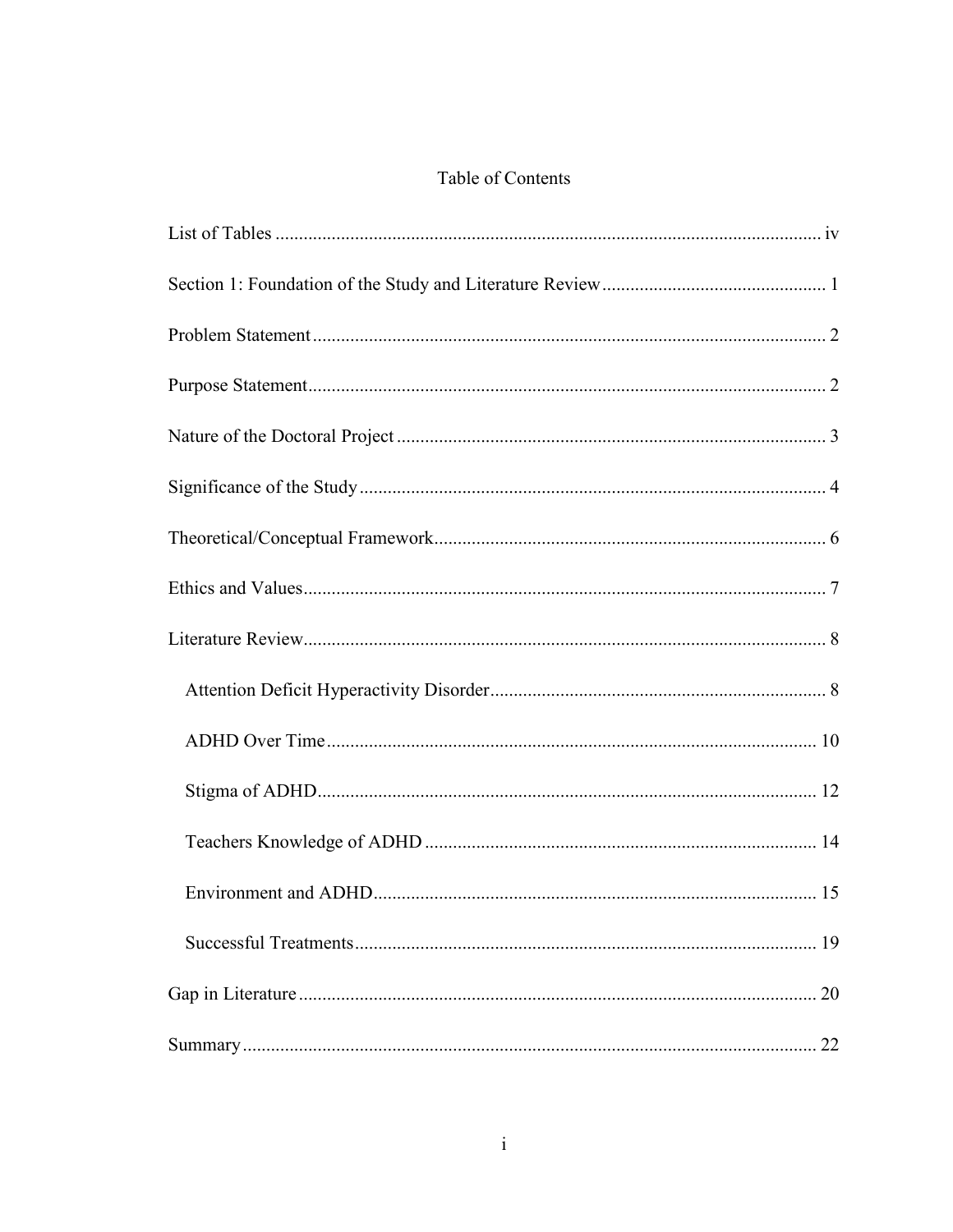# Table of Contents

List of Tables .................................................................................................................... iv

Section 1: Foundation of the Study and Literature Review ................................................ 1

Problem Statement ............................................................................................................. 2

Purpose Statement .............................................................................................................. 2

Nature of the Doctoral Project ............................................................................................ 3

Significance of the Study .................................................................................................... 4

Theoretical/Conceptual Framework .................................................................................... 6

Ethics and Values ................................................................................................................ 7

Literature Review ................................................................................................................ 8

- Attention Deficit Hyperactivity Disorder ........................................................................ 8
- ADHD Over Time ......................................................................................................... 10
- Stigma of ADHD ........................................................................................................... 12
- Teachers Knowledge of ADHD .................................................................................... 14
- Environment and ADHD ............................................................................................... 15
- Successful Treatments ................................................................................................... 19

Gap in Literature ............................................................................................................... 20

Summary ........................................................................................................................... 22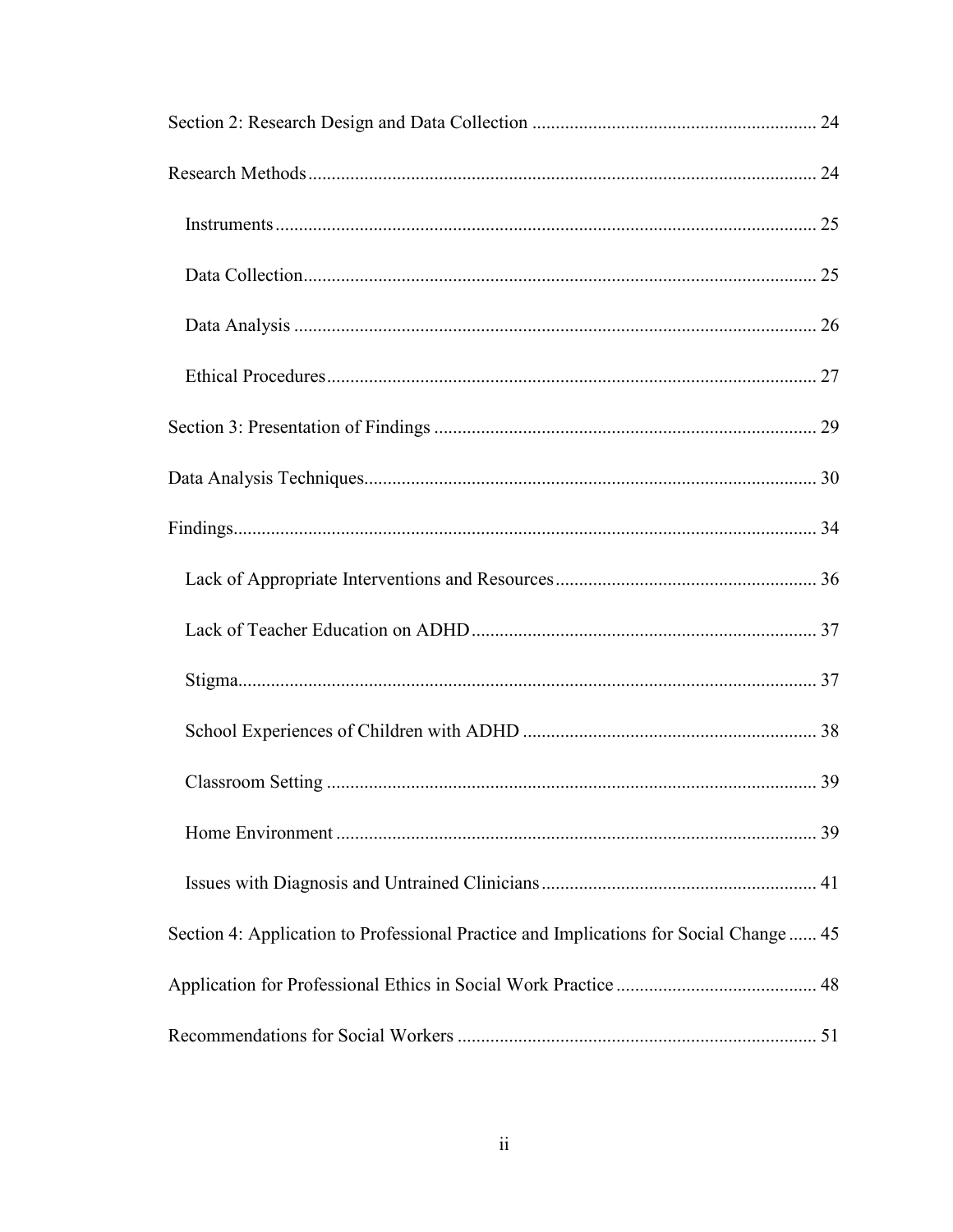Section 2: Research Design and Data Collection ............................................................ 24

Research Methods ........................................................................................................... 24

  Instruments ................................................................................................................ 25

  Data Collection ........................................................................................................... 25

  Data Analysis ............................................................................................................. 26

  Ethical Procedures ...................................................................................................... 27

Section 3: Presentation of Findings ................................................................................. 29

Data Analysis Techniques ................................................................................................ 30

Findings ........................................................................................................................... 34

  Lack of Appropriate Interventions and Resources ...................................................... 36

  Lack of Teacher Education on ADHD ........................................................................ 37

  Stigma ......................................................................................................................... 37

  School Experiences of Children with ADHD .............................................................. 38

  Classroom Setting ....................................................................................................... 39

  Home Environment ..................................................................................................... 39

  Issues with Diagnosis and Untrained Clinicians .......................................................... 41

Section 4: Application to Professional Practice and Implications for Social Change ...... 45

Application for Professional Ethics in Social Work Practice .......................................... 48

Recommendations for Social Workers ............................................................................ 51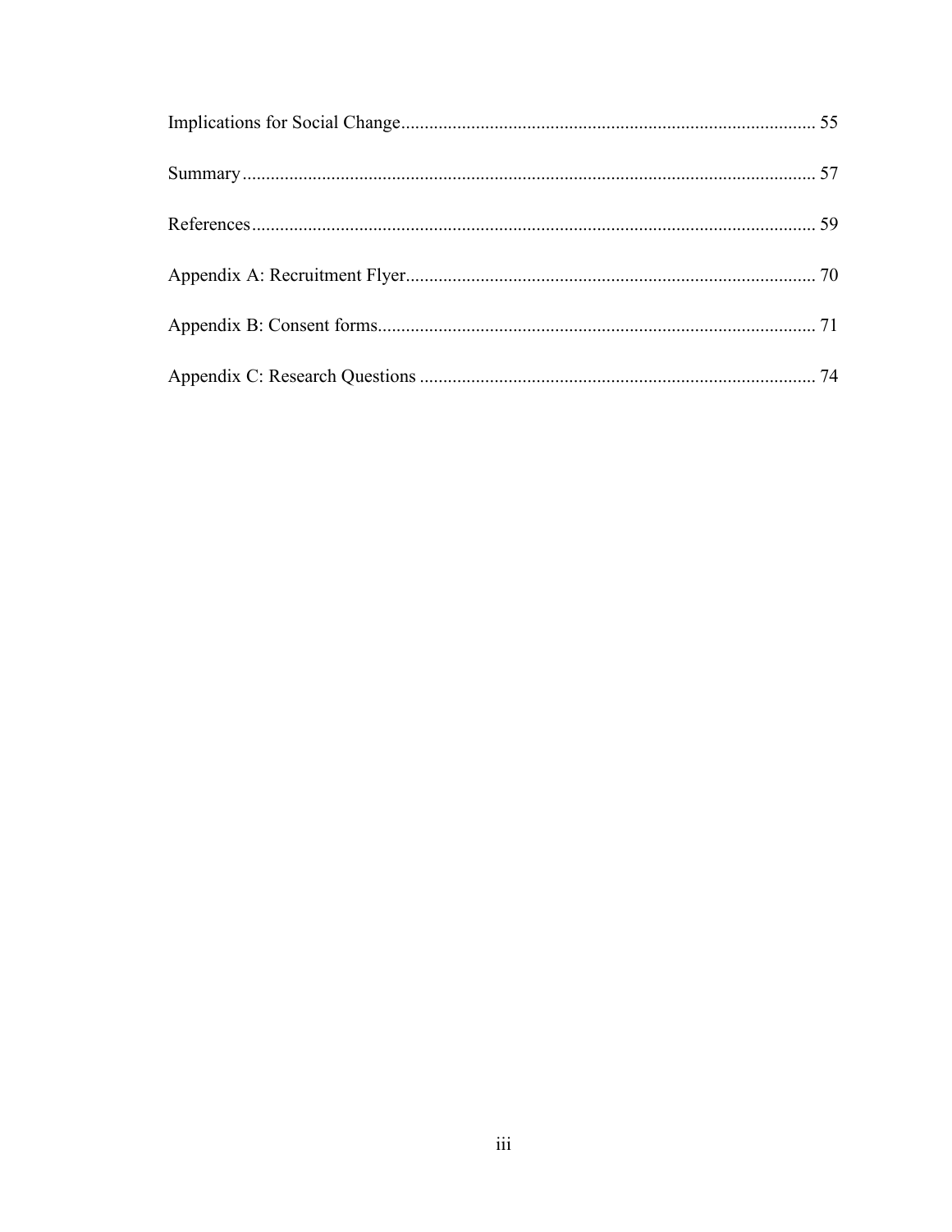Implications for Social Change........................................................................................ 55

Summary.......................................................................................................................... 57

References........................................................................................................................ 59

Appendix A: Recruitment Flyer....................................................................................... 70

Appendix B: Consent forms............................................................................................. 71

Appendix C: Research Questions .................................................................................... 74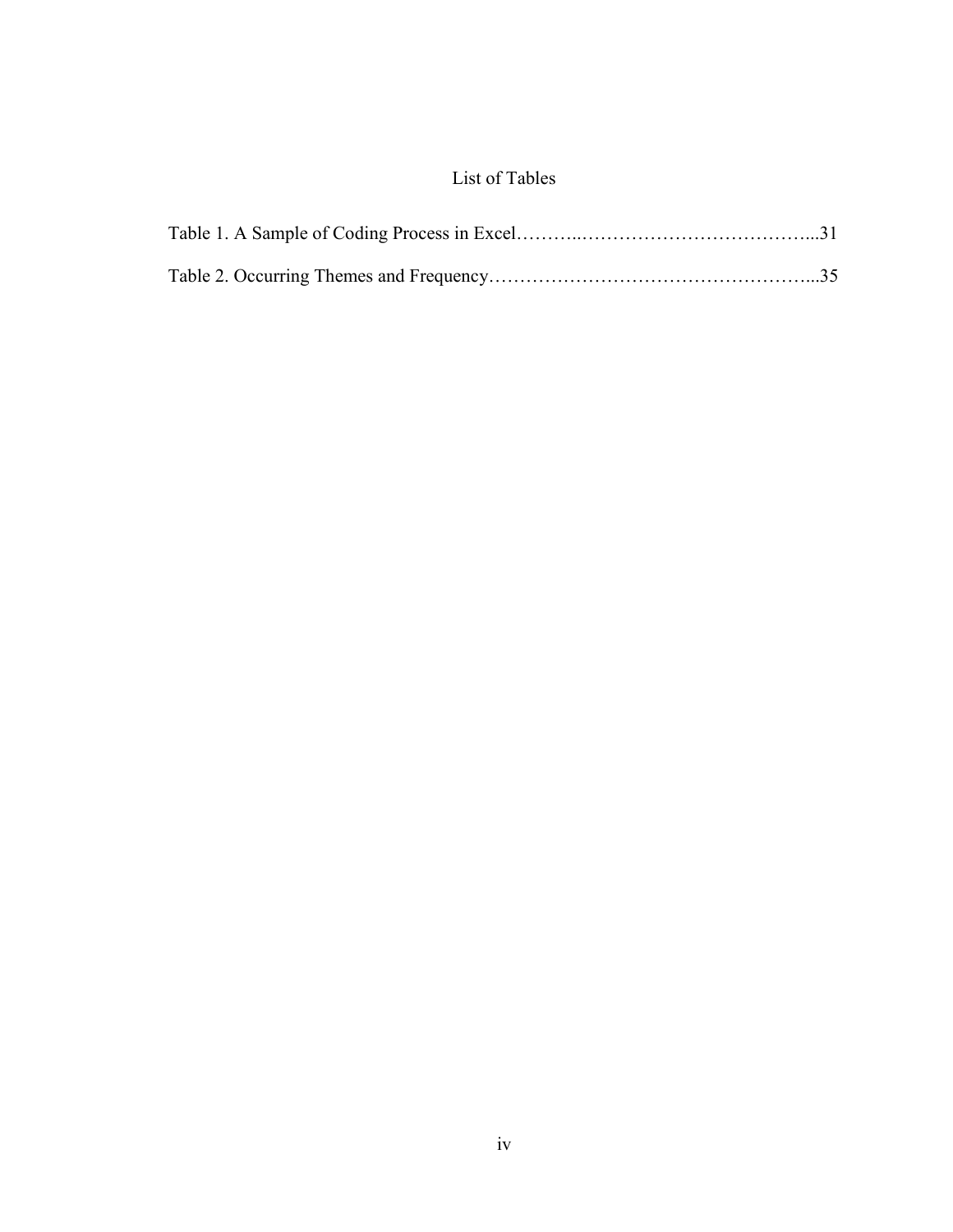# List of Tables

Table 1. A Sample of Coding Process in Excel………..………………………………...31

Table 2. Occurring Themes and Frequency…………………………………………...35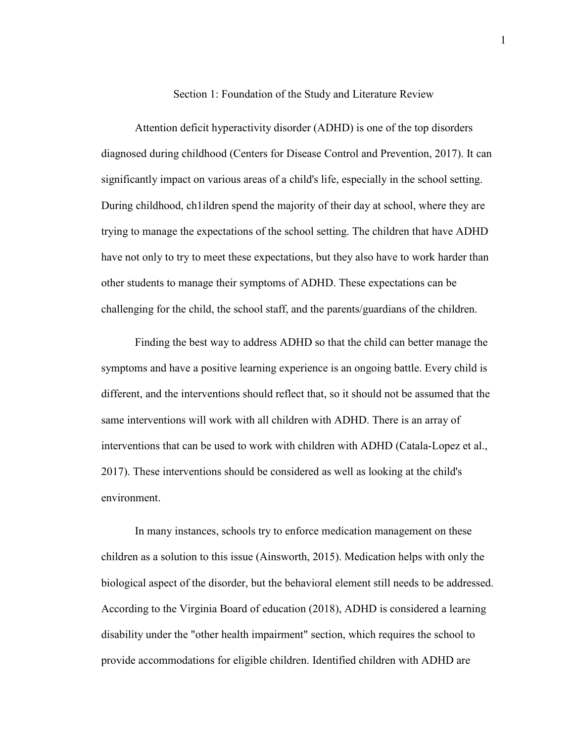## Section 1: Foundation of the Study and Literature Review

Attention deficit hyperactivity disorder (ADHD) is one of the top disorders diagnosed during childhood (Centers for Disease Control and Prevention, 2017). It can significantly impact on various areas of a child's life, especially in the school setting. During childhood, ch1ildren spend the majority of their day at school, where they are trying to manage the expectations of the school setting. The children that have ADHD have not only to try to meet these expectations, but they also have to work harder than other students to manage their symptoms of ADHD. These expectations can be challenging for the child, the school staff, and the parents/guardians of the children.

Finding the best way to address ADHD so that the child can better manage the symptoms and have a positive learning experience is an ongoing battle. Every child is different, and the interventions should reflect that, so it should not be assumed that the same interventions will work with all children with ADHD. There is an array of interventions that can be used to work with children with ADHD (Catala-Lopez et al., 2017). These interventions should be considered as well as looking at the child's environment.

In many instances, schools try to enforce medication management on these children as a solution to this issue (Ainsworth, 2015). Medication helps with only the biological aspect of the disorder, but the behavioral element still needs to be addressed. According to the Virginia Board of education (2018), ADHD is considered a learning disability under the "other health impairment" section, which requires the school to provide accommodations for eligible children. Identified children with ADHD are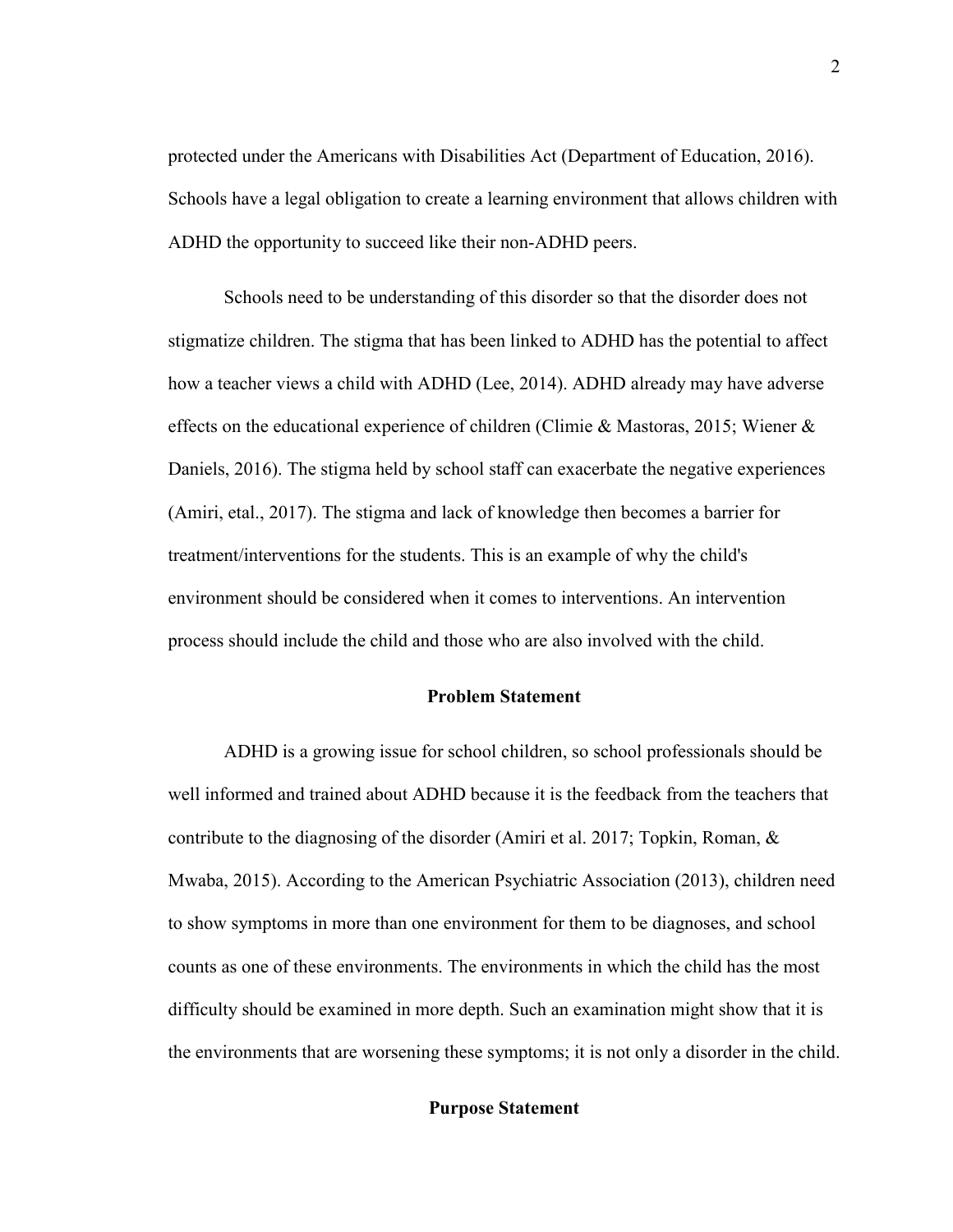protected under the Americans with Disabilities Act (Department of Education, 2016). Schools have a legal obligation to create a learning environment that allows children with ADHD the opportunity to succeed like their non-ADHD peers.

Schools need to be understanding of this disorder so that the disorder does not stigmatize children. The stigma that has been linked to ADHD has the potential to affect how a teacher views a child with ADHD (Lee, 2014). ADHD already may have adverse effects on the educational experience of children (Climie & Mastoras, 2015; Wiener & Daniels, 2016). The stigma held by school staff can exacerbate the negative experiences (Amiri, etal., 2017). The stigma and lack of knowledge then becomes a barrier for treatment/interventions for the students. This is an example of why the child's environment should be considered when it comes to interventions. An intervention process should include the child and those who are also involved with the child.

## Problem Statement

ADHD is a growing issue for school children, so school professionals should be well informed and trained about ADHD because it is the feedback from the teachers that contribute to the diagnosing of the disorder (Amiri et al. 2017; Topkin, Roman, & Mwaba, 2015). According to the American Psychiatric Association (2013), children need to show symptoms in more than one environment for them to be diagnoses, and school counts as one of these environments. The environments in which the child has the most difficulty should be examined in more depth. Such an examination might show that it is the environments that are worsening these symptoms; it is not only a disorder in the child.

## Purpose Statement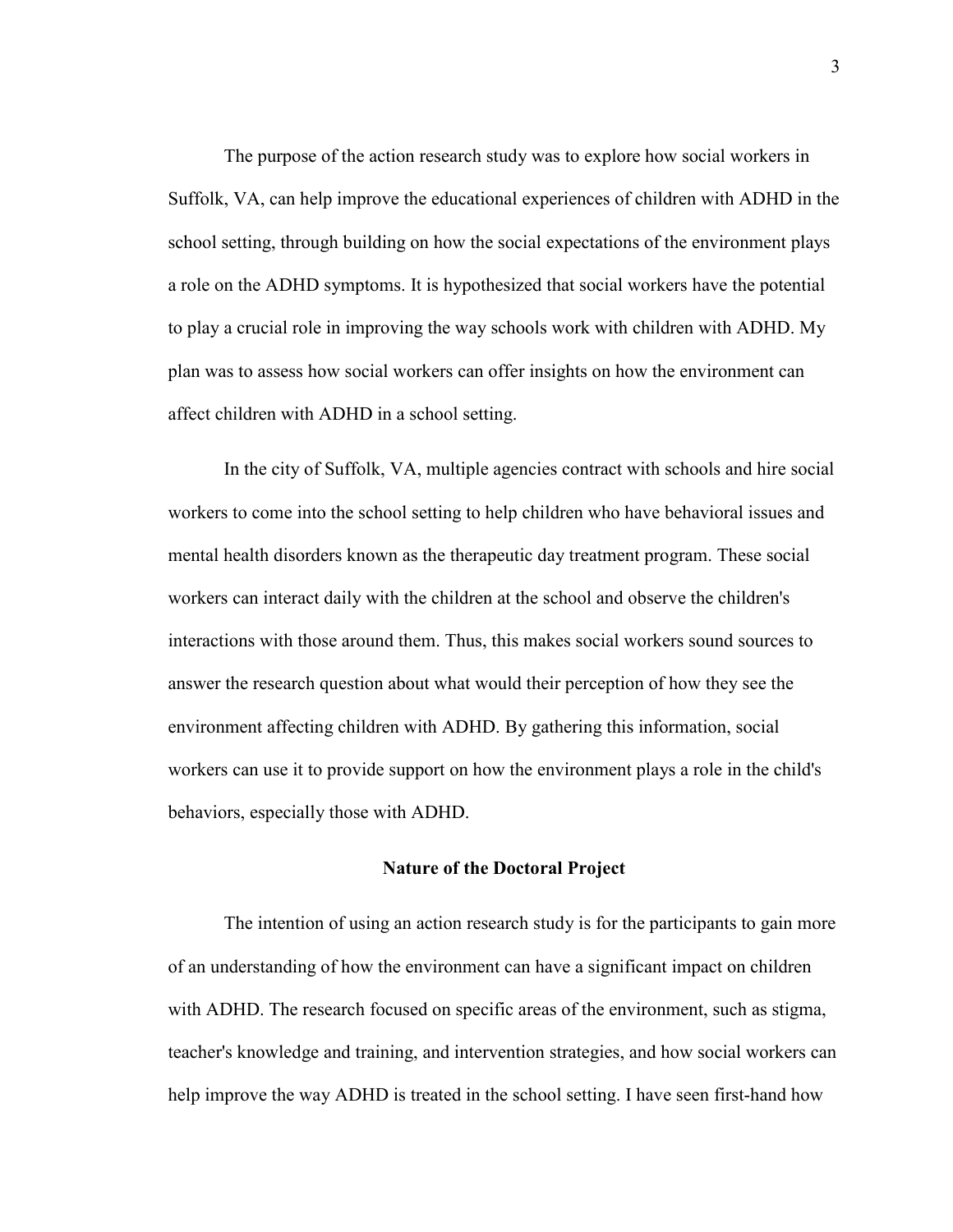The purpose of the action research study was to explore how social workers in Suffolk, VA, can help improve the educational experiences of children with ADHD in the school setting, through building on how the social expectations of the environment plays a role on the ADHD symptoms. It is hypothesized that social workers have the potential to play a crucial role in improving the way schools work with children with ADHD. My plan was to assess how social workers can offer insights on how the environment can affect children with ADHD in a school setting.

In the city of Suffolk, VA, multiple agencies contract with schools and hire social workers to come into the school setting to help children who have behavioral issues and mental health disorders known as the therapeutic day treatment program. These social workers can interact daily with the children at the school and observe the children's interactions with those around them. Thus, this makes social workers sound sources to answer the research question about what would their perception of how they see the environment affecting children with ADHD. By gathering this information, social workers can use it to provide support on how the environment plays a role in the child's behaviors, especially those with ADHD.

## Nature of the Doctoral Project

The intention of using an action research study is for the participants to gain more of an understanding of how the environment can have a significant impact on children with ADHD. The research focused on specific areas of the environment, such as stigma, teacher's knowledge and training, and intervention strategies, and how social workers can help improve the way ADHD is treated in the school setting. I have seen first-hand how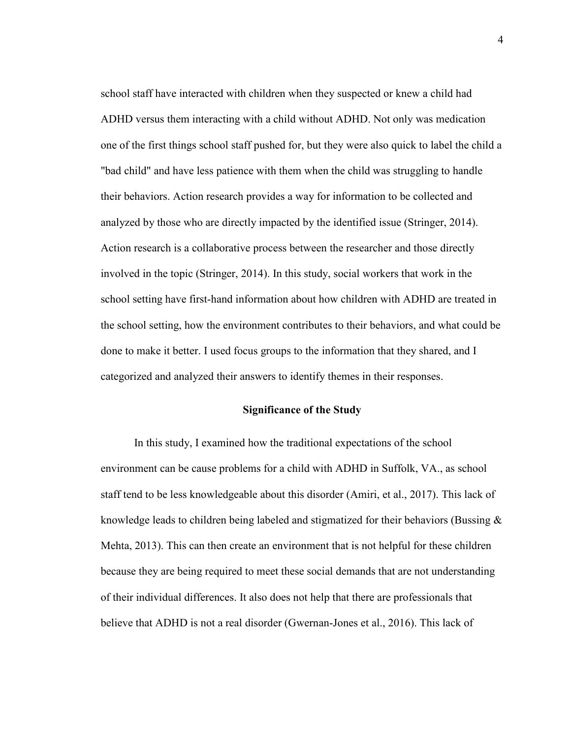school staff have interacted with children when they suspected or knew a child had ADHD versus them interacting with a child without ADHD. Not only was medication one of the first things school staff pushed for, but they were also quick to label the child a "bad child" and have less patience with them when the child was struggling to handle their behaviors. Action research provides a way for information to be collected and analyzed by those who are directly impacted by the identified issue (Stringer, 2014). Action research is a collaborative process between the researcher and those directly involved in the topic (Stringer, 2014). In this study, social workers that work in the school setting have first-hand information about how children with ADHD are treated in the school setting, how the environment contributes to their behaviors, and what could be done to make it better. I used focus groups to the information that they shared, and I categorized and analyzed their answers to identify themes in their responses.

## Significance of the Study

In this study, I examined how the traditional expectations of the school environment can be cause problems for a child with ADHD in Suffolk, VA., as school staff tend to be less knowledgeable about this disorder (Amiri, et al., 2017). This lack of knowledge leads to children being labeled and stigmatized for their behaviors (Bussing & Mehta, 2013). This can then create an environment that is not helpful for these children because they are being required to meet these social demands that are not understanding of their individual differences. It also does not help that there are professionals that believe that ADHD is not a real disorder (Gwernan-Jones et al., 2016). This lack of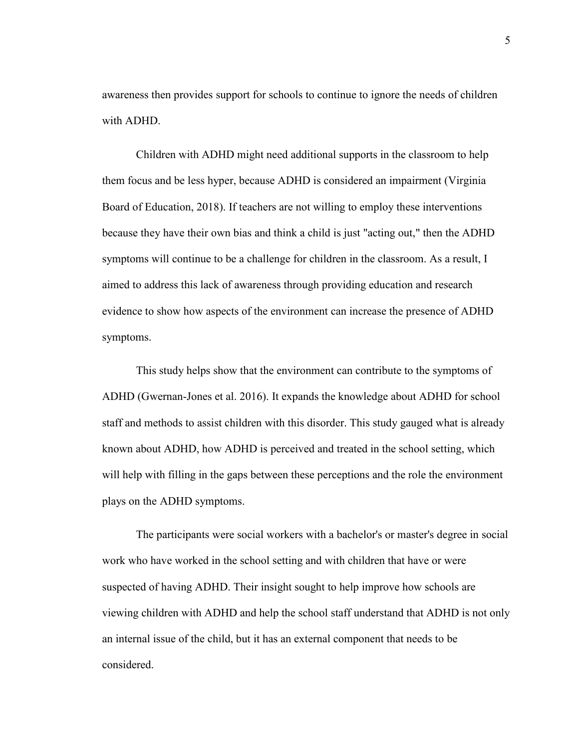awareness then provides support for schools to continue to ignore the needs of children with ADHD.

Children with ADHD might need additional supports in the classroom to help them focus and be less hyper, because ADHD is considered an impairment (Virginia Board of Education, 2018). If teachers are not willing to employ these interventions because they have their own bias and think a child is just "acting out," then the ADHD symptoms will continue to be a challenge for children in the classroom. As a result, I aimed to address this lack of awareness through providing education and research evidence to show how aspects of the environment can increase the presence of ADHD symptoms.

This study helps show that the environment can contribute to the symptoms of ADHD (Gwernan-Jones et al. 2016). It expands the knowledge about ADHD for school staff and methods to assist children with this disorder. This study gauged what is already known about ADHD, how ADHD is perceived and treated in the school setting, which will help with filling in the gaps between these perceptions and the role the environment plays on the ADHD symptoms.

The participants were social workers with a bachelor's or master's degree in social work who have worked in the school setting and with children that have or were suspected of having ADHD. Their insight sought to help improve how schools are viewing children with ADHD and help the school staff understand that ADHD is not only an internal issue of the child, but it has an external component that needs to be considered.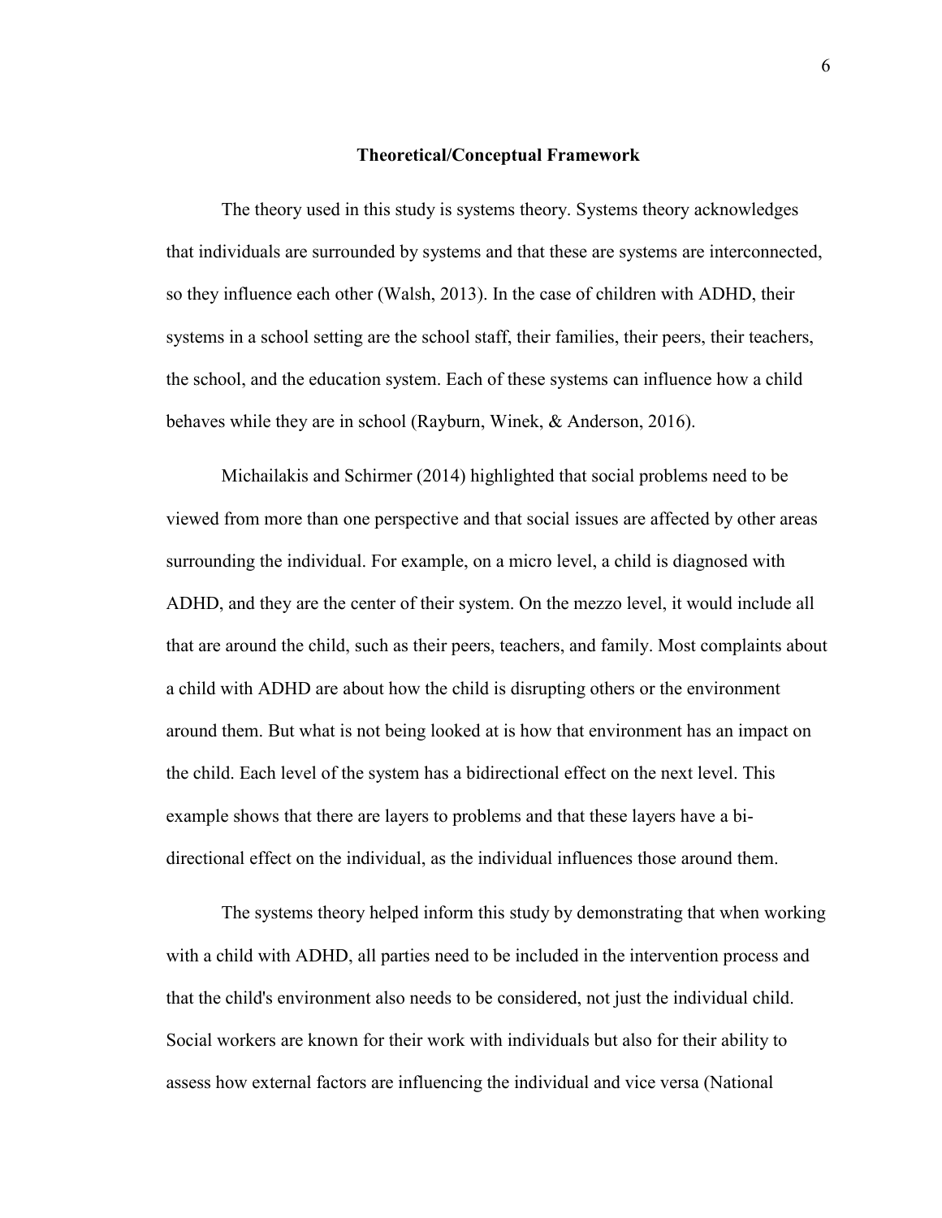## Theoretical/Conceptual Framework

The theory used in this study is systems theory. Systems theory acknowledges that individuals are surrounded by systems and that these are systems are interconnected, so they influence each other (Walsh, 2013). In the case of children with ADHD, their systems in a school setting are the school staff, their families, their peers, their teachers, the school, and the education system. Each of these systems can influence how a child behaves while they are in school (Rayburn, Winek, & Anderson, 2016).

Michailakis and Schirmer (2014) highlighted that social problems need to be viewed from more than one perspective and that social issues are affected by other areas surrounding the individual. For example, on a micro level, a child is diagnosed with ADHD, and they are the center of their system. On the mezzo level, it would include all that are around the child, such as their peers, teachers, and family. Most complaints about a child with ADHD are about how the child is disrupting others or the environment around them. But what is not being looked at is how that environment has an impact on the child. Each level of the system has a bidirectional effect on the next level. This example shows that there are layers to problems and that these layers have a bi-directional effect on the individual, as the individual influences those around them.

The systems theory helped inform this study by demonstrating that when working with a child with ADHD, all parties need to be included in the intervention process and that the child's environment also needs to be considered, not just the individual child. Social workers are known for their work with individuals but also for their ability to assess how external factors are influencing the individual and vice versa (National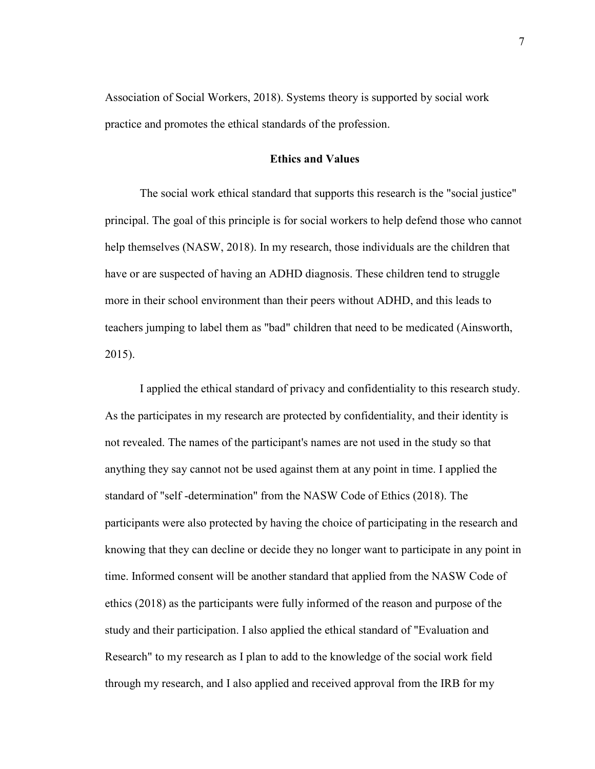Association of Social Workers, 2018). Systems theory is supported by social work practice and promotes the ethical standards of the profession.

## Ethics and Values

The social work ethical standard that supports this research is the "social justice" principal. The goal of this principle is for social workers to help defend those who cannot help themselves (NASW, 2018). In my research, those individuals are the children that have or are suspected of having an ADHD diagnosis. These children tend to struggle more in their school environment than their peers without ADHD, and this leads to teachers jumping to label them as "bad" children that need to be medicated (Ainsworth, 2015).

I applied the ethical standard of privacy and confidentiality to this research study. As the participates in my research are protected by confidentiality, and their identity is not revealed. The names of the participant's names are not used in the study so that anything they say cannot not be used against them at any point in time. I applied the standard of "self -determination" from the NASW Code of Ethics (2018). The participants were also protected by having the choice of participating in the research and knowing that they can decline or decide they no longer want to participate in any point in time. Informed consent will be another standard that applied from the NASW Code of ethics (2018) as the participants were fully informed of the reason and purpose of the study and their participation. I also applied the ethical standard of "Evaluation and Research" to my research as I plan to add to the knowledge of the social work field through my research, and I also applied and received approval from the IRB for my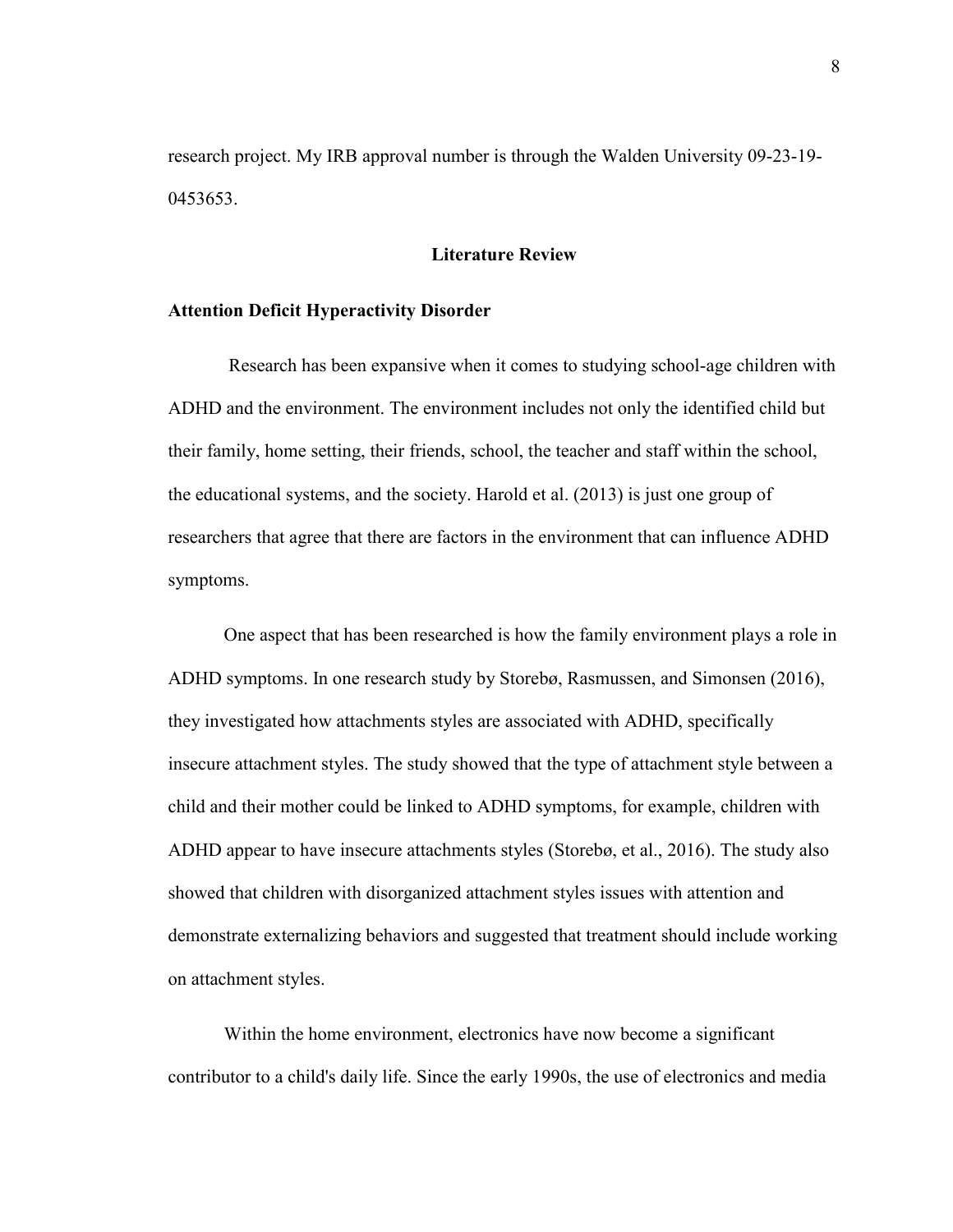research project. My IRB approval number is through the Walden University 09-23-19-0453653.

## Literature Review

### Attention Deficit Hyperactivity Disorder

Research has been expansive when it comes to studying school-age children with ADHD and the environment. The environment includes not only the identified child but their family, home setting, their friends, school, the teacher and staff within the school, the educational systems, and the society. Harold et al. (2013) is just one group of researchers that agree that there are factors in the environment that can influence ADHD symptoms.

One aspect that has been researched is how the family environment plays a role in ADHD symptoms. In one research study by Storebø, Rasmussen, and Simonsen (2016), they investigated how attachments styles are associated with ADHD, specifically insecure attachment styles. The study showed that the type of attachment style between a child and their mother could be linked to ADHD symptoms, for example, children with ADHD appear to have insecure attachments styles (Storebø, et al., 2016). The study also showed that children with disorganized attachment styles issues with attention and demonstrate externalizing behaviors and suggested that treatment should include working on attachment styles.

Within the home environment, electronics have now become a significant contributor to a child's daily life. Since the early 1990s, the use of electronics and media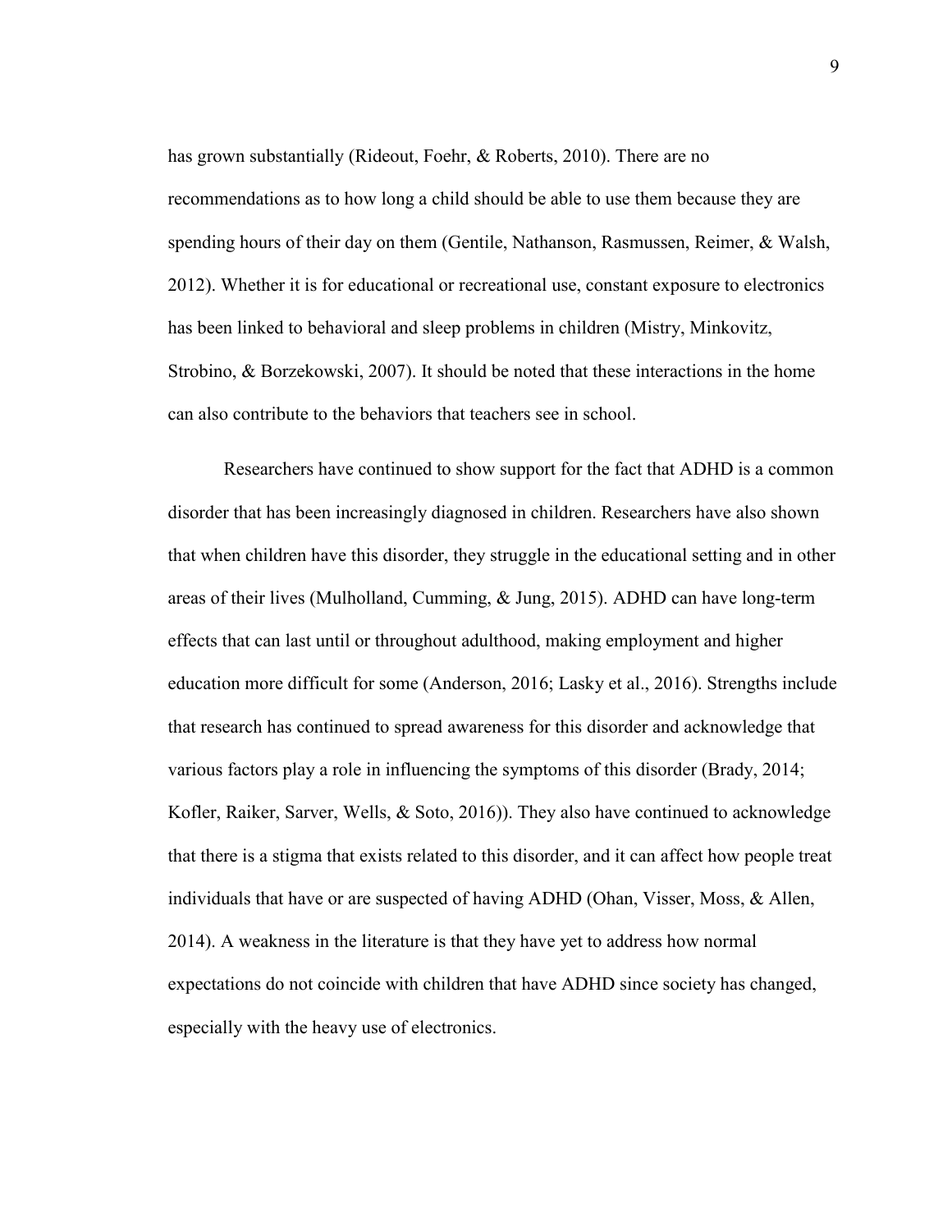has grown substantially (Rideout, Foehr, & Roberts, 2010). There are no recommendations as to how long a child should be able to use them because they are spending hours of their day on them (Gentile, Nathanson, Rasmussen, Reimer, & Walsh, 2012). Whether it is for educational or recreational use, constant exposure to electronics has been linked to behavioral and sleep problems in children (Mistry, Minkovitz, Strobino, & Borzekowski, 2007). It should be noted that these interactions in the home can also contribute to the behaviors that teachers see in school.

Researchers have continued to show support for the fact that ADHD is a common disorder that has been increasingly diagnosed in children. Researchers have also shown that when children have this disorder, they struggle in the educational setting and in other areas of their lives (Mulholland, Cumming, & Jung, 2015). ADHD can have long-term effects that can last until or throughout adulthood, making employment and higher education more difficult for some (Anderson, 2016; Lasky et al., 2016). Strengths include that research has continued to spread awareness for this disorder and acknowledge that various factors play a role in influencing the symptoms of this disorder (Brady, 2014; Kofler, Raiker, Sarver, Wells, & Soto, 2016)). They also have continued to acknowledge that there is a stigma that exists related to this disorder, and it can affect how people treat individuals that have or are suspected of having ADHD (Ohan, Visser, Moss, & Allen, 2014). A weakness in the literature is that they have yet to address how normal expectations do not coincide with children that have ADHD since society has changed, especially with the heavy use of electronics.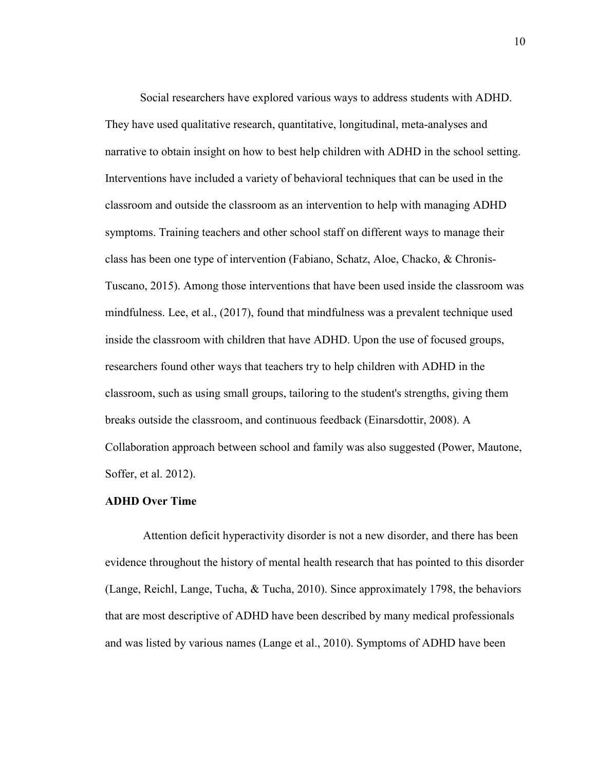Social researchers have explored various ways to address students with ADHD. They have used qualitative research, quantitative, longitudinal, meta-analyses and narrative to obtain insight on how to best help children with ADHD in the school setting. Interventions have included a variety of behavioral techniques that can be used in the classroom and outside the classroom as an intervention to help with managing ADHD symptoms. Training teachers and other school staff on different ways to manage their class has been one type of intervention (Fabiano, Schatz, Aloe, Chacko, & Chronis-Tuscano, 2015). Among those interventions that have been used inside the classroom was mindfulness. Lee, et al., (2017), found that mindfulness was a prevalent technique used inside the classroom with children that have ADHD. Upon the use of focused groups, researchers found other ways that teachers try to help children with ADHD in the classroom, such as using small groups, tailoring to the student's strengths, giving them breaks outside the classroom, and continuous feedback (Einarsdottir, 2008). A Collaboration approach between school and family was also suggested (Power, Mautone, Soffer, et al. 2012).

**ADHD Over Time**

Attention deficit hyperactivity disorder is not a new disorder, and there has been evidence throughout the history of mental health research that has pointed to this disorder (Lange, Reichl, Lange, Tucha, & Tucha, 2010). Since approximately 1798, the behaviors that are most descriptive of ADHD have been described by many medical professionals and was listed by various names (Lange et al., 2010). Symptoms of ADHD have been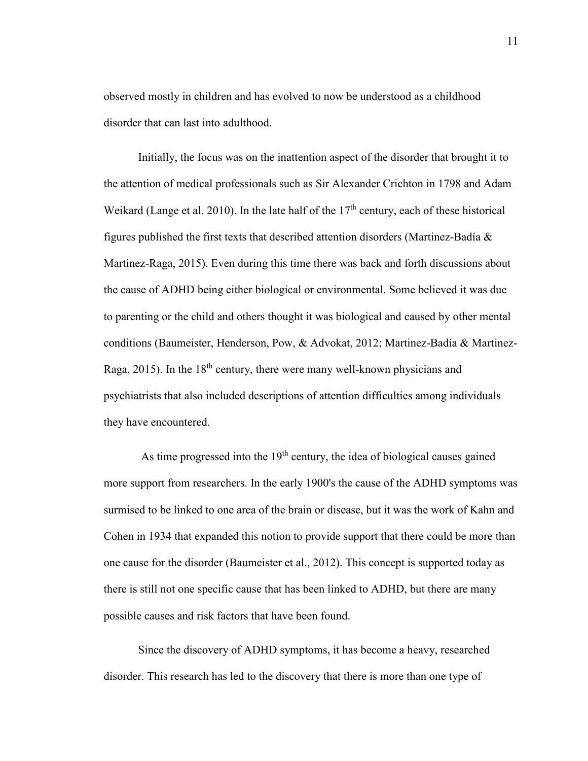observed mostly in children and has evolved to now be understood as a childhood disorder that can last into adulthood.

Initially, the focus was on the inattention aspect of the disorder that brought it to the attention of medical professionals such as Sir Alexander Crichton in 1798 and Adam Weikard (Lange et al. 2010). In the late half of the 17th century, each of these historical figures published the first texts that described attention disorders (Martinez-Badía & Martinez-Raga, 2015). Even during this time there was back and forth discussions about the cause of ADHD being either biological or environmental. Some believed it was due to parenting or the child and others thought it was biological and caused by other mental conditions (Baumeister, Henderson, Pow, & Advokat, 2012; Martinez-Badía & Martinez-Raga, 2015). In the 18th century, there were many well-known physicians and psychiatrists that also included descriptions of attention difficulties among individuals they have encountered.

As time progressed into the 19th century, the idea of biological causes gained more support from researchers. In the early 1900's the cause of the ADHD symptoms was surmised to be linked to one area of the brain or disease, but it was the work of Kahn and Cohen in 1934 that expanded this notion to provide support that there could be more than one cause for the disorder (Baumeister et al., 2012). This concept is supported today as there is still not one specific cause that has been linked to ADHD, but there are many possible causes and risk factors that have been found.

Since the discovery of ADHD symptoms, it has become a heavy, researched disorder. This research has led to the discovery that there is more than one type of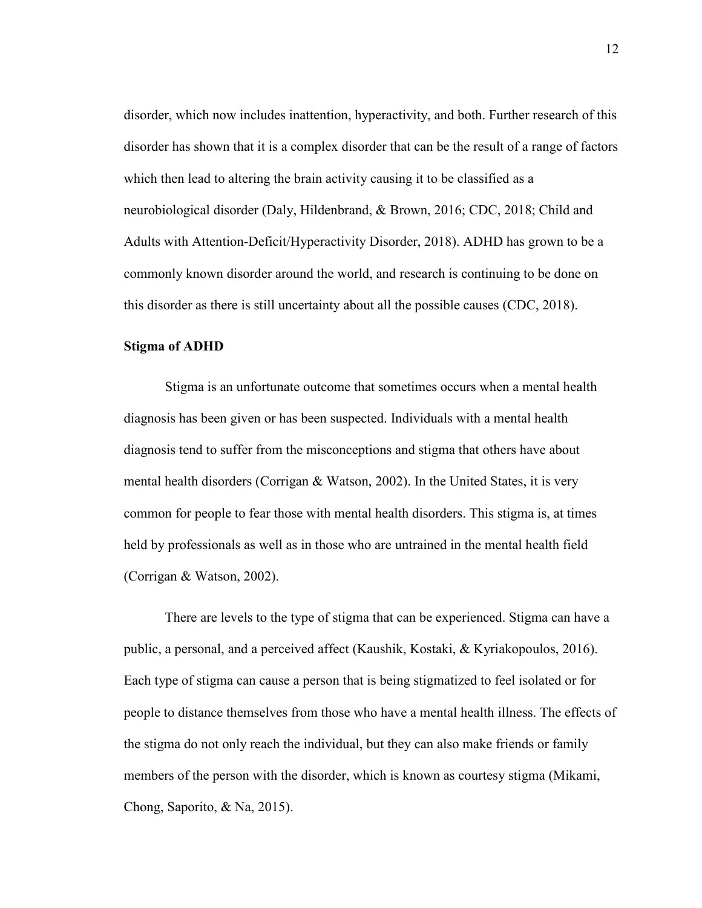disorder, which now includes inattention, hyperactivity, and both. Further research of this disorder has shown that it is a complex disorder that can be the result of a range of factors which then lead to altering the brain activity causing it to be classified as a neurobiological disorder (Daly, Hildenbrand, & Brown, 2016; CDC, 2018; Child and Adults with Attention-Deficit/Hyperactivity Disorder, 2018). ADHD has grown to be a commonly known disorder around the world, and research is continuing to be done on this disorder as there is still uncertainty about all the possible causes (CDC, 2018).

## Stigma of ADHD

Stigma is an unfortunate outcome that sometimes occurs when a mental health diagnosis has been given or has been suspected. Individuals with a mental health diagnosis tend to suffer from the misconceptions and stigma that others have about mental health disorders (Corrigan & Watson, 2002). In the United States, it is very common for people to fear those with mental health disorders. This stigma is, at times held by professionals as well as in those who are untrained in the mental health field (Corrigan & Watson, 2002).

There are levels to the type of stigma that can be experienced. Stigma can have a public, a personal, and a perceived affect (Kaushik, Kostaki, & Kyriakopoulos, 2016). Each type of stigma can cause a person that is being stigmatized to feel isolated or for people to distance themselves from those who have a mental health illness. The effects of the stigma do not only reach the individual, but they can also make friends or family members of the person with the disorder, which is known as courtesy stigma (Mikami, Chong, Saporito, & Na, 2015).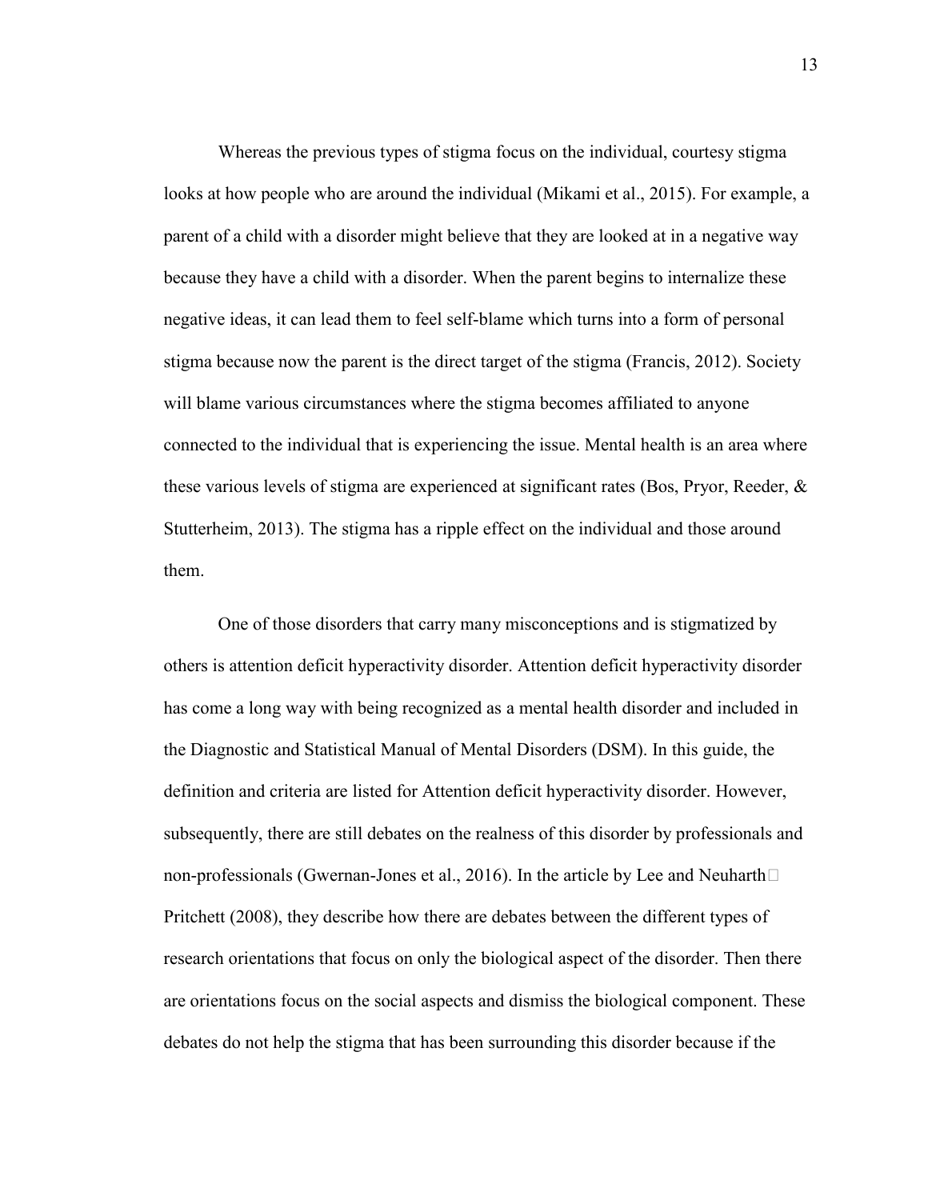Whereas the previous types of stigma focus on the individual, courtesy stigma looks at how people who are around the individual (Mikami et al., 2015). For example, a parent of a child with a disorder might believe that they are looked at in a negative way because they have a child with a disorder. When the parent begins to internalize these negative ideas, it can lead them to feel self-blame which turns into a form of personal stigma because now the parent is the direct target of the stigma (Francis, 2012). Society will blame various circumstances where the stigma becomes affiliated to anyone connected to the individual that is experiencing the issue. Mental health is an area where these various levels of stigma are experienced at significant rates (Bos, Pryor, Reeder, & Stutterheim, 2013). The stigma has a ripple effect on the individual and those around them.

One of those disorders that carry many misconceptions and is stigmatized by others is attention deficit hyperactivity disorder. Attention deficit hyperactivity disorder has come a long way with being recognized as a mental health disorder and included in the Diagnostic and Statistical Manual of Mental Disorders (DSM). In this guide, the definition and criteria are listed for Attention deficit hyperactivity disorder. However, subsequently, there are still debates on the realness of this disorder by professionals and non-professionals (Gwernan-Jones et al., 2016). In the article by Lee and Neuharth□Pritchett (2008), they describe how there are debates between the different types of research orientations that focus on only the biological aspect of the disorder. Then there are orientations focus on the social aspects and dismiss the biological component. These debates do not help the stigma that has been surrounding this disorder because if the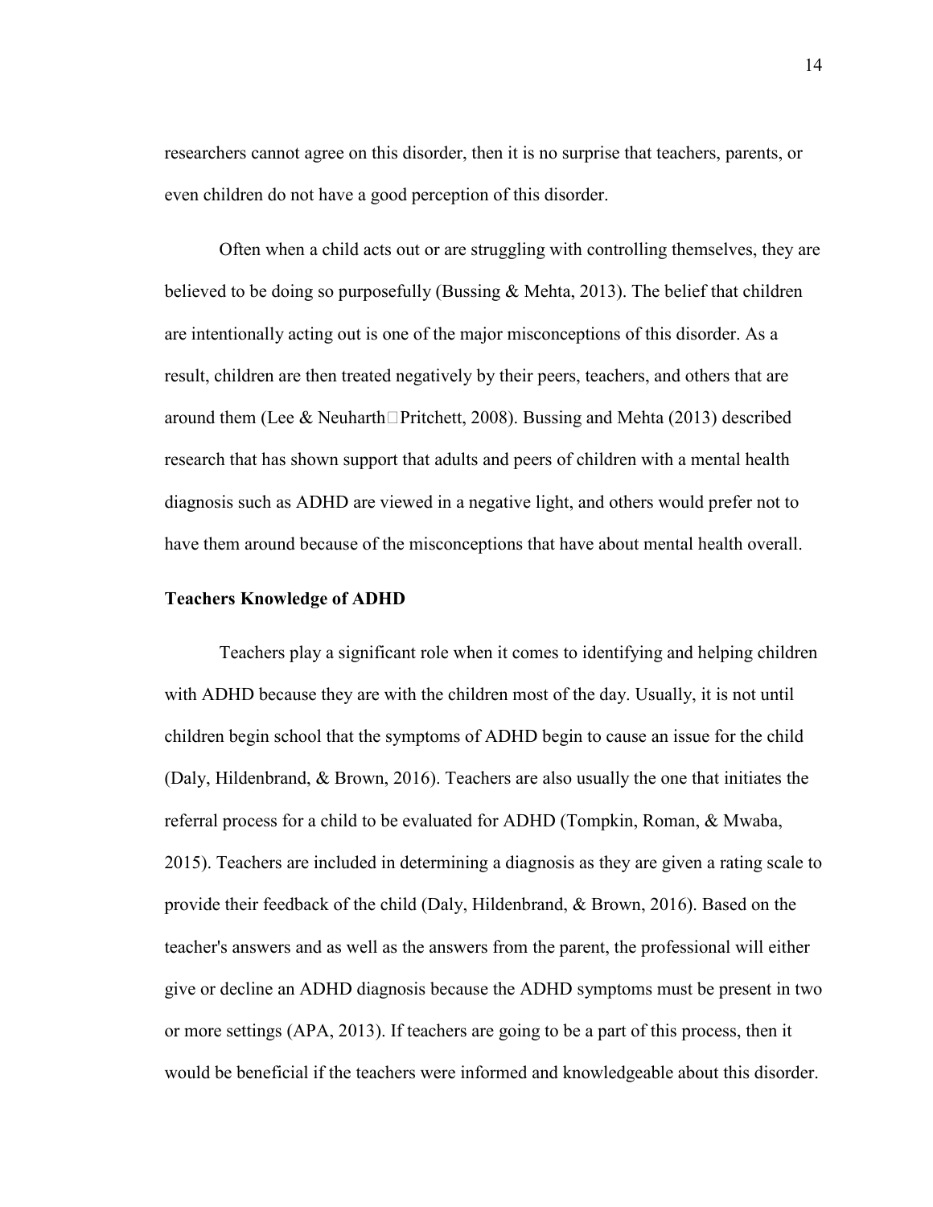researchers cannot agree on this disorder, then it is no surprise that teachers, parents, or even children do not have a good perception of this disorder.

Often when a child acts out or are struggling with controlling themselves, they are believed to be doing so purposefully (Bussing & Mehta, 2013). The belief that children are intentionally acting out is one of the major misconceptions of this disorder. As a result, children are then treated negatively by their peers, teachers, and others that are around them (Lee & Neuharth□Pritchett, 2008). Bussing and Mehta (2013) described research that has shown support that adults and peers of children with a mental health diagnosis such as ADHD are viewed in a negative light, and others would prefer not to have them around because of the misconceptions that have about mental health overall.

**Teachers Knowledge of ADHD**

Teachers play a significant role when it comes to identifying and helping children with ADHD because they are with the children most of the day. Usually, it is not until children begin school that the symptoms of ADHD begin to cause an issue for the child (Daly, Hildenbrand, & Brown, 2016). Teachers are also usually the one that initiates the referral process for a child to be evaluated for ADHD (Tompkin, Roman, & Mwaba, 2015). Teachers are included in determining a diagnosis as they are given a rating scale to provide their feedback of the child (Daly, Hildenbrand, & Brown, 2016). Based on the teacher's answers and as well as the answers from the parent, the professional will either give or decline an ADHD diagnosis because the ADHD symptoms must be present in two or more settings (APA, 2013). If teachers are going to be a part of this process, then it would be beneficial if the teachers were informed and knowledgeable about this disorder.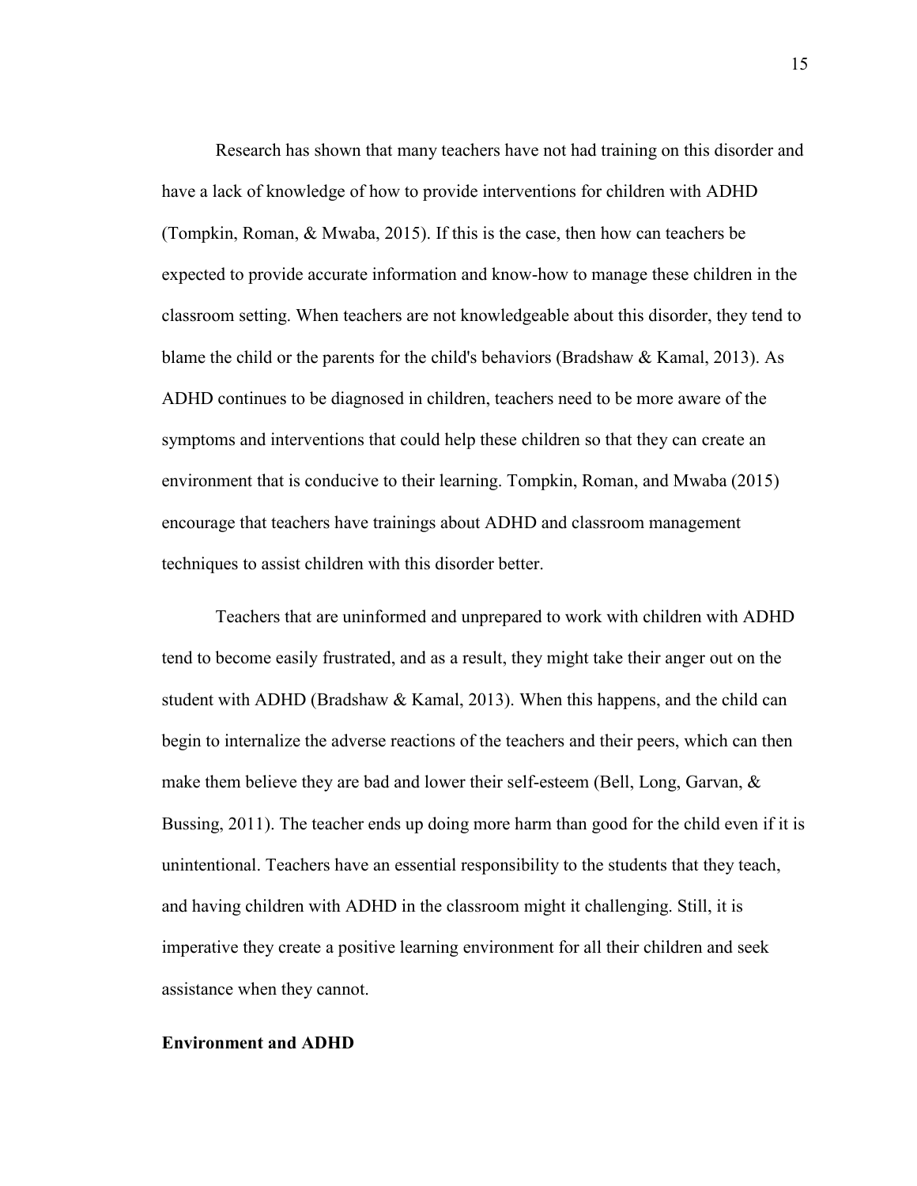Research has shown that many teachers have not had training on this disorder and have a lack of knowledge of how to provide interventions for children with ADHD (Tompkin, Roman, & Mwaba, 2015). If this is the case, then how can teachers be expected to provide accurate information and know-how to manage these children in the classroom setting. When teachers are not knowledgeable about this disorder, they tend to blame the child or the parents for the child's behaviors (Bradshaw & Kamal, 2013). As ADHD continues to be diagnosed in children, teachers need to be more aware of the symptoms and interventions that could help these children so that they can create an environment that is conducive to their learning. Tompkin, Roman, and Mwaba (2015) encourage that teachers have trainings about ADHD and classroom management techniques to assist children with this disorder better.

Teachers that are uninformed and unprepared to work with children with ADHD tend to become easily frustrated, and as a result, they might take their anger out on the student with ADHD (Bradshaw & Kamal, 2013). When this happens, and the child can begin to internalize the adverse reactions of the teachers and their peers, which can then make them believe they are bad and lower their self-esteem (Bell, Long, Garvan, & Bussing, 2011). The teacher ends up doing more harm than good for the child even if it is unintentional. Teachers have an essential responsibility to the students that they teach, and having children with ADHD in the classroom might it challenging. Still, it is imperative they create a positive learning environment for all their children and seek assistance when they cannot.

**Environment and ADHD**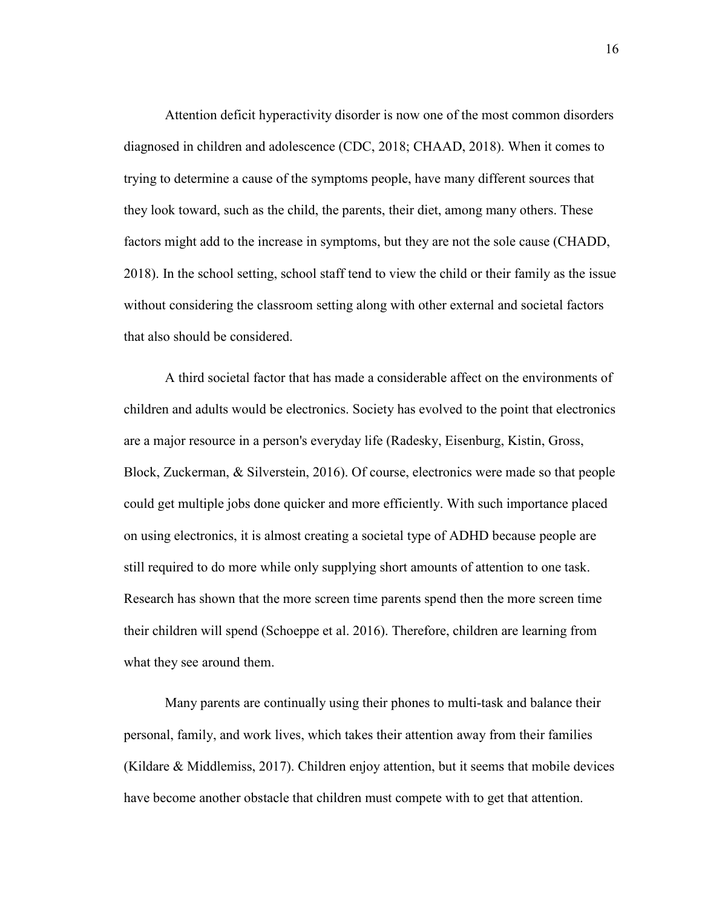Attention deficit hyperactivity disorder is now one of the most common disorders diagnosed in children and adolescence (CDC, 2018; CHAAD, 2018). When it comes to trying to determine a cause of the symptoms people, have many different sources that they look toward, such as the child, the parents, their diet, among many others. These factors might add to the increase in symptoms, but they are not the sole cause (CHADD, 2018). In the school setting, school staff tend to view the child or their family as the issue without considering the classroom setting along with other external and societal factors that also should be considered.

A third societal factor that has made a considerable affect on the environments of children and adults would be electronics. Society has evolved to the point that electronics are a major resource in a person's everyday life (Radesky, Eisenburg, Kistin, Gross, Block, Zuckerman, & Silverstein, 2016). Of course, electronics were made so that people could get multiple jobs done quicker and more efficiently. With such importance placed on using electronics, it is almost creating a societal type of ADHD because people are still required to do more while only supplying short amounts of attention to one task. Research has shown that the more screen time parents spend then the more screen time their children will spend (Schoeppe et al. 2016). Therefore, children are learning from what they see around them.

Many parents are continually using their phones to multi-task and balance their personal, family, and work lives, which takes their attention away from their families (Kildare & Middlemiss, 2017). Children enjoy attention, but it seems that mobile devices have become another obstacle that children must compete with to get that attention.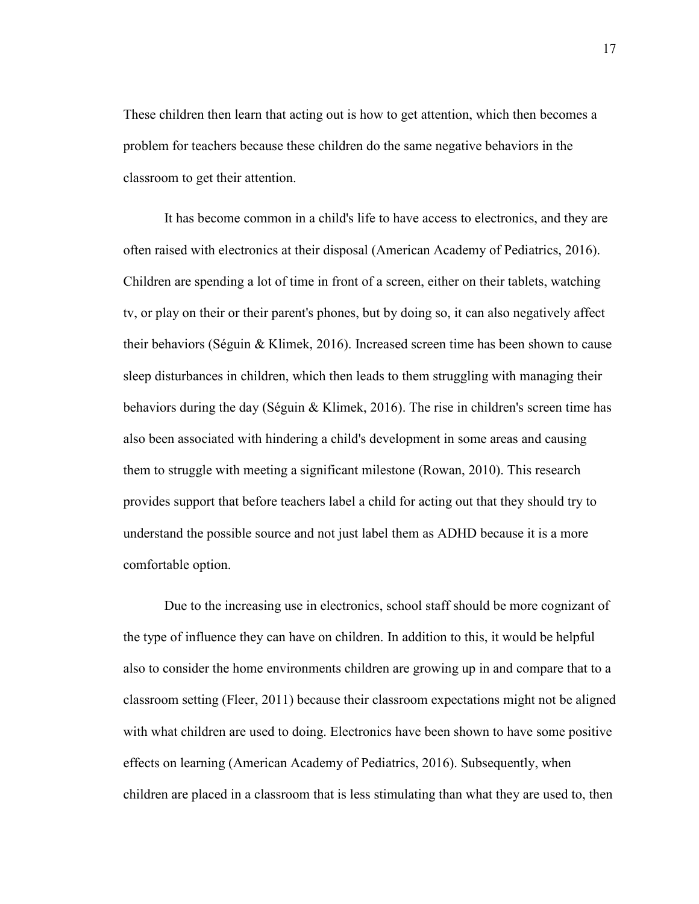These children then learn that acting out is how to get attention, which then becomes a problem for teachers because these children do the same negative behaviors in the classroom to get their attention.

It has become common in a child's life to have access to electronics, and they are often raised with electronics at their disposal (American Academy of Pediatrics, 2016). Children are spending a lot of time in front of a screen, either on their tablets, watching tv, or play on their or their parent's phones, but by doing so, it can also negatively affect their behaviors (Séguin & Klimek, 2016). Increased screen time has been shown to cause sleep disturbances in children, which then leads to them struggling with managing their behaviors during the day (Séguin & Klimek, 2016). The rise in children's screen time has also been associated with hindering a child's development in some areas and causing them to struggle with meeting a significant milestone (Rowan, 2010). This research provides support that before teachers label a child for acting out that they should try to understand the possible source and not just label them as ADHD because it is a more comfortable option.

Due to the increasing use in electronics, school staff should be more cognizant of the type of influence they can have on children. In addition to this, it would be helpful also to consider the home environments children are growing up in and compare that to a classroom setting (Fleer, 2011) because their classroom expectations might not be aligned with what children are used to doing. Electronics have been shown to have some positive effects on learning (American Academy of Pediatrics, 2016). Subsequently, when children are placed in a classroom that is less stimulating than what they are used to, then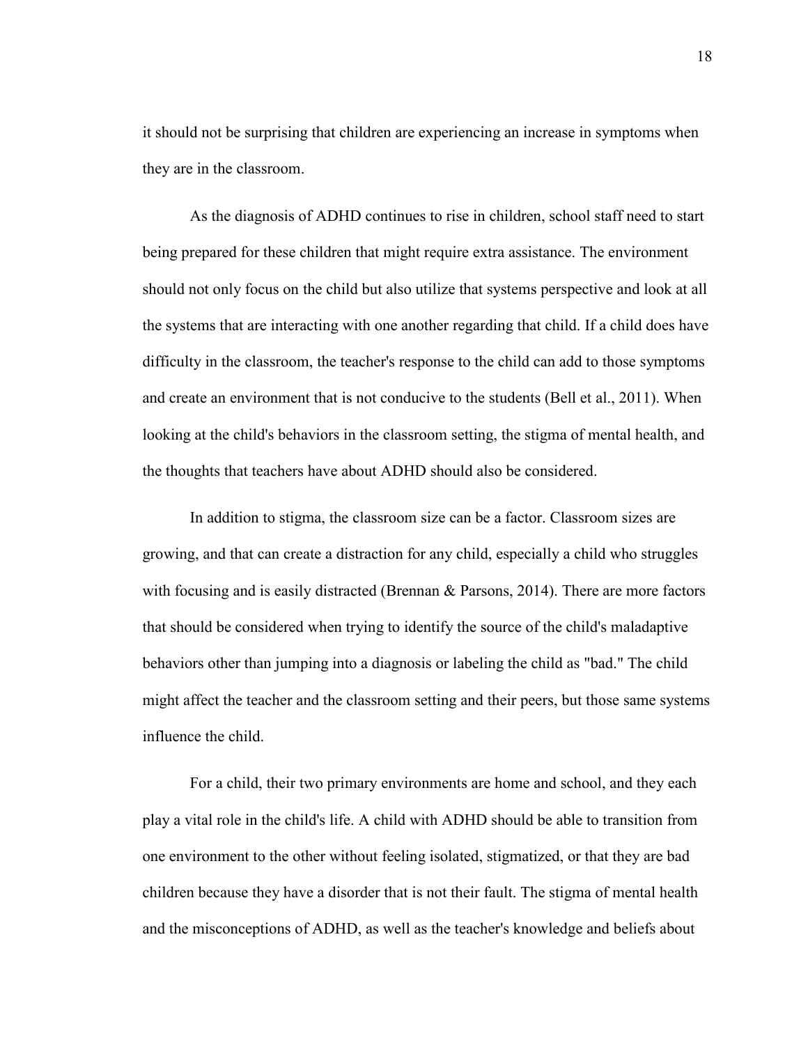it should not be surprising that children are experiencing an increase in symptoms when they are in the classroom.

As the diagnosis of ADHD continues to rise in children, school staff need to start being prepared for these children that might require extra assistance. The environment should not only focus on the child but also utilize that systems perspective and look at all the systems that are interacting with one another regarding that child. If a child does have difficulty in the classroom, the teacher's response to the child can add to those symptoms and create an environment that is not conducive to the students (Bell et al., 2011). When looking at the child's behaviors in the classroom setting, the stigma of mental health, and the thoughts that teachers have about ADHD should also be considered.

In addition to stigma, the classroom size can be a factor. Classroom sizes are growing, and that can create a distraction for any child, especially a child who struggles with focusing and is easily distracted (Brennan & Parsons, 2014). There are more factors that should be considered when trying to identify the source of the child's maladaptive behaviors other than jumping into a diagnosis or labeling the child as "bad." The child might affect the teacher and the classroom setting and their peers, but those same systems influence the child.

For a child, their two primary environments are home and school, and they each play a vital role in the child's life. A child with ADHD should be able to transition from one environment to the other without feeling isolated, stigmatized, or that they are bad children because they have a disorder that is not their fault. The stigma of mental health and the misconceptions of ADHD, as well as the teacher's knowledge and beliefs about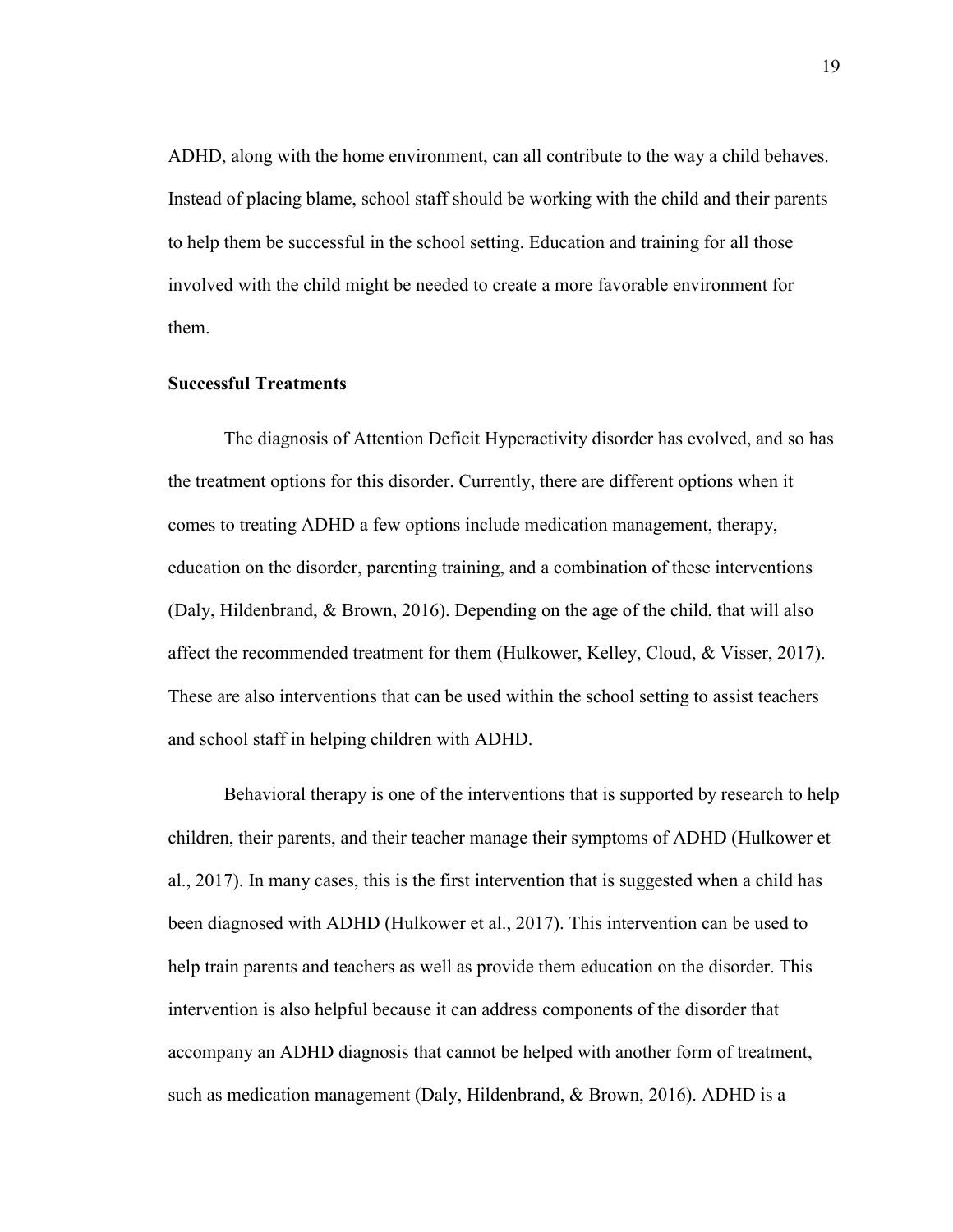ADHD, along with the home environment, can all contribute to the way a child behaves. Instead of placing blame, school staff should be working with the child and their parents to help them be successful in the school setting. Education and training for all those involved with the child might be needed to create a more favorable environment for them.

**Successful Treatments**

The diagnosis of Attention Deficit Hyperactivity disorder has evolved, and so has the treatment options for this disorder. Currently, there are different options when it comes to treating ADHD a few options include medication management, therapy, education on the disorder, parenting training, and a combination of these interventions (Daly, Hildenbrand, & Brown, 2016). Depending on the age of the child, that will also affect the recommended treatment for them (Hulkower, Kelley, Cloud, & Visser, 2017). These are also interventions that can be used within the school setting to assist teachers and school staff in helping children with ADHD.

Behavioral therapy is one of the interventions that is supported by research to help children, their parents, and their teacher manage their symptoms of ADHD (Hulkower et al., 2017). In many cases, this is the first intervention that is suggested when a child has been diagnosed with ADHD (Hulkower et al., 2017). This intervention can be used to help train parents and teachers as well as provide them education on the disorder. This intervention is also helpful because it can address components of the disorder that accompany an ADHD diagnosis that cannot be helped with another form of treatment, such as medication management (Daly, Hildenbrand, & Brown, 2016). ADHD is a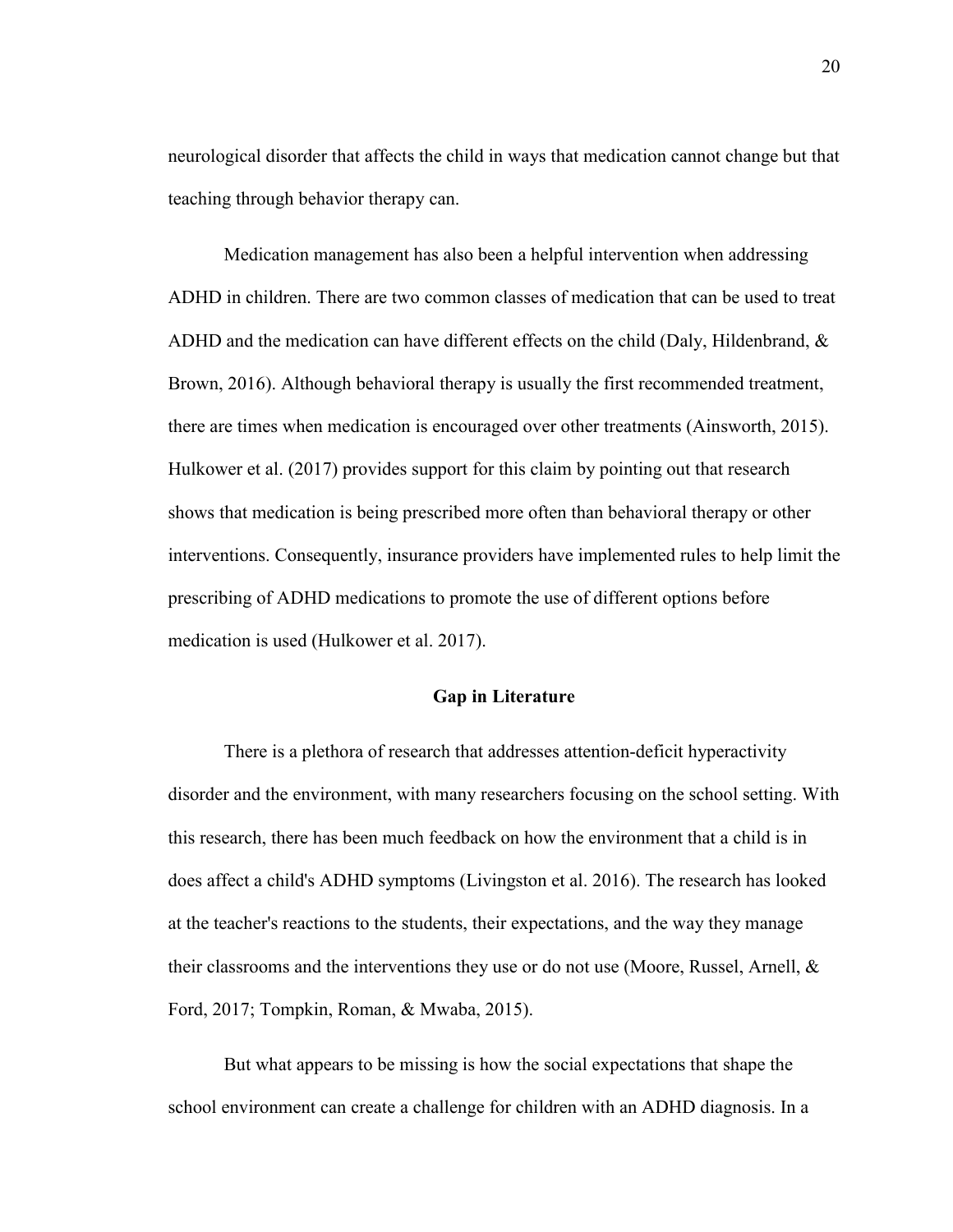neurological disorder that affects the child in ways that medication cannot change but that teaching through behavior therapy can.

Medication management has also been a helpful intervention when addressing ADHD in children. There are two common classes of medication that can be used to treat ADHD and the medication can have different effects on the child (Daly, Hildenbrand, & Brown, 2016). Although behavioral therapy is usually the first recommended treatment, there are times when medication is encouraged over other treatments (Ainsworth, 2015). Hulkower et al. (2017) provides support for this claim by pointing out that research shows that medication is being prescribed more often than behavioral therapy or other interventions. Consequently, insurance providers have implemented rules to help limit the prescribing of ADHD medications to promote the use of different options before medication is used (Hulkower et al. 2017).

## Gap in Literature

There is a plethora of research that addresses attention-deficit hyperactivity disorder and the environment, with many researchers focusing on the school setting. With this research, there has been much feedback on how the environment that a child is in does affect a child's ADHD symptoms (Livingston et al. 2016). The research has looked at the teacher's reactions to the students, their expectations, and the way they manage their classrooms and the interventions they use or do not use (Moore, Russel, Arnell, & Ford, 2017; Tompkin, Roman, & Mwaba, 2015).

But what appears to be missing is how the social expectations that shape the school environment can create a challenge for children with an ADHD diagnosis. In a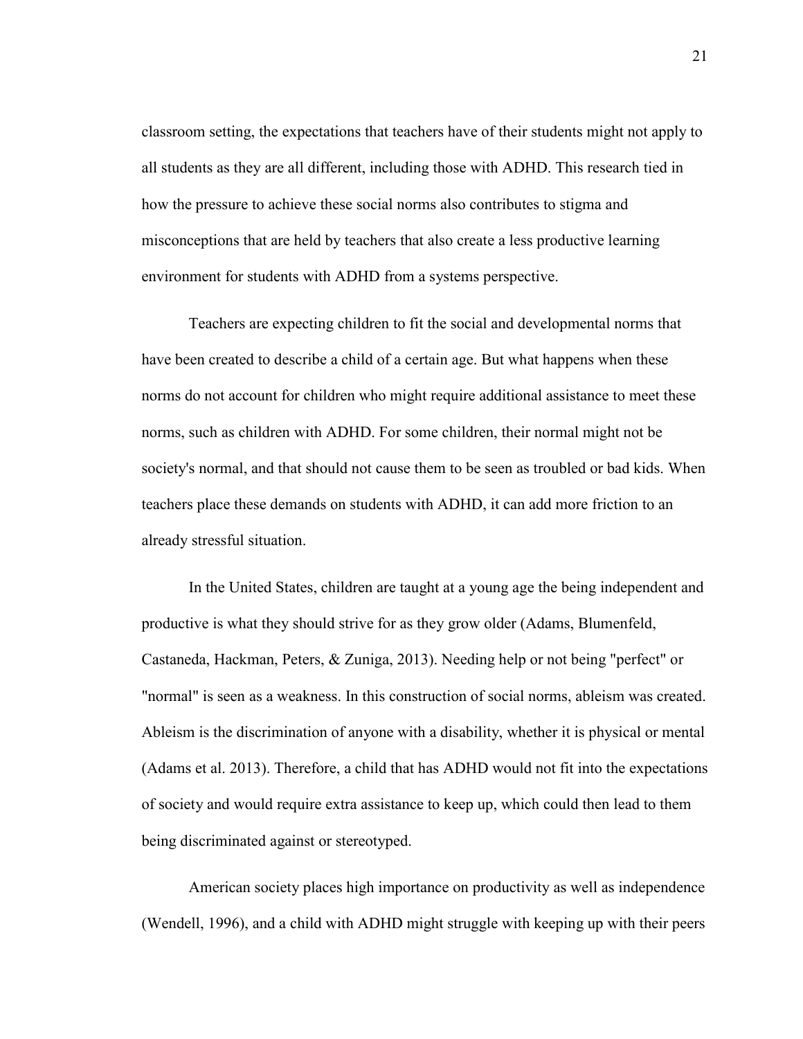classroom setting, the expectations that teachers have of their students might not apply to all students as they are all different, including those with ADHD. This research tied in how the pressure to achieve these social norms also contributes to stigma and misconceptions that are held by teachers that also create a less productive learning environment for students with ADHD from a systems perspective.

Teachers are expecting children to fit the social and developmental norms that have been created to describe a child of a certain age. But what happens when these norms do not account for children who might require additional assistance to meet these norms, such as children with ADHD. For some children, their normal might not be society's normal, and that should not cause them to be seen as troubled or bad kids. When teachers place these demands on students with ADHD, it can add more friction to an already stressful situation.

In the United States, children are taught at a young age the being independent and productive is what they should strive for as they grow older (Adams, Blumenfeld, Castaneda, Hackman, Peters, & Zuniga, 2013). Needing help or not being "perfect" or "normal" is seen as a weakness. In this construction of social norms, ableism was created. Ableism is the discrimination of anyone with a disability, whether it is physical or mental (Adams et al. 2013). Therefore, a child that has ADHD would not fit into the expectations of society and would require extra assistance to keep up, which could then lead to them being discriminated against or stereotyped.

American society places high importance on productivity as well as independence (Wendell, 1996), and a child with ADHD might struggle with keeping up with their peers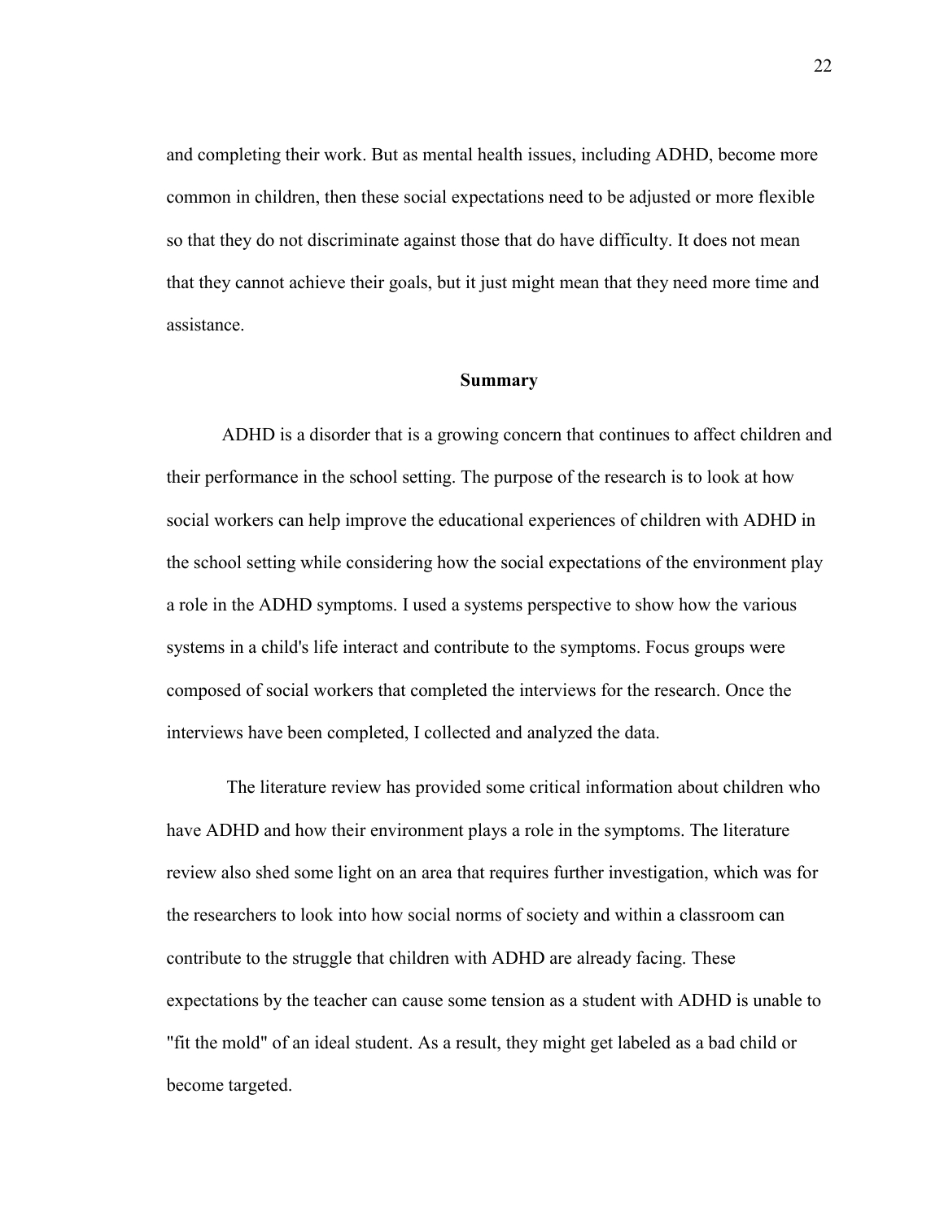and completing their work. But as mental health issues, including ADHD, become more common in children, then these social expectations need to be adjusted or more flexible so that they do not discriminate against those that do have difficulty. It does not mean that they cannot achieve their goals, but it just might mean that they need more time and assistance.

## Summary

ADHD is a disorder that is a growing concern that continues to affect children and their performance in the school setting. The purpose of the research is to look at how social workers can help improve the educational experiences of children with ADHD in the school setting while considering how the social expectations of the environment play a role in the ADHD symptoms. I used a systems perspective to show how the various systems in a child's life interact and contribute to the symptoms. Focus groups were composed of social workers that completed the interviews for the research. Once the interviews have been completed, I collected and analyzed the data.

The literature review has provided some critical information about children who have ADHD and how their environment plays a role in the symptoms. The literature review also shed some light on an area that requires further investigation, which was for the researchers to look into how social norms of society and within a classroom can contribute to the struggle that children with ADHD are already facing. These expectations by the teacher can cause some tension as a student with ADHD is unable to "fit the mold" of an ideal student. As a result, they might get labeled as a bad child or become targeted.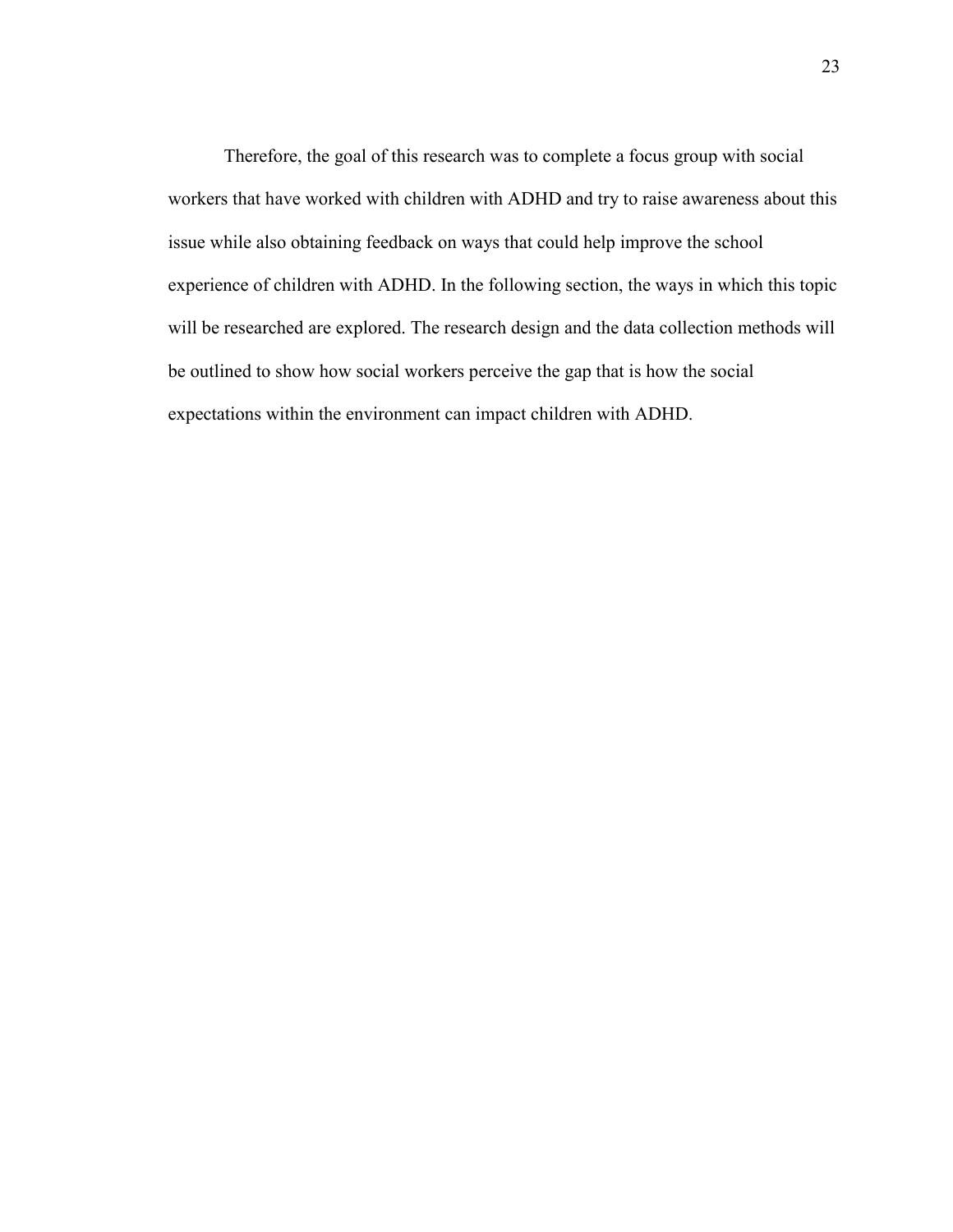Therefore, the goal of this research was to complete a focus group with social workers that have worked with children with ADHD and try to raise awareness about this issue while also obtaining feedback on ways that could help improve the school experience of children with ADHD. In the following section, the ways in which this topic will be researched are explored. The research design and the data collection methods will be outlined to show how social workers perceive the gap that is how the social expectations within the environment can impact children with ADHD.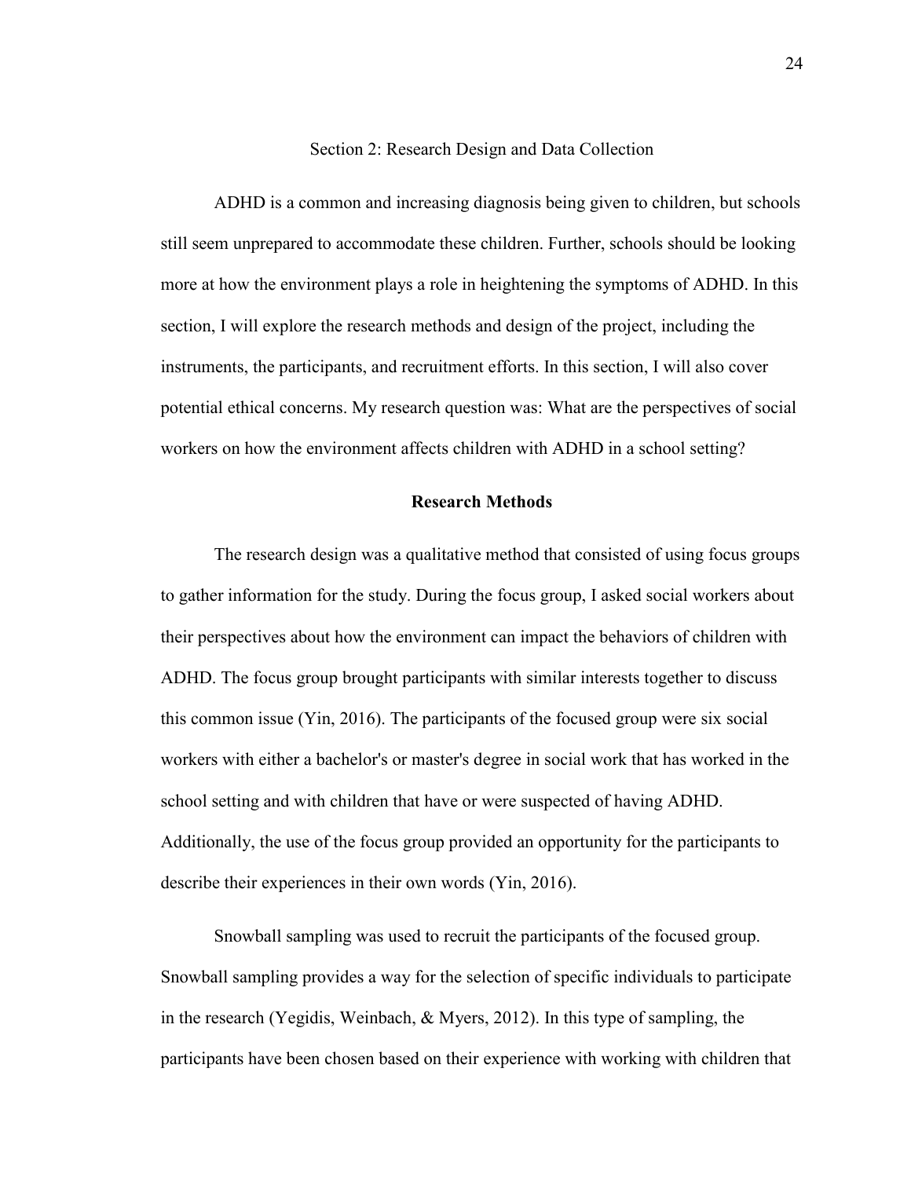## Section 2: Research Design and Data Collection

ADHD is a common and increasing diagnosis being given to children, but schools still seem unprepared to accommodate these children. Further, schools should be looking more at how the environment plays a role in heightening the symptoms of ADHD. In this section, I will explore the research methods and design of the project, including the instruments, the participants, and recruitment efforts. In this section, I will also cover potential ethical concerns. My research question was: What are the perspectives of social workers on how the environment affects children with ADHD in a school setting?

### Research Methods

The research design was a qualitative method that consisted of using focus groups to gather information for the study. During the focus group, I asked social workers about their perspectives about how the environment can impact the behaviors of children with ADHD. The focus group brought participants with similar interests together to discuss this common issue (Yin, 2016). The participants of the focused group were six social workers with either a bachelor's or master's degree in social work that has worked in the school setting and with children that have or were suspected of having ADHD. Additionally, the use of the focus group provided an opportunity for the participants to describe their experiences in their own words (Yin, 2016).

Snowball sampling was used to recruit the participants of the focused group. Snowball sampling provides a way for the selection of specific individuals to participate in the research (Yegidis, Weinbach, & Myers, 2012). In this type of sampling, the participants have been chosen based on their experience with working with children that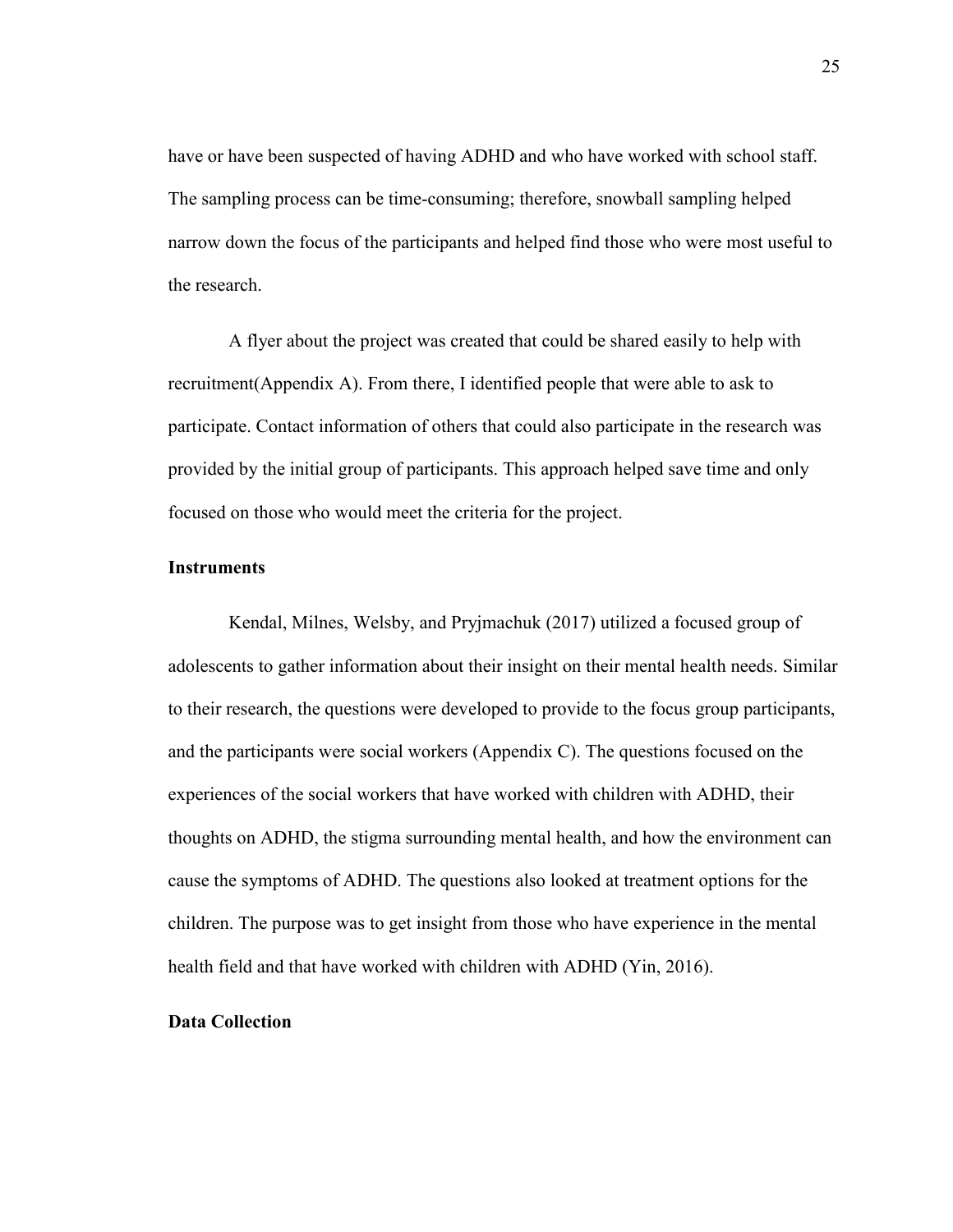have or have been suspected of having ADHD and who have worked with school staff. The sampling process can be time-consuming; therefore, snowball sampling helped narrow down the focus of the participants and helped find those who were most useful to the research.

A flyer about the project was created that could be shared easily to help with recruitment(Appendix A). From there, I identified people that were able to ask to participate. Contact information of others that could also participate in the research was provided by the initial group of participants. This approach helped save time and only focused on those who would meet the criteria for the project.

**Instruments**

Kendal, Milnes, Welsby, and Pryjmachuk (2017) utilized a focused group of adolescents to gather information about their insight on their mental health needs. Similar to their research, the questions were developed to provide to the focus group participants, and the participants were social workers (Appendix C). The questions focused on the experiences of the social workers that have worked with children with ADHD, their thoughts on ADHD, the stigma surrounding mental health, and how the environment can cause the symptoms of ADHD. The questions also looked at treatment options for the children. The purpose was to get insight from those who have experience in the mental health field and that have worked with children with ADHD (Yin, 2016).

**Data Collection**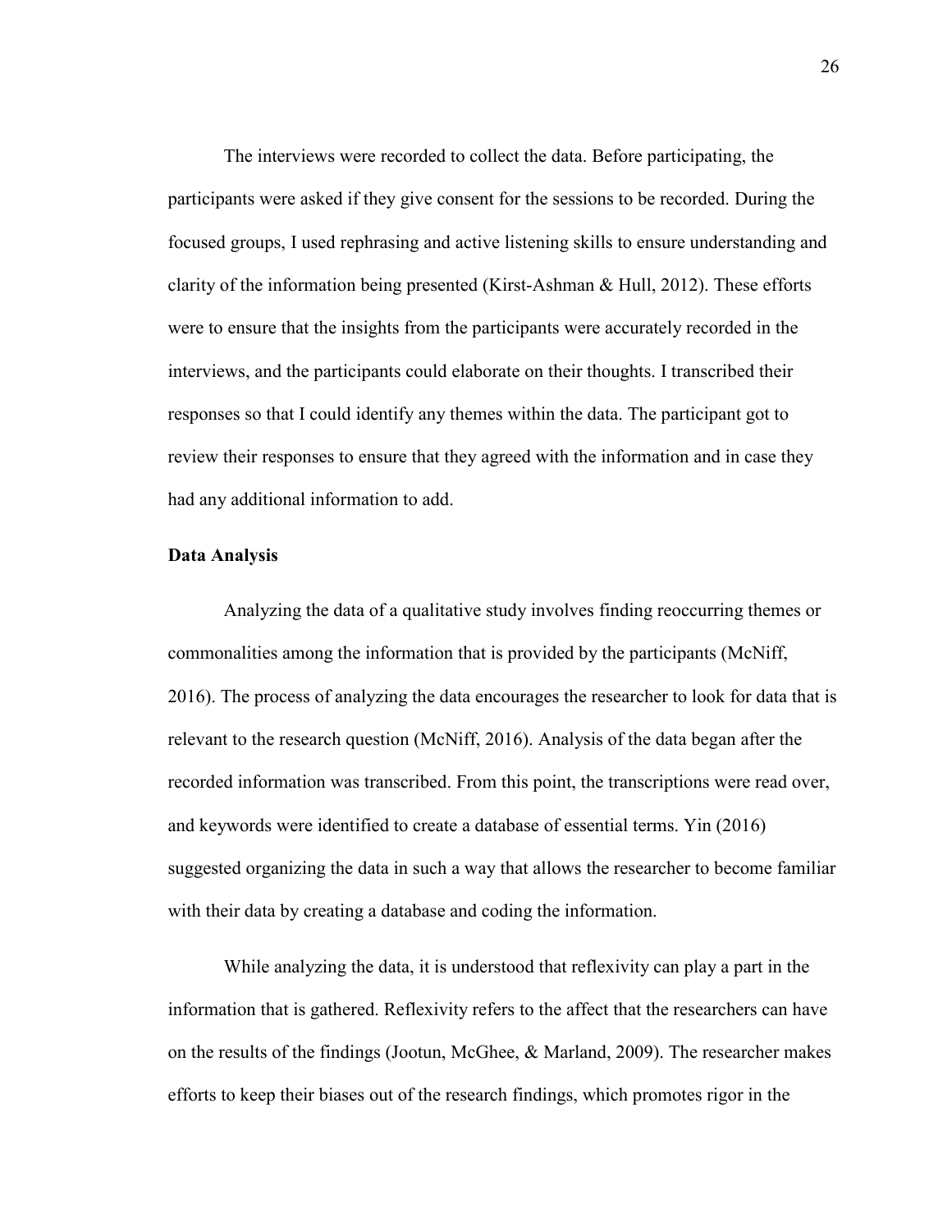The interviews were recorded to collect the data. Before participating, the participants were asked if they give consent for the sessions to be recorded. During the focused groups, I used rephrasing and active listening skills to ensure understanding and clarity of the information being presented (Kirst-Ashman & Hull, 2012). These efforts were to ensure that the insights from the participants were accurately recorded in the interviews, and the participants could elaborate on their thoughts. I transcribed their responses so that I could identify any themes within the data. The participant got to review their responses to ensure that they agreed with the information and in case they had any additional information to add.

**Data Analysis**

Analyzing the data of a qualitative study involves finding reoccurring themes or commonalities among the information that is provided by the participants (McNiff, 2016). The process of analyzing the data encourages the researcher to look for data that is relevant to the research question (McNiff, 2016). Analysis of the data began after the recorded information was transcribed. From this point, the transcriptions were read over, and keywords were identified to create a database of essential terms. Yin (2016) suggested organizing the data in such a way that allows the researcher to become familiar with their data by creating a database and coding the information.

While analyzing the data, it is understood that reflexivity can play a part in the information that is gathered. Reflexivity refers to the affect that the researchers can have on the results of the findings (Jootun, McGhee, & Marland, 2009). The researcher makes efforts to keep their biases out of the research findings, which promotes rigor in the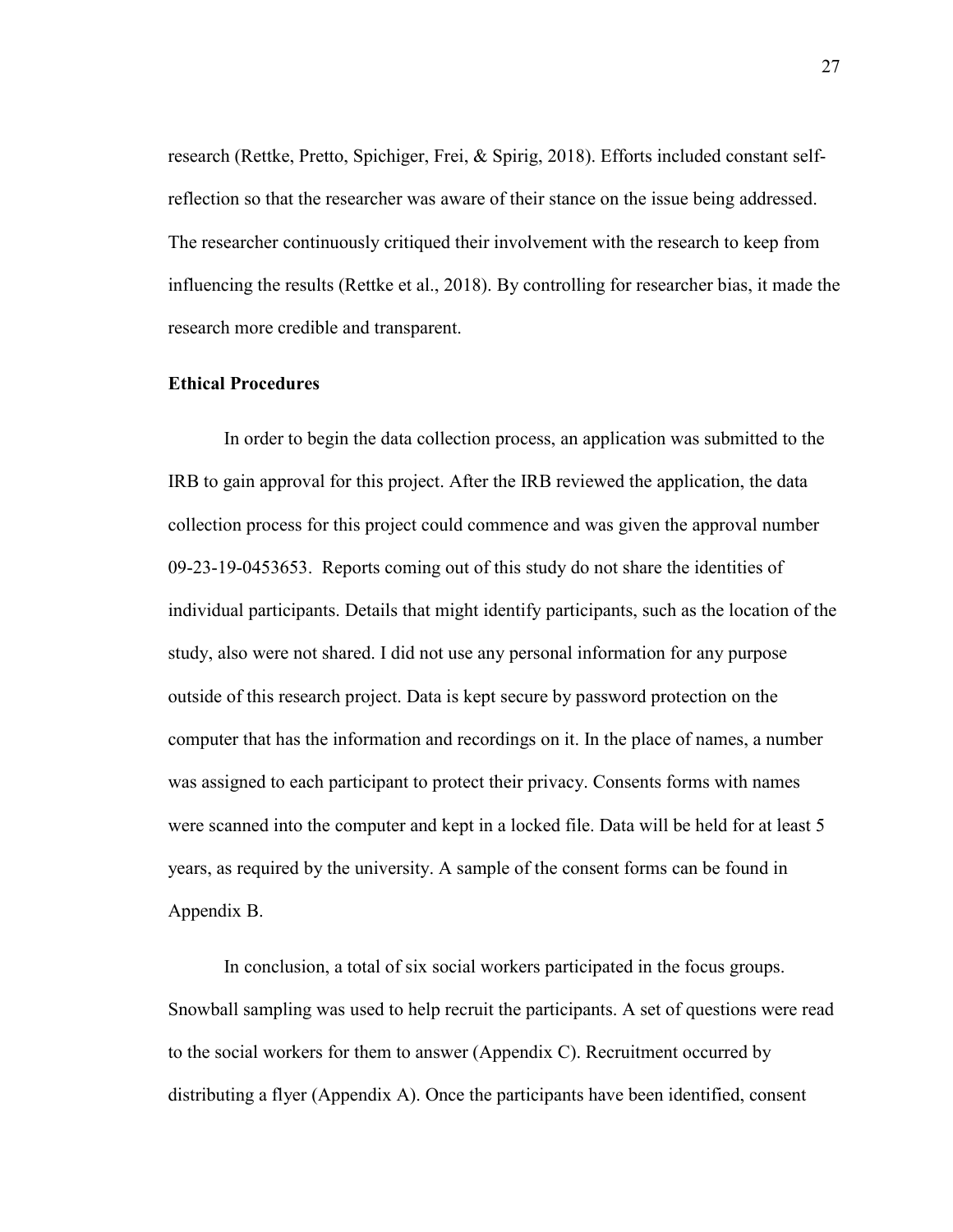research (Rettke, Pretto, Spichiger, Frei, & Spirig, 2018). Efforts included constant self-reflection so that the researcher was aware of their stance on the issue being addressed. The researcher continuously critiqued their involvement with the research to keep from influencing the results (Rettke et al., 2018). By controlling for researcher bias, it made the research more credible and transparent.

**Ethical Procedures**

In order to begin the data collection process, an application was submitted to the IRB to gain approval for this project. After the IRB reviewed the application, the data collection process for this project could commence and was given the approval number 09-23-19-0453653. Reports coming out of this study do not share the identities of individual participants. Details that might identify participants, such as the location of the study, also were not shared. I did not use any personal information for any purpose outside of this research project. Data is kept secure by password protection on the computer that has the information and recordings on it. In the place of names, a number was assigned to each participant to protect their privacy. Consents forms with names were scanned into the computer and kept in a locked file. Data will be held for at least 5 years, as required by the university. A sample of the consent forms can be found in Appendix B.

In conclusion, a total of six social workers participated in the focus groups. Snowball sampling was used to help recruit the participants. A set of questions were read to the social workers for them to answer (Appendix C). Recruitment occurred by distributing a flyer (Appendix A). Once the participants have been identified, consent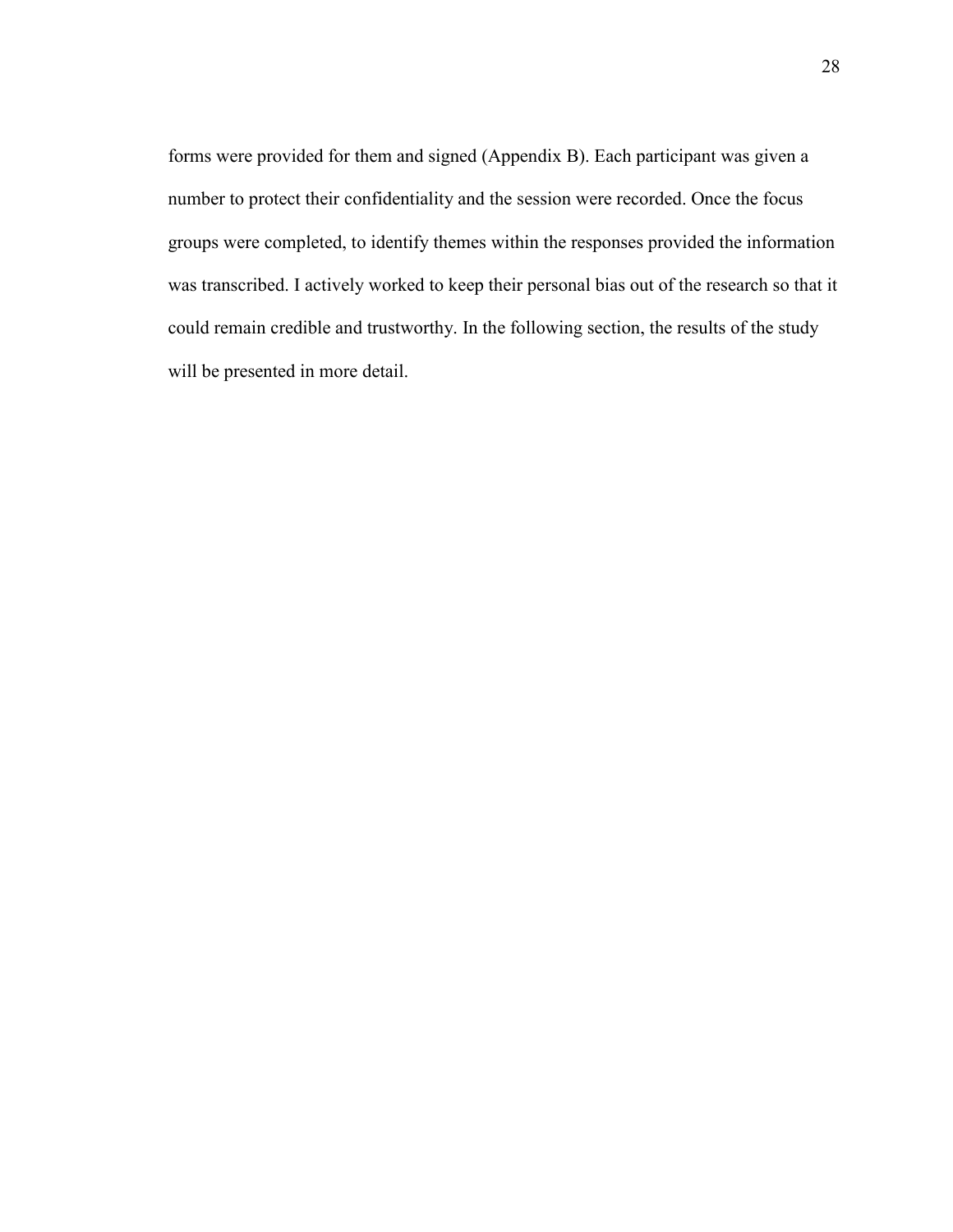forms were provided for them and signed (Appendix B). Each participant was given a number to protect their confidentiality and the session were recorded. Once the focus groups were completed, to identify themes within the responses provided the information was transcribed. I actively worked to keep their personal bias out of the research so that it could remain credible and trustworthy. In the following section, the results of the study will be presented in more detail.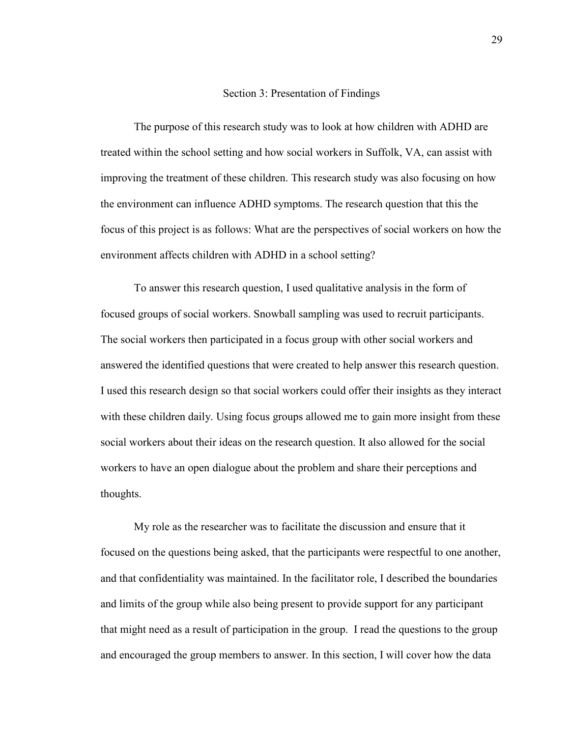# Section 3: Presentation of Findings

The purpose of this research study was to look at how children with ADHD are treated within the school setting and how social workers in Suffolk, VA, can assist with improving the treatment of these children. This research study was also focusing on how the environment can influence ADHD symptoms. The research question that this the focus of this project is as follows: What are the perspectives of social workers on how the environment affects children with ADHD in a school setting?

To answer this research question, I used qualitative analysis in the form of focused groups of social workers. Snowball sampling was used to recruit participants. The social workers then participated in a focus group with other social workers and answered the identified questions that were created to help answer this research question. I used this research design so that social workers could offer their insights as they interact with these children daily. Using focus groups allowed me to gain more insight from these social workers about their ideas on the research question. It also allowed for the social workers to have an open dialogue about the problem and share their perceptions and thoughts.

My role as the researcher was to facilitate the discussion and ensure that it focused on the questions being asked, that the participants were respectful to one another, and that confidentiality was maintained. In the facilitator role, I described the boundaries and limits of the group while also being present to provide support for any participant that might need as a result of participation in the group. I read the questions to the group and encouraged the group members to answer. In this section, I will cover how the data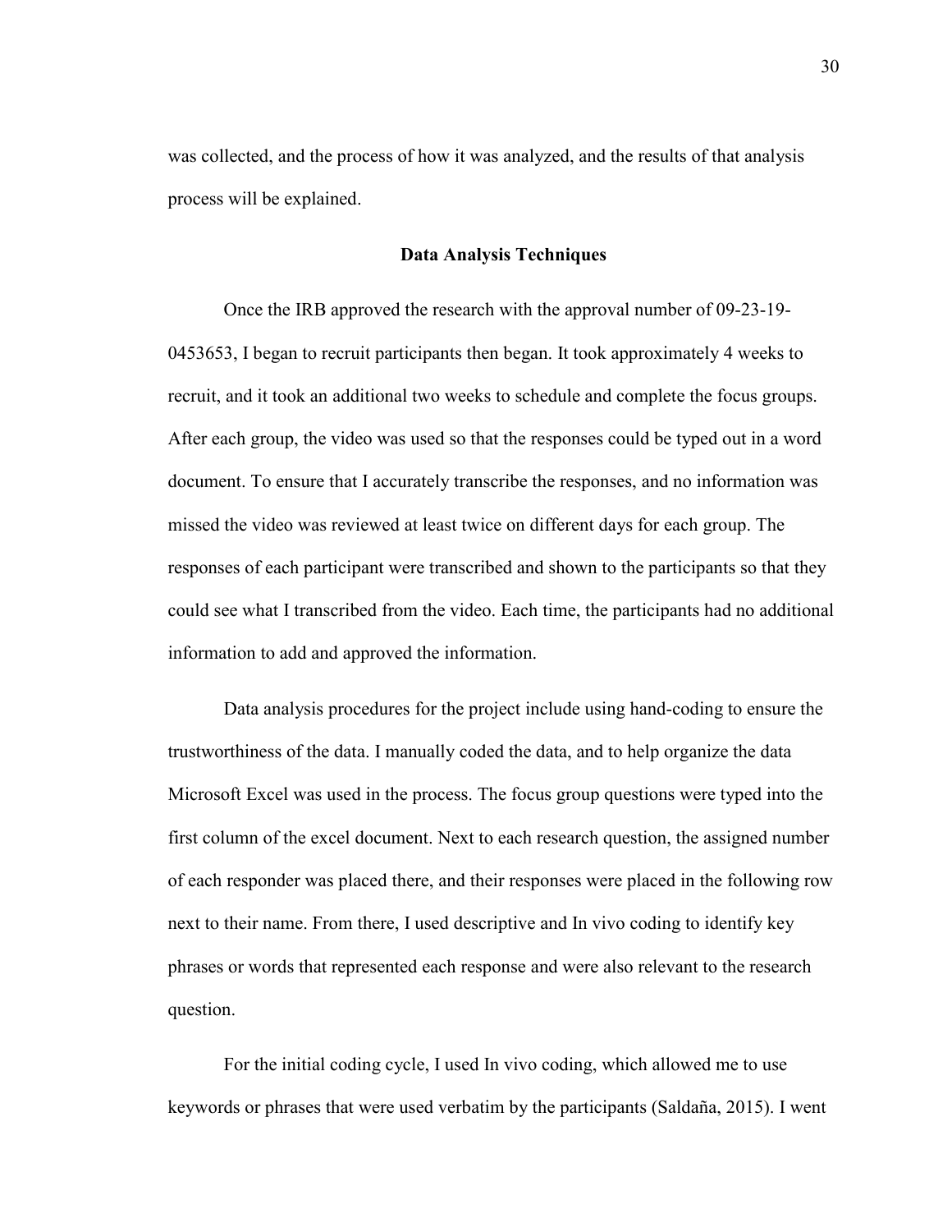was collected, and the process of how it was analyzed, and the results of that analysis process will be explained.

## Data Analysis Techniques

Once the IRB approved the research with the approval number of 09-23-19-0453653, I began to recruit participants then began. It took approximately 4 weeks to recruit, and it took an additional two weeks to schedule and complete the focus groups. After each group, the video was used so that the responses could be typed out in a word document. To ensure that I accurately transcribe the responses, and no information was missed the video was reviewed at least twice on different days for each group. The responses of each participant were transcribed and shown to the participants so that they could see what I transcribed from the video. Each time, the participants had no additional information to add and approved the information.

Data analysis procedures for the project include using hand-coding to ensure the trustworthiness of the data. I manually coded the data, and to help organize the data Microsoft Excel was used in the process. The focus group questions were typed into the first column of the excel document. Next to each research question, the assigned number of each responder was placed there, and their responses were placed in the following row next to their name. From there, I used descriptive and In vivo coding to identify key phrases or words that represented each response and were also relevant to the research question.

For the initial coding cycle, I used In vivo coding, which allowed me to use keywords or phrases that were used verbatim by the participants (Saldaña, 2015). I went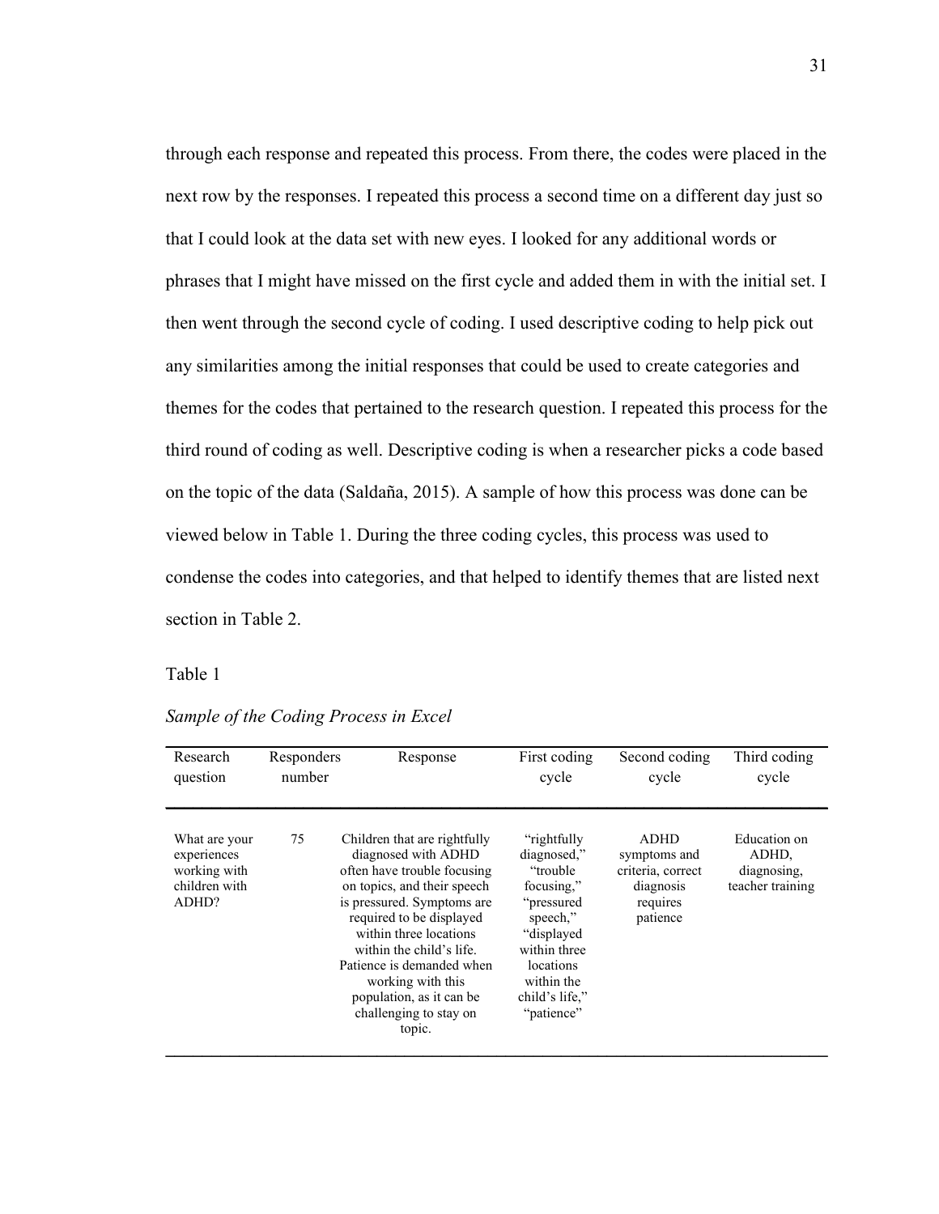through each response and repeated this process. From there, the codes were placed in the next row by the responses. I repeated this process a second time on a different day just so that I could look at the data set with new eyes. I looked for any additional words or phrases that I might have missed on the first cycle and added them in with the initial set. I then went through the second cycle of coding. I used descriptive coding to help pick out any similarities among the initial responses that could be used to create categories and themes for the codes that pertained to the research question. I repeated this process for the third round of coding as well. Descriptive coding is when a researcher picks a code based on the topic of the data (Saldaña, 2015). A sample of how this process was done can be viewed below in Table 1. During the three coding cycles, this process was used to condense the codes into categories, and that helped to identify themes that are listed next section in Table 2.

Table 1

*Sample of the Coding Process in Excel*

| Research question | Responders number | Response | First coding cycle | Second coding cycle | Third coding cycle |
|---|---|---|---|---|---|
| What are your experiences working with children with ADHD? | 75 | Children that are rightfully diagnosed with ADHD often have trouble focusing on topics, and their speech is pressured. Symptoms are required to be displayed within three locations within the child's life. Patience is demanded when working with this population, as it can be challenging to stay on topic. | "rightfully diagnosed," "trouble focusing," "pressured speech," "displayed within three locations within the child's life," "patience" | ADHD symptoms and criteria, correct diagnosis requires patience | Education on ADHD, diagnosing, teacher training |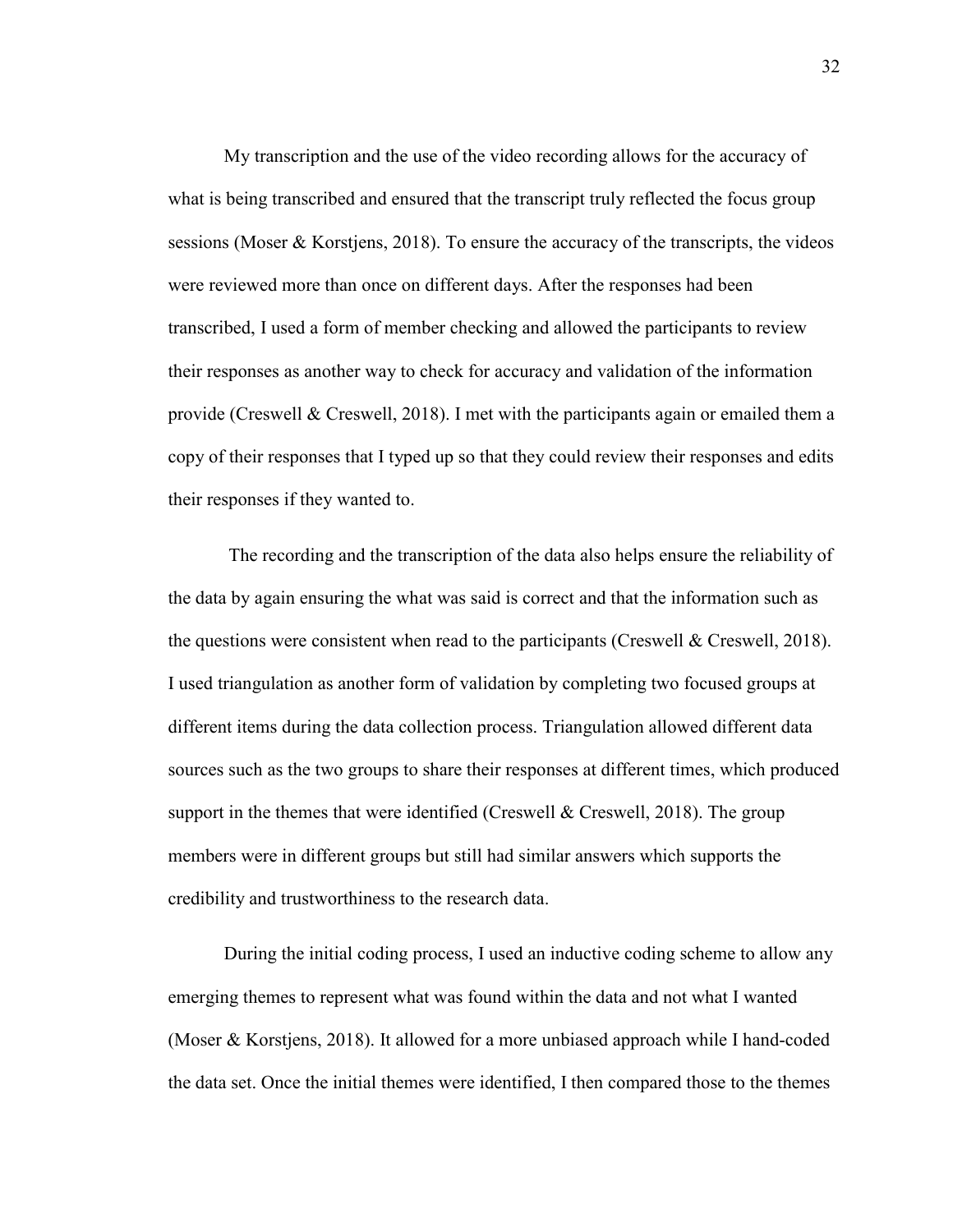My transcription and the use of the video recording allows for the accuracy of what is being transcribed and ensured that the transcript truly reflected the focus group sessions (Moser & Korstjens, 2018). To ensure the accuracy of the transcripts, the videos were reviewed more than once on different days. After the responses had been transcribed, I used a form of member checking and allowed the participants to review their responses as another way to check for accuracy and validation of the information provide (Creswell & Creswell, 2018). I met with the participants again or emailed them a copy of their responses that I typed up so that they could review their responses and edits their responses if they wanted to.

The recording and the transcription of the data also helps ensure the reliability of the data by again ensuring the what was said is correct and that the information such as the questions were consistent when read to the participants (Creswell & Creswell, 2018). I used triangulation as another form of validation by completing two focused groups at different items during the data collection process. Triangulation allowed different data sources such as the two groups to share their responses at different times, which produced support in the themes that were identified (Creswell & Creswell, 2018). The group members were in different groups but still had similar answers which supports the credibility and trustworthiness to the research data.

During the initial coding process, I used an inductive coding scheme to allow any emerging themes to represent what was found within the data and not what I wanted (Moser & Korstjens, 2018). It allowed for a more unbiased approach while I hand-coded the data set. Once the initial themes were identified, I then compared those to the themes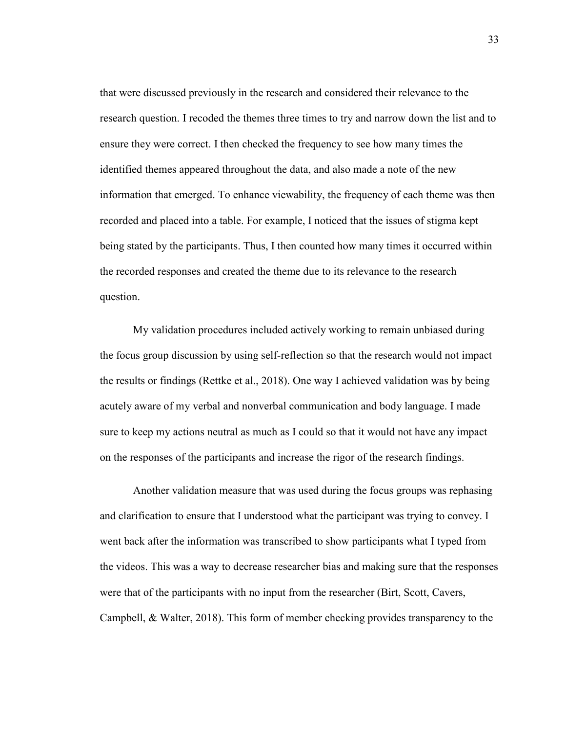that were discussed previously in the research and considered their relevance to the research question. I recoded the themes three times to try and narrow down the list and to ensure they were correct. I then checked the frequency to see how many times the identified themes appeared throughout the data, and also made a note of the new information that emerged. To enhance viewability, the frequency of each theme was then recorded and placed into a table. For example, I noticed that the issues of stigma kept being stated by the participants. Thus, I then counted how many times it occurred within the recorded responses and created the theme due to its relevance to the research question.

My validation procedures included actively working to remain unbiased during the focus group discussion by using self-reflection so that the research would not impact the results or findings (Rettke et al., 2018). One way I achieved validation was by being acutely aware of my verbal and nonverbal communication and body language. I made sure to keep my actions neutral as much as I could so that it would not have any impact on the responses of the participants and increase the rigor of the research findings.

Another validation measure that was used during the focus groups was rephasing and clarification to ensure that I understood what the participant was trying to convey. I went back after the information was transcribed to show participants what I typed from the videos. This was a way to decrease researcher bias and making sure that the responses were that of the participants with no input from the researcher (Birt, Scott, Cavers, Campbell, & Walter, 2018). This form of member checking provides transparency to the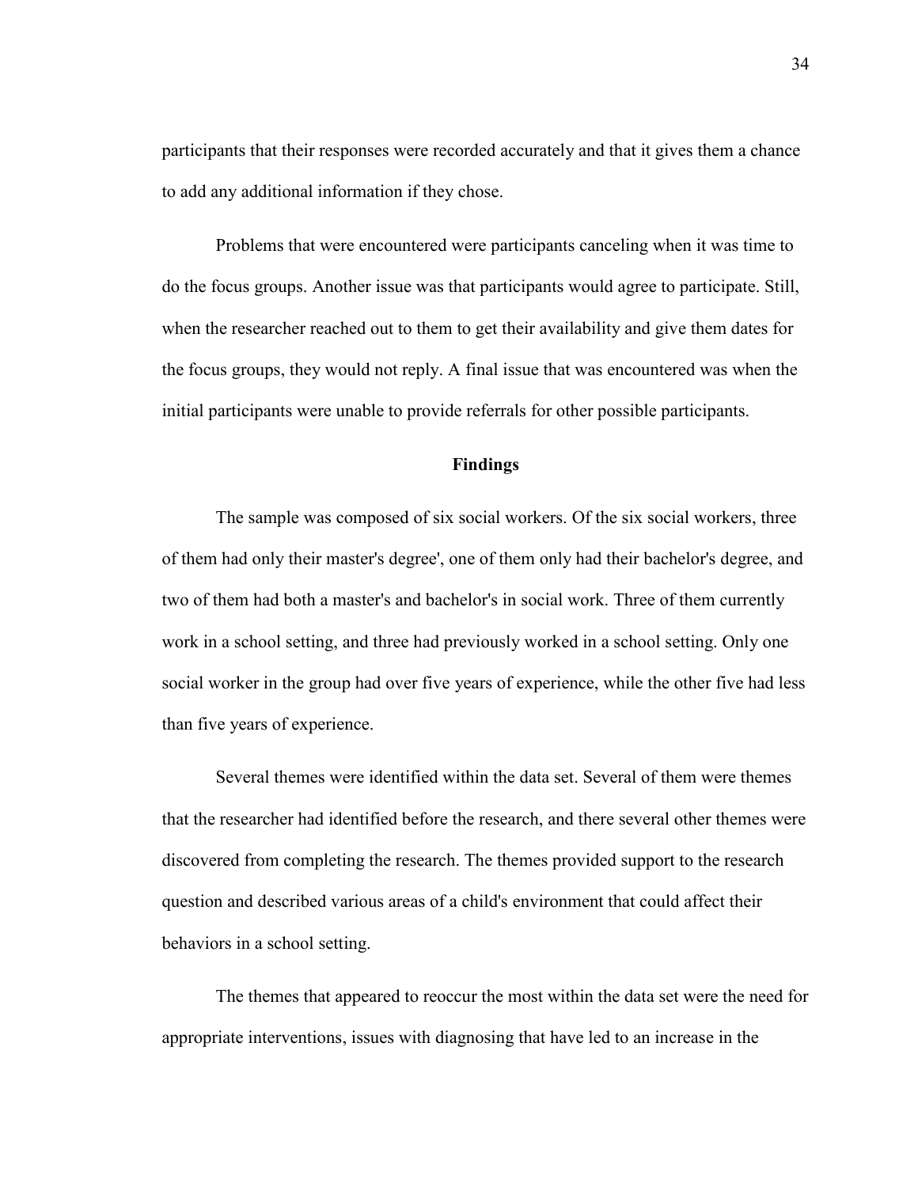participants that their responses were recorded accurately and that it gives them a chance to add any additional information if they chose.

Problems that were encountered were participants canceling when it was time to do the focus groups. Another issue was that participants would agree to participate. Still, when the researcher reached out to them to get their availability and give them dates for the focus groups, they would not reply. A final issue that was encountered was when the initial participants were unable to provide referrals for other possible participants.

## Findings

The sample was composed of six social workers. Of the six social workers, three of them had only their master's degree', one of them only had their bachelor's degree, and two of them had both a master's and bachelor's in social work. Three of them currently work in a school setting, and three had previously worked in a school setting. Only one social worker in the group had over five years of experience, while the other five had less than five years of experience.

Several themes were identified within the data set. Several of them were themes that the researcher had identified before the research, and there several other themes were discovered from completing the research. The themes provided support to the research question and described various areas of a child's environment that could affect their behaviors in a school setting.

The themes that appeared to reoccur the most within the data set were the need for appropriate interventions, issues with diagnosing that have led to an increase in the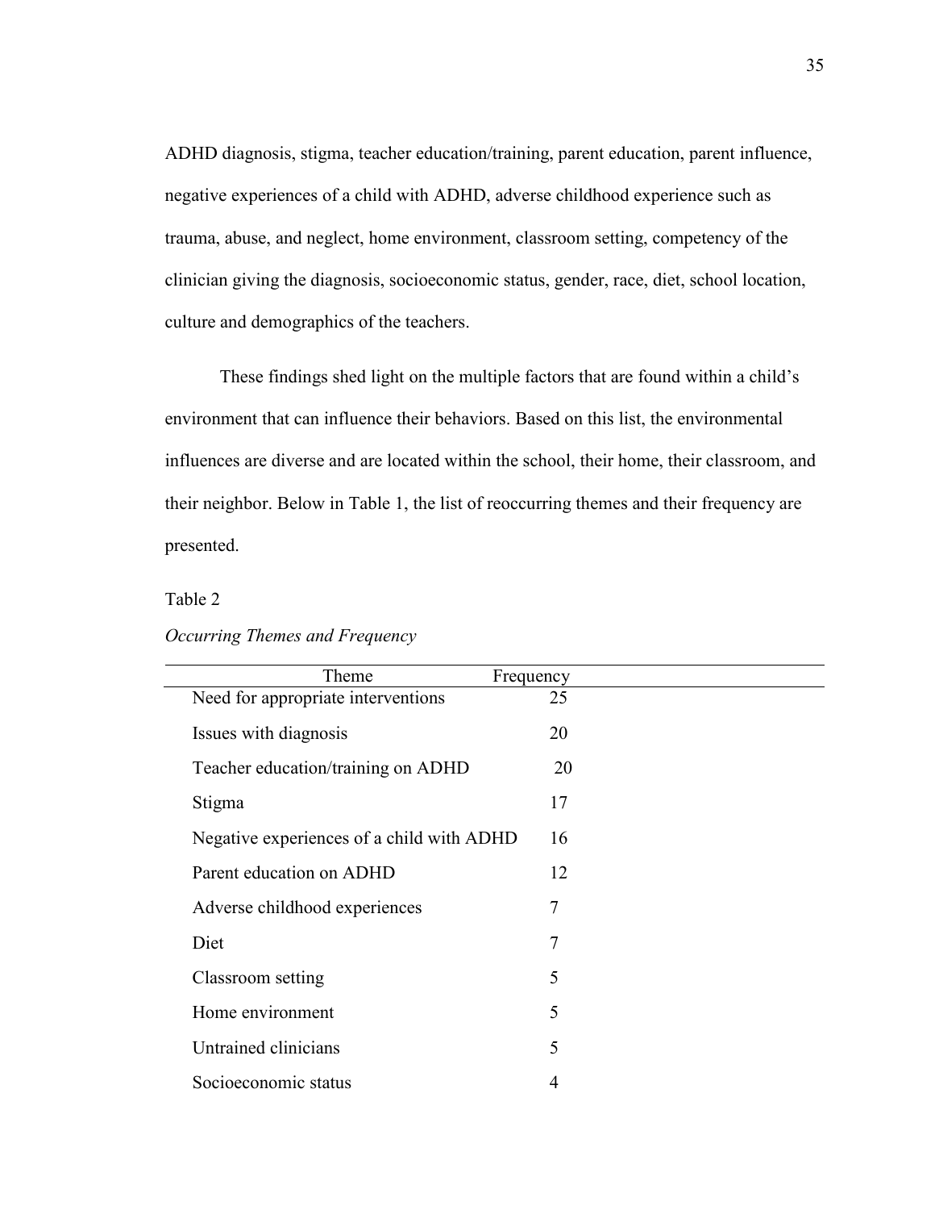ADHD diagnosis, stigma, teacher education/training, parent education, parent influence, negative experiences of a child with ADHD, adverse childhood experience such as trauma, abuse, and neglect, home environment, classroom setting, competency of the clinician giving the diagnosis, socioeconomic status, gender, race, diet, school location, culture and demographics of the teachers.

These findings shed light on the multiple factors that are found within a child's environment that can influence their behaviors. Based on this list, the environmental influences are diverse and are located within the school, their home, their classroom, and their neighbor. Below in Table 1, the list of reoccurring themes and their frequency are presented.

Table 2

*Occurring Themes and Frequency*

| Theme | Frequency |
|---|---|
| Need for appropriate interventions | 25 |
| Issues with diagnosis | 20 |
| Teacher education/training on ADHD | 20 |
| Stigma | 17 |
| Negative experiences of a child with ADHD | 16 |
| Parent education on ADHD | 12 |
| Adverse childhood experiences | 7 |
| Diet | 7 |
| Classroom setting | 5 |
| Home environment | 5 |
| Untrained clinicians | 5 |
| Socioeconomic status | 4 |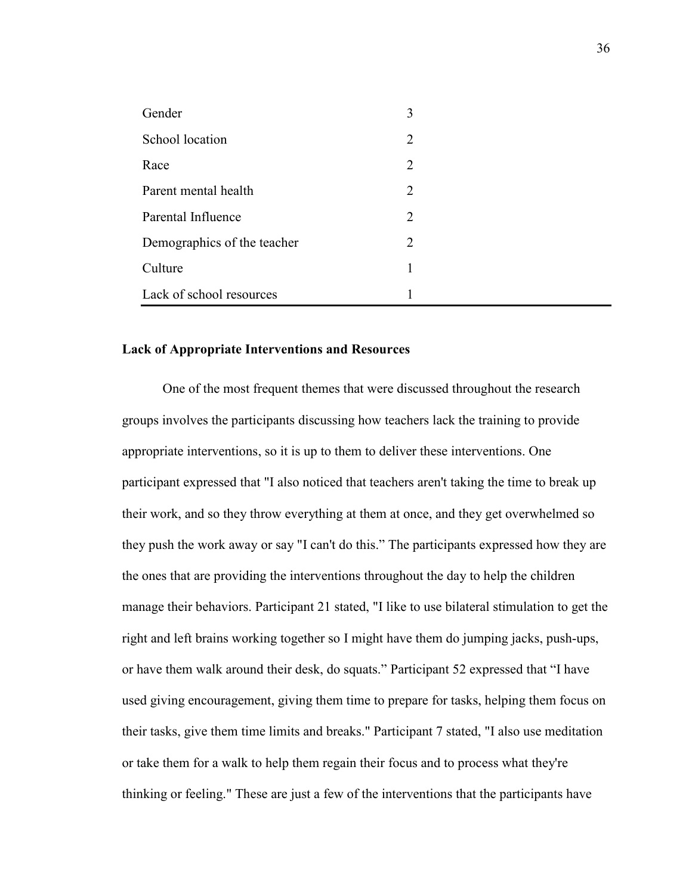| | |
|---|---|
| Gender | 3 |
| School location | 2 |
| Race | 2 |
| Parent mental health | 2 |
| Parental Influence | 2 |
| Demographics of the teacher | 2 |
| Culture | 1 |
| Lack of school resources | 1 |

**Lack of Appropriate Interventions and Resources**

One of the most frequent themes that were discussed throughout the research groups involves the participants discussing how teachers lack the training to provide appropriate interventions, so it is up to them to deliver these interventions. One participant expressed that "I also noticed that teachers aren't taking the time to break up their work, and so they throw everything at them at once, and they get overwhelmed so they push the work away or say "I can't do this." The participants expressed how they are the ones that are providing the interventions throughout the day to help the children manage their behaviors. Participant 21 stated, "I like to use bilateral stimulation to get the right and left brains working together so I might have them do jumping jacks, push-ups, or have them walk around their desk, do squats." Participant 52 expressed that "I have used giving encouragement, giving them time to prepare for tasks, helping them focus on their tasks, give them time limits and breaks." Participant 7 stated, "I also use meditation or take them for a walk to help them regain their focus and to process what they're thinking or feeling." These are just a few of the interventions that the participants have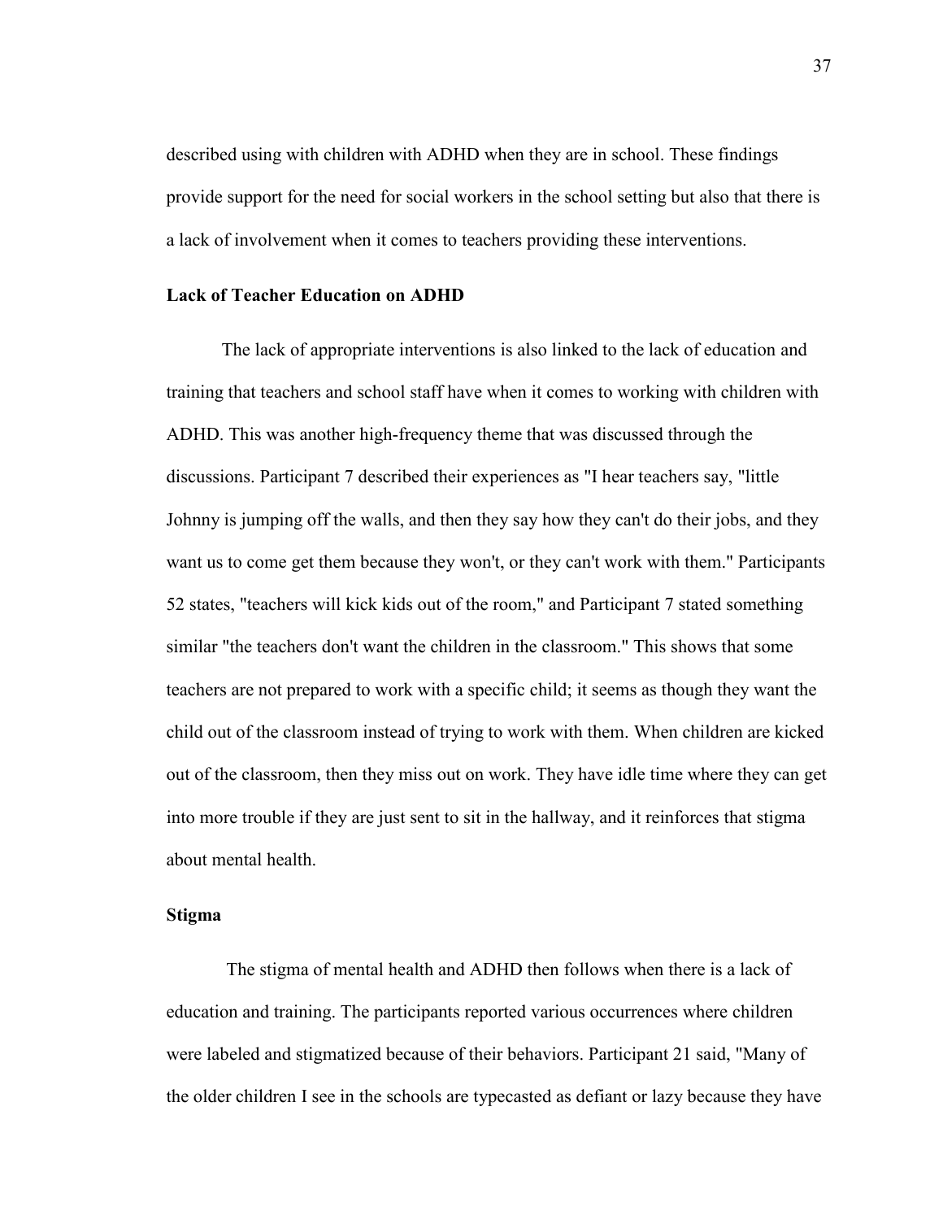described using with children with ADHD when they are in school. These findings provide support for the need for social workers in the school setting but also that there is a lack of involvement when it comes to teachers providing these interventions.

**Lack of Teacher Education on ADHD**

The lack of appropriate interventions is also linked to the lack of education and training that teachers and school staff have when it comes to working with children with ADHD. This was another high-frequency theme that was discussed through the discussions. Participant 7 described their experiences as "I hear teachers say, "little Johnny is jumping off the walls, and then they say how they can't do their jobs, and they want us to come get them because they won't, or they can't work with them." Participants 52 states, "teachers will kick kids out of the room," and Participant 7 stated something similar "the teachers don't want the children in the classroom." This shows that some teachers are not prepared to work with a specific child; it seems as though they want the child out of the classroom instead of trying to work with them. When children are kicked out of the classroom, then they miss out on work. They have idle time where they can get into more trouble if they are just sent to sit in the hallway, and it reinforces that stigma about mental health.

**Stigma**

The stigma of mental health and ADHD then follows when there is a lack of education and training. The participants reported various occurrences where children were labeled and stigmatized because of their behaviors. Participant 21 said, "Many of the older children I see in the schools are typecasted as defiant or lazy because they have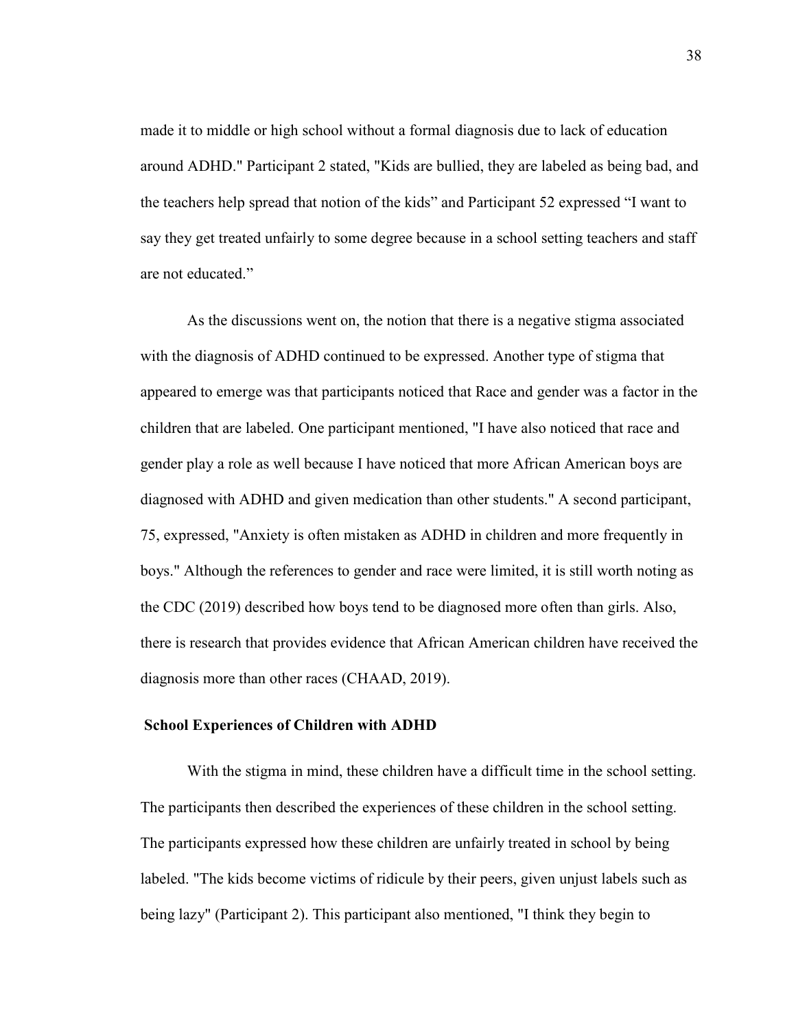made it to middle or high school without a formal diagnosis due to lack of education around ADHD." Participant 2 stated, "Kids are bullied, they are labeled as being bad, and the teachers help spread that notion of the kids" and Participant 52 expressed "I want to say they get treated unfairly to some degree because in a school setting teachers and staff are not educated."

As the discussions went on, the notion that there is a negative stigma associated with the diagnosis of ADHD continued to be expressed. Another type of stigma that appeared to emerge was that participants noticed that Race and gender was a factor in the children that are labeled. One participant mentioned, "I have also noticed that race and gender play a role as well because I have noticed that more African American boys are diagnosed with ADHD and given medication than other students." A second participant, 75, expressed, "Anxiety is often mistaken as ADHD in children and more frequently in boys." Although the references to gender and race were limited, it is still worth noting as the CDC (2019) described how boys tend to be diagnosed more often than girls. Also, there is research that provides evidence that African American children have received the diagnosis more than other races (CHAAD, 2019).

## School Experiences of Children with ADHD

With the stigma in mind, these children have a difficult time in the school setting. The participants then described the experiences of these children in the school setting. The participants expressed how these children are unfairly treated in school by being labeled. "The kids become victims of ridicule by their peers, given unjust labels such as being lazy" (Participant 2). This participant also mentioned, "I think they begin to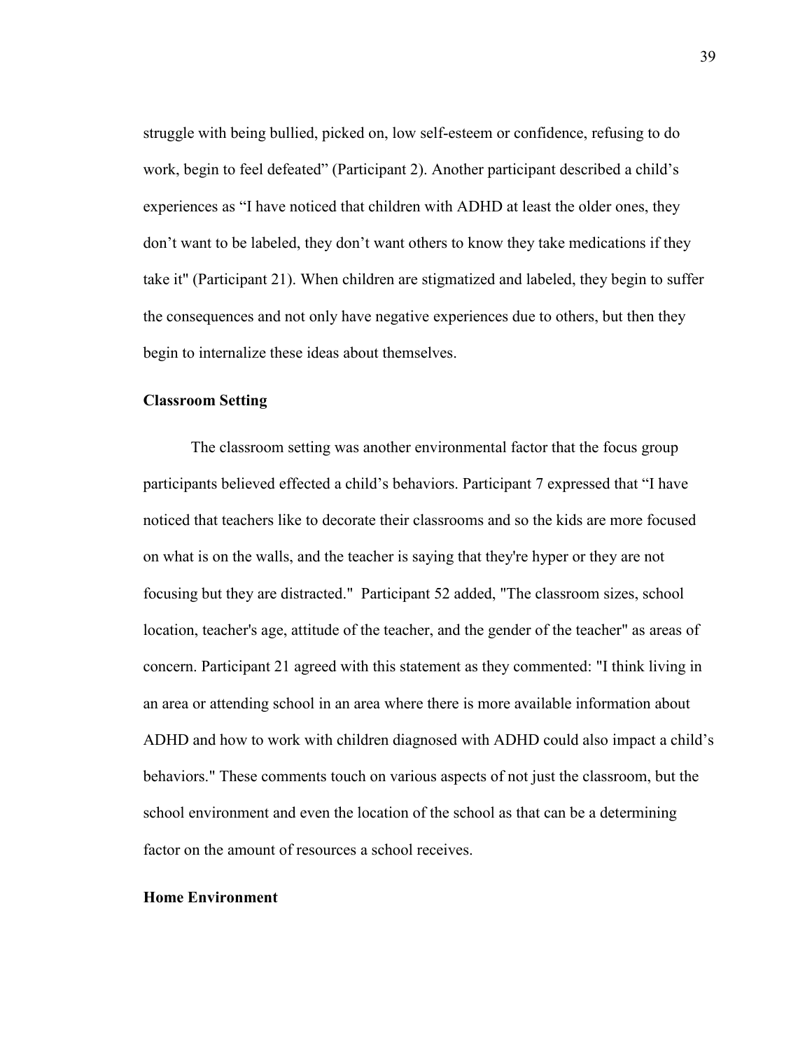struggle with being bullied, picked on, low self-esteem or confidence, refusing to do work, begin to feel defeated" (Participant 2). Another participant described a child's experiences as "I have noticed that children with ADHD at least the older ones, they don't want to be labeled, they don't want others to know they take medications if they take it" (Participant 21). When children are stigmatized and labeled, they begin to suffer the consequences and not only have negative experiences due to others, but then they begin to internalize these ideas about themselves.

### Classroom Setting

The classroom setting was another environmental factor that the focus group participants believed effected a child's behaviors. Participant 7 expressed that "I have noticed that teachers like to decorate their classrooms and so the kids are more focused on what is on the walls, and the teacher is saying that they're hyper or they are not focusing but they are distracted." Participant 52 added, "The classroom sizes, school location, teacher's age, attitude of the teacher, and the gender of the teacher" as areas of concern. Participant 21 agreed with this statement as they commented: "I think living in an area or attending school in an area where there is more available information about ADHD and how to work with children diagnosed with ADHD could also impact a child's behaviors." These comments touch on various aspects of not just the classroom, but the school environment and even the location of the school as that can be a determining factor on the amount of resources a school receives.

### Home Environment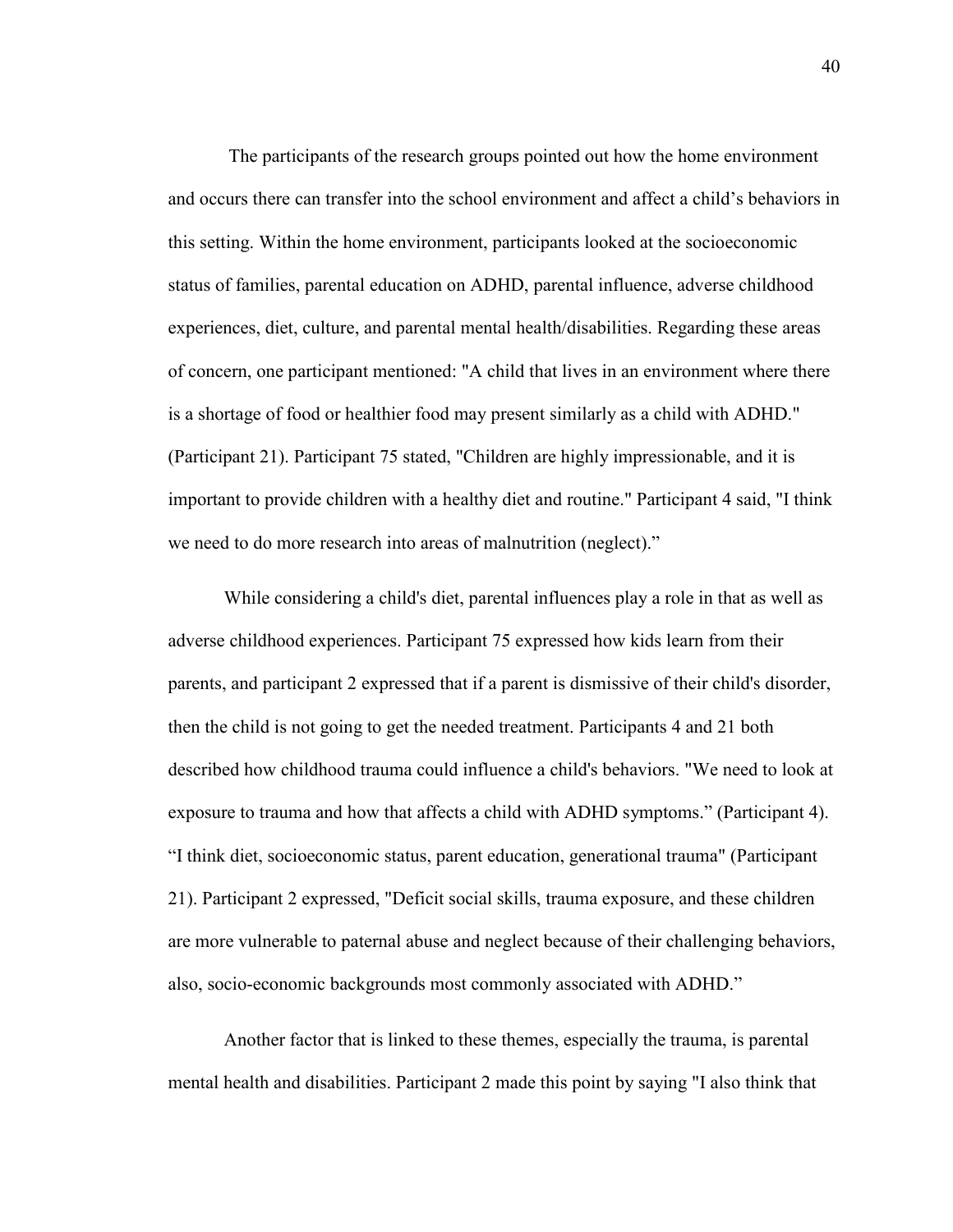The participants of the research groups pointed out how the home environment and occurs there can transfer into the school environment and affect a child's behaviors in this setting. Within the home environment, participants looked at the socioeconomic status of families, parental education on ADHD, parental influence, adverse childhood experiences, diet, culture, and parental mental health/disabilities. Regarding these areas of concern, one participant mentioned: "A child that lives in an environment where there is a shortage of food or healthier food may present similarly as a child with ADHD." (Participant 21). Participant 75 stated, "Children are highly impressionable, and it is important to provide children with a healthy diet and routine." Participant 4 said, "I think we need to do more research into areas of malnutrition (neglect)."

While considering a child's diet, parental influences play a role in that as well as adverse childhood experiences. Participant 75 expressed how kids learn from their parents, and participant 2 expressed that if a parent is dismissive of their child's disorder, then the child is not going to get the needed treatment. Participants 4 and 21 both described how childhood trauma could influence a child's behaviors. "We need to look at exposure to trauma and how that affects a child with ADHD symptoms." (Participant 4). "I think diet, socioeconomic status, parent education, generational trauma" (Participant 21). Participant 2 expressed, "Deficit social skills, trauma exposure, and these children are more vulnerable to paternal abuse and neglect because of their challenging behaviors, also, socio-economic backgrounds most commonly associated with ADHD."

Another factor that is linked to these themes, especially the trauma, is parental mental health and disabilities. Participant 2 made this point by saying "I also think that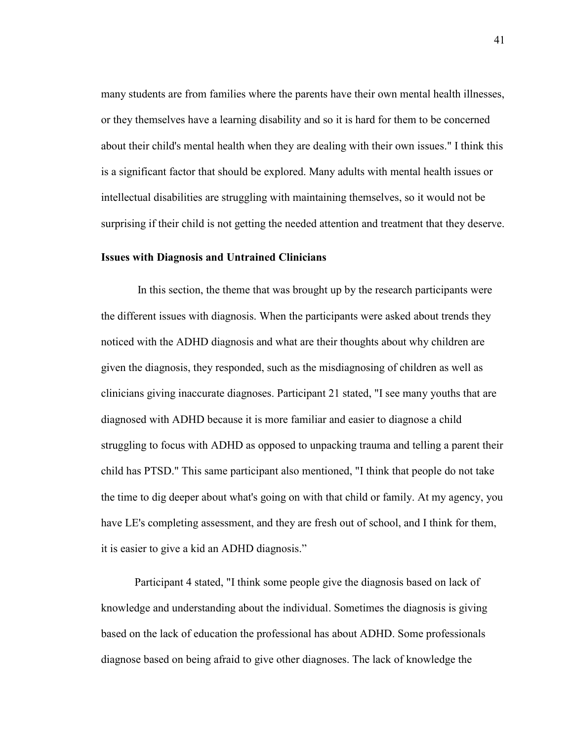many students are from families where the parents have their own mental health illnesses, or they themselves have a learning disability and so it is hard for them to be concerned about their child's mental health when they are dealing with their own issues." I think this is a significant factor that should be explored. Many adults with mental health issues or intellectual disabilities are struggling with maintaining themselves, so it would not be surprising if their child is not getting the needed attention and treatment that they deserve.

**Issues with Diagnosis and Untrained Clinicians**

In this section, the theme that was brought up by the research participants were the different issues with diagnosis. When the participants were asked about trends they noticed with the ADHD diagnosis and what are their thoughts about why children are given the diagnosis, they responded, such as the misdiagnosing of children as well as clinicians giving inaccurate diagnoses. Participant 21 stated, "I see many youths that are diagnosed with ADHD because it is more familiar and easier to diagnose a child struggling to focus with ADHD as opposed to unpacking trauma and telling a parent their child has PTSD." This same participant also mentioned, "I think that people do not take the time to dig deeper about what's going on with that child or family. At my agency, you have LE's completing assessment, and they are fresh out of school, and I think for them, it is easier to give a kid an ADHD diagnosis."

Participant 4 stated, "I think some people give the diagnosis based on lack of knowledge and understanding about the individual. Sometimes the diagnosis is giving based on the lack of education the professional has about ADHD. Some professionals diagnose based on being afraid to give other diagnoses. The lack of knowledge the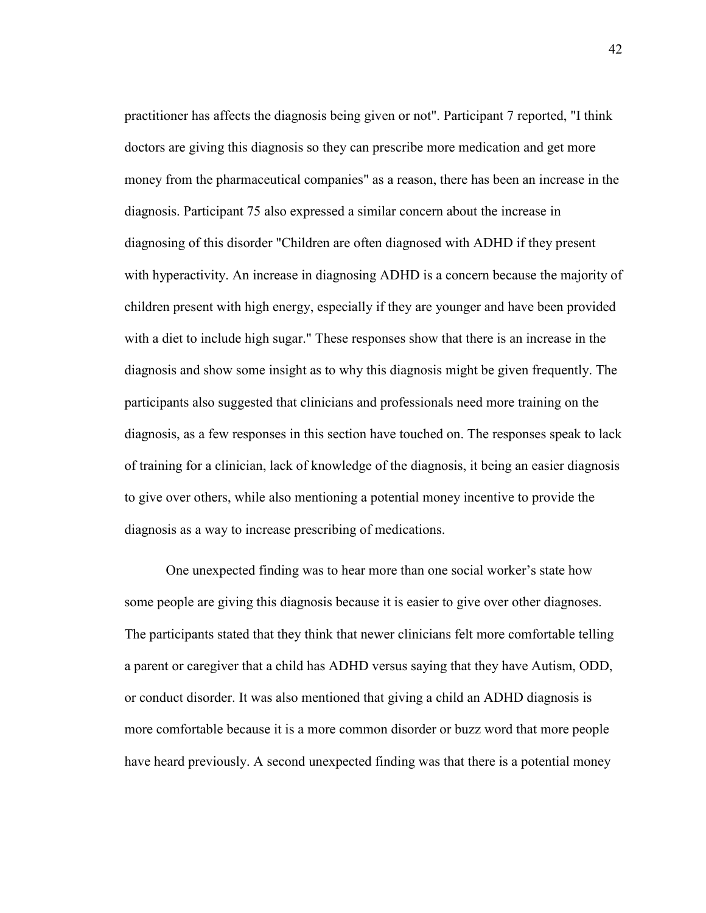practitioner has affects the diagnosis being given or not". Participant 7 reported, "I think doctors are giving this diagnosis so they can prescribe more medication and get more money from the pharmaceutical companies" as a reason, there has been an increase in the diagnosis. Participant 75 also expressed a similar concern about the increase in diagnosing of this disorder "Children are often diagnosed with ADHD if they present with hyperactivity. An increase in diagnosing ADHD is a concern because the majority of children present with high energy, especially if they are younger and have been provided with a diet to include high sugar." These responses show that there is an increase in the diagnosis and show some insight as to why this diagnosis might be given frequently. The participants also suggested that clinicians and professionals need more training on the diagnosis, as a few responses in this section have touched on. The responses speak to lack of training for a clinician, lack of knowledge of the diagnosis, it being an easier diagnosis to give over others, while also mentioning a potential money incentive to provide the diagnosis as a way to increase prescribing of medications.

One unexpected finding was to hear more than one social worker's state how some people are giving this diagnosis because it is easier to give over other diagnoses. The participants stated that they think that newer clinicians felt more comfortable telling a parent or caregiver that a child has ADHD versus saying that they have Autism, ODD, or conduct disorder. It was also mentioned that giving a child an ADHD diagnosis is more comfortable because it is a more common disorder or buzz word that more people have heard previously. A second unexpected finding was that there is a potential money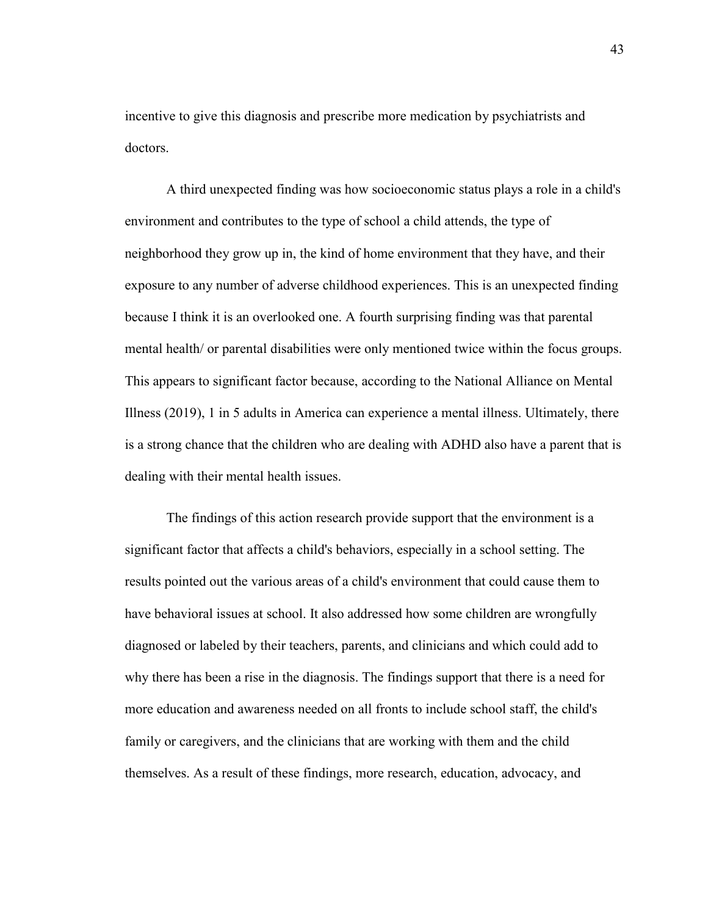incentive to give this diagnosis and prescribe more medication by psychiatrists and doctors.

A third unexpected finding was how socioeconomic status plays a role in a child's environment and contributes to the type of school a child attends, the type of neighborhood they grow up in, the kind of home environment that they have, and their exposure to any number of adverse childhood experiences. This is an unexpected finding because I think it is an overlooked one. A fourth surprising finding was that parental mental health/ or parental disabilities were only mentioned twice within the focus groups. This appears to significant factor because, according to the National Alliance on Mental Illness (2019), 1 in 5 adults in America can experience a mental illness. Ultimately, there is a strong chance that the children who are dealing with ADHD also have a parent that is dealing with their mental health issues.

The findings of this action research provide support that the environment is a significant factor that affects a child's behaviors, especially in a school setting. The results pointed out the various areas of a child's environment that could cause them to have behavioral issues at school. It also addressed how some children are wrongfully diagnosed or labeled by their teachers, parents, and clinicians and which could add to why there has been a rise in the diagnosis. The findings support that there is a need for more education and awareness needed on all fronts to include school staff, the child's family or caregivers, and the clinicians that are working with them and the child themselves. As a result of these findings, more research, education, advocacy, and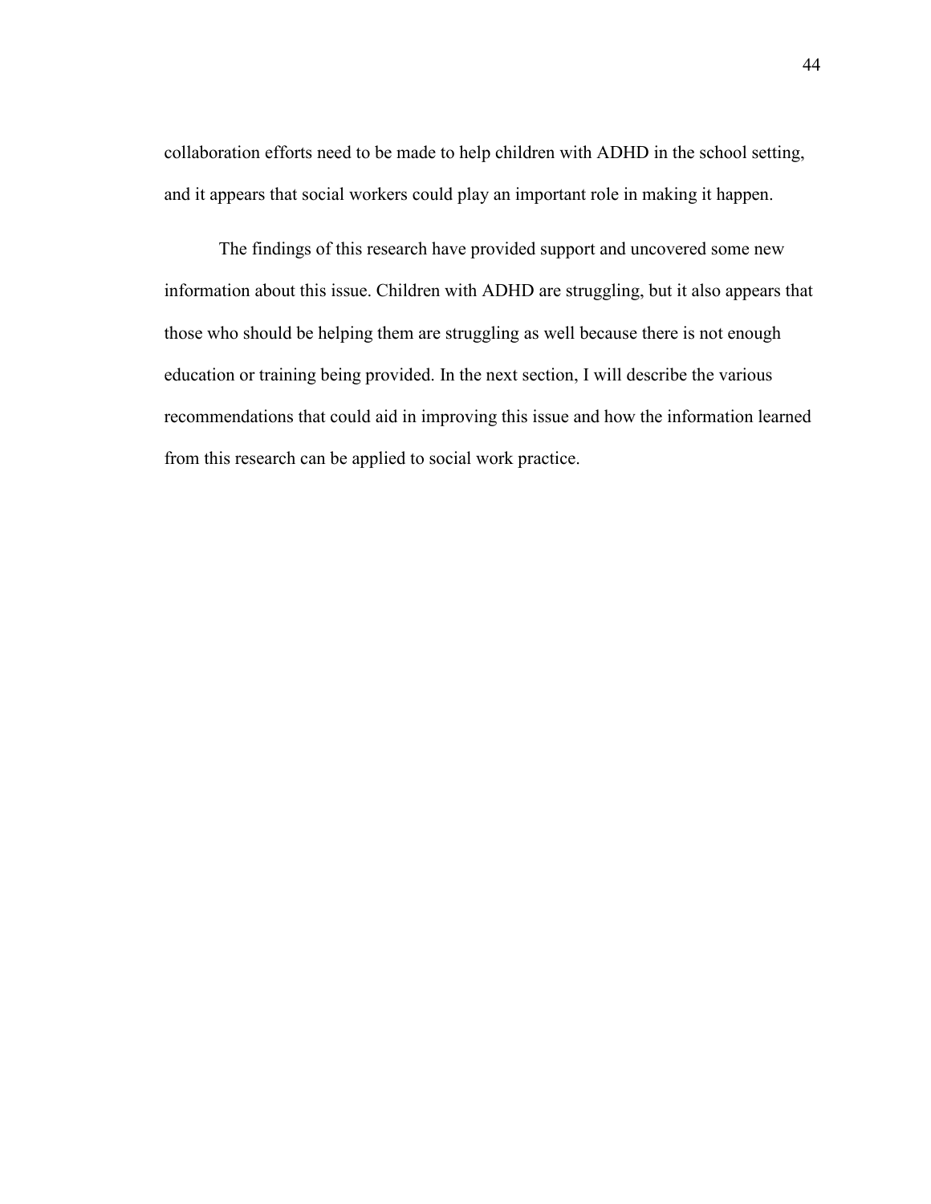collaboration efforts need to be made to help children with ADHD in the school setting, and it appears that social workers could play an important role in making it happen.

The findings of this research have provided support and uncovered some new information about this issue. Children with ADHD are struggling, but it also appears that those who should be helping them are struggling as well because there is not enough education or training being provided. In the next section, I will describe the various recommendations that could aid in improving this issue and how the information learned from this research can be applied to social work practice.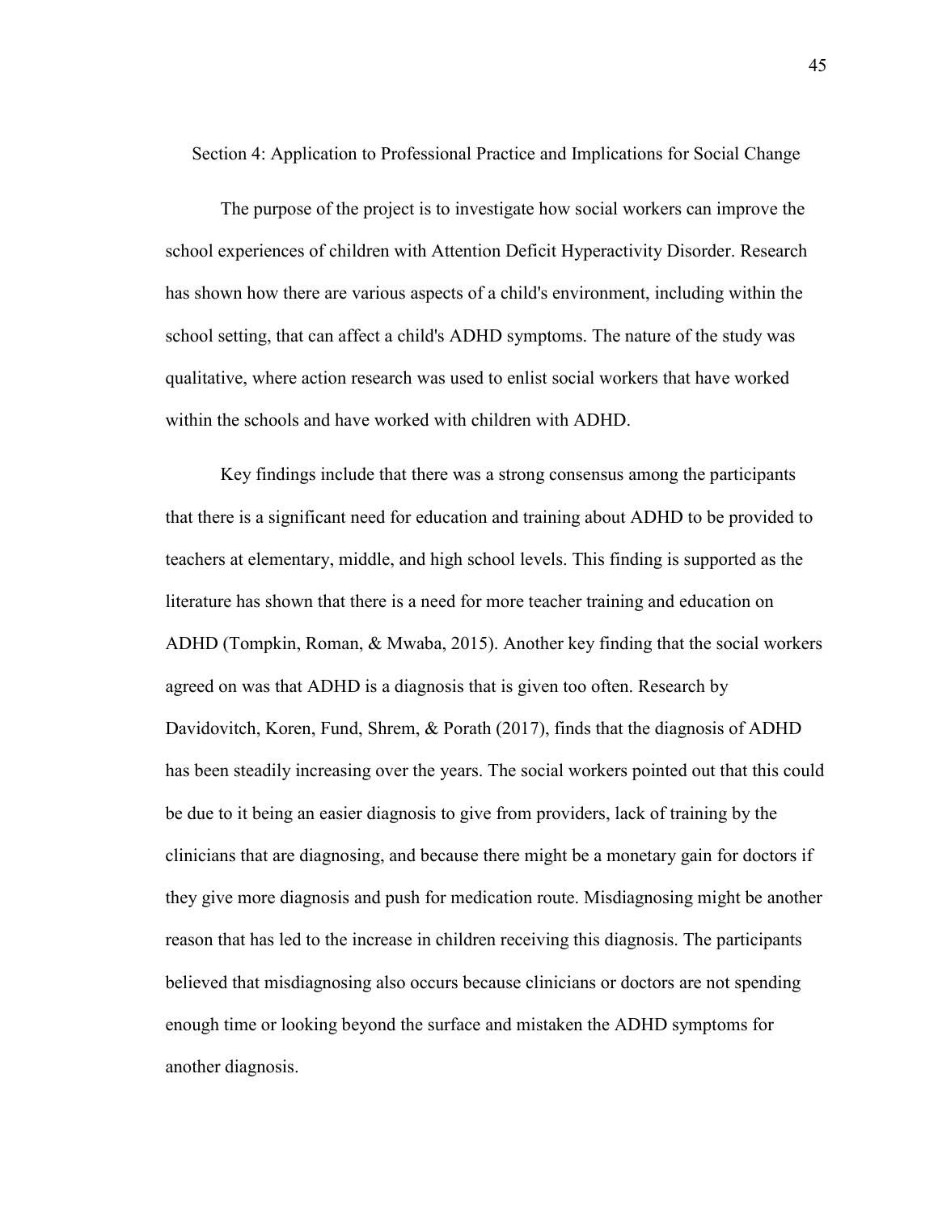# Section 4: Application to Professional Practice and Implications for Social Change

The purpose of the project is to investigate how social workers can improve the school experiences of children with Attention Deficit Hyperactivity Disorder. Research has shown how there are various aspects of a child's environment, including within the school setting, that can affect a child's ADHD symptoms. The nature of the study was qualitative, where action research was used to enlist social workers that have worked within the schools and have worked with children with ADHD.

Key findings include that there was a strong consensus among the participants that there is a significant need for education and training about ADHD to be provided to teachers at elementary, middle, and high school levels. This finding is supported as the literature has shown that there is a need for more teacher training and education on ADHD (Tompkin, Roman, & Mwaba, 2015). Another key finding that the social workers agreed on was that ADHD is a diagnosis that is given too often. Research by Davidovitch, Koren, Fund, Shrem, & Porath (2017), finds that the diagnosis of ADHD has been steadily increasing over the years. The social workers pointed out that this could be due to it being an easier diagnosis to give from providers, lack of training by the clinicians that are diagnosing, and because there might be a monetary gain for doctors if they give more diagnosis and push for medication route. Misdiagnosing might be another reason that has led to the increase in children receiving this diagnosis. The participants believed that misdiagnosing also occurs because clinicians or doctors are not spending enough time or looking beyond the surface and mistaken the ADHD symptoms for another diagnosis.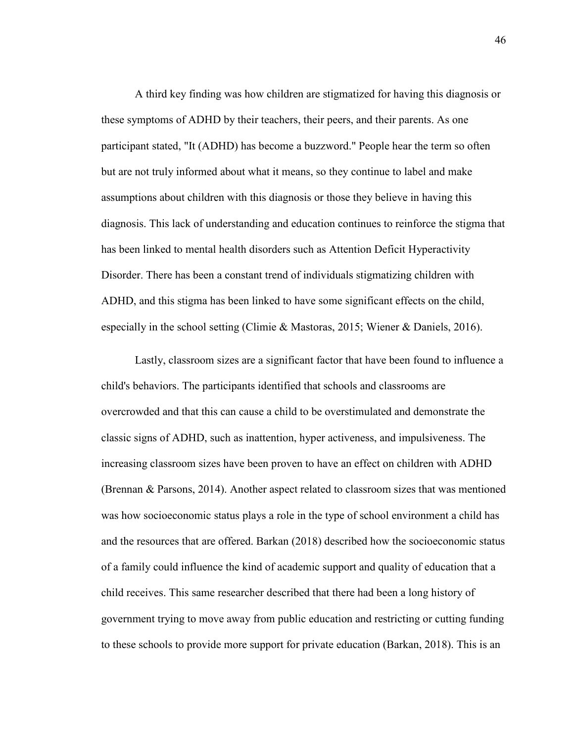A third key finding was how children are stigmatized for having this diagnosis or these symptoms of ADHD by their teachers, their peers, and their parents. As one participant stated, "It (ADHD) has become a buzzword." People hear the term so often but are not truly informed about what it means, so they continue to label and make assumptions about children with this diagnosis or those they believe in having this diagnosis. This lack of understanding and education continues to reinforce the stigma that has been linked to mental health disorders such as Attention Deficit Hyperactivity Disorder. There has been a constant trend of individuals stigmatizing children with ADHD, and this stigma has been linked to have some significant effects on the child, especially in the school setting (Climie & Mastoras, 2015; Wiener & Daniels, 2016).

Lastly, classroom sizes are a significant factor that have been found to influence a child's behaviors. The participants identified that schools and classrooms are overcrowded and that this can cause a child to be overstimulated and demonstrate the classic signs of ADHD, such as inattention, hyper activeness, and impulsiveness. The increasing classroom sizes have been proven to have an effect on children with ADHD (Brennan & Parsons, 2014). Another aspect related to classroom sizes that was mentioned was how socioeconomic status plays a role in the type of school environment a child has and the resources that are offered. Barkan (2018) described how the socioeconomic status of a family could influence the kind of academic support and quality of education that a child receives. This same researcher described that there had been a long history of government trying to move away from public education and restricting or cutting funding to these schools to provide more support for private education (Barkan, 2018). This is an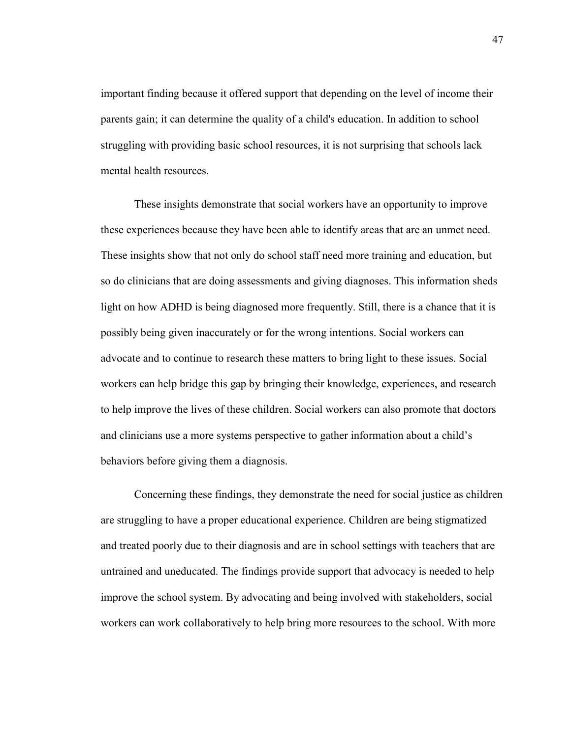important finding because it offered support that depending on the level of income their parents gain; it can determine the quality of a child's education. In addition to school struggling with providing basic school resources, it is not surprising that schools lack mental health resources.

These insights demonstrate that social workers have an opportunity to improve these experiences because they have been able to identify areas that are an unmet need. These insights show that not only do school staff need more training and education, but so do clinicians that are doing assessments and giving diagnoses. This information sheds light on how ADHD is being diagnosed more frequently. Still, there is a chance that it is possibly being given inaccurately or for the wrong intentions. Social workers can advocate and to continue to research these matters to bring light to these issues. Social workers can help bridge this gap by bringing their knowledge, experiences, and research to help improve the lives of these children. Social workers can also promote that doctors and clinicians use a more systems perspective to gather information about a child's behaviors before giving them a diagnosis.

Concerning these findings, they demonstrate the need for social justice as children are struggling to have a proper educational experience. Children are being stigmatized and treated poorly due to their diagnosis and are in school settings with teachers that are untrained and uneducated. The findings provide support that advocacy is needed to help improve the school system. By advocating and being involved with stakeholders, social workers can work collaboratively to help bring more resources to the school. With more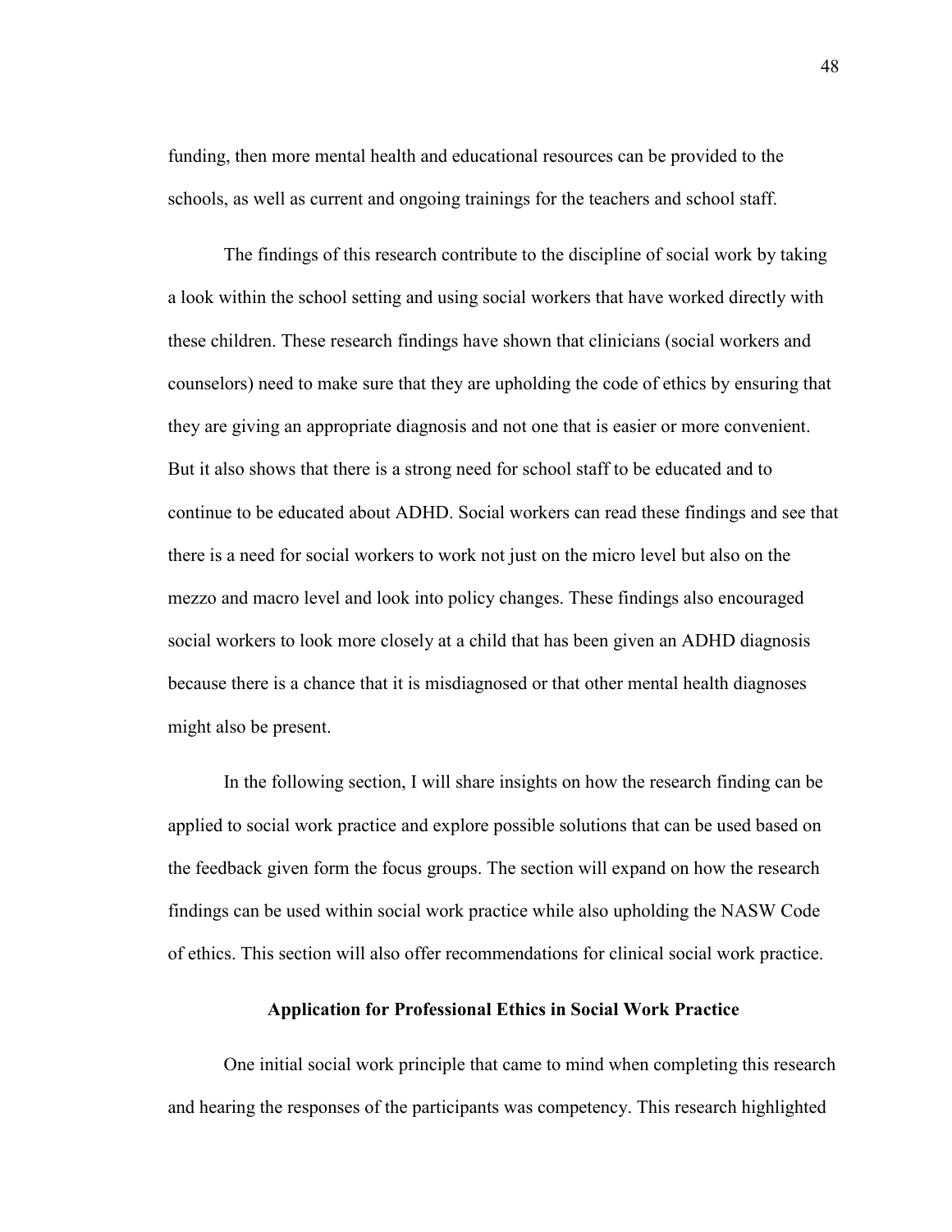funding, then more mental health and educational resources can be provided to the schools, as well as current and ongoing trainings for the teachers and school staff.

The findings of this research contribute to the discipline of social work by taking a look within the school setting and using social workers that have worked directly with these children. These research findings have shown that clinicians (social workers and counselors) need to make sure that they are upholding the code of ethics by ensuring that they are giving an appropriate diagnosis and not one that is easier or more convenient. But it also shows that there is a strong need for school staff to be educated and to continue to be educated about ADHD. Social workers can read these findings and see that there is a need for social workers to work not just on the micro level but also on the mezzo and macro level and look into policy changes. These findings also encouraged social workers to look more closely at a child that has been given an ADHD diagnosis because there is a chance that it is misdiagnosed or that other mental health diagnoses might also be present.

In the following section, I will share insights on how the research finding can be applied to social work practice and explore possible solutions that can be used based on the feedback given form the focus groups. The section will expand on how the research findings can be used within social work practice while also upholding the NASW Code of ethics. This section will also offer recommendations for clinical social work practice.

## Application for Professional Ethics in Social Work Practice

One initial social work principle that came to mind when completing this research and hearing the responses of the participants was competency. This research highlighted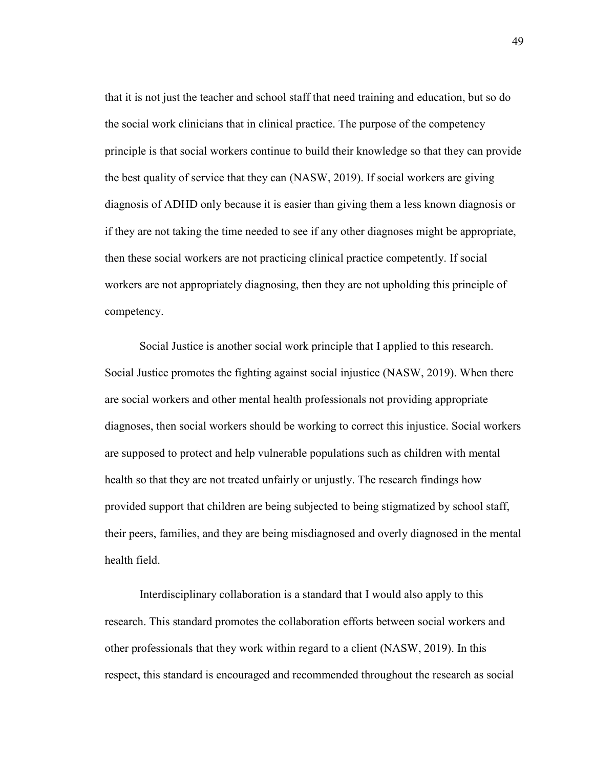that it is not just the teacher and school staff that need training and education, but so do the social work clinicians that in clinical practice. The purpose of the competency principle is that social workers continue to build their knowledge so that they can provide the best quality of service that they can (NASW, 2019). If social workers are giving diagnosis of ADHD only because it is easier than giving them a less known diagnosis or if they are not taking the time needed to see if any other diagnoses might be appropriate, then these social workers are not practicing clinical practice competently. If social workers are not appropriately diagnosing, then they are not upholding this principle of competency.

Social Justice is another social work principle that I applied to this research. Social Justice promotes the fighting against social injustice (NASW, 2019). When there are social workers and other mental health professionals not providing appropriate diagnoses, then social workers should be working to correct this injustice. Social workers are supposed to protect and help vulnerable populations such as children with mental health so that they are not treated unfairly or unjustly. The research findings how provided support that children are being subjected to being stigmatized by school staff, their peers, families, and they are being misdiagnosed and overly diagnosed in the mental health field.

Interdisciplinary collaboration is a standard that I would also apply to this research. This standard promotes the collaboration efforts between social workers and other professionals that they work within regard to a client (NASW, 2019). In this respect, this standard is encouraged and recommended throughout the research as social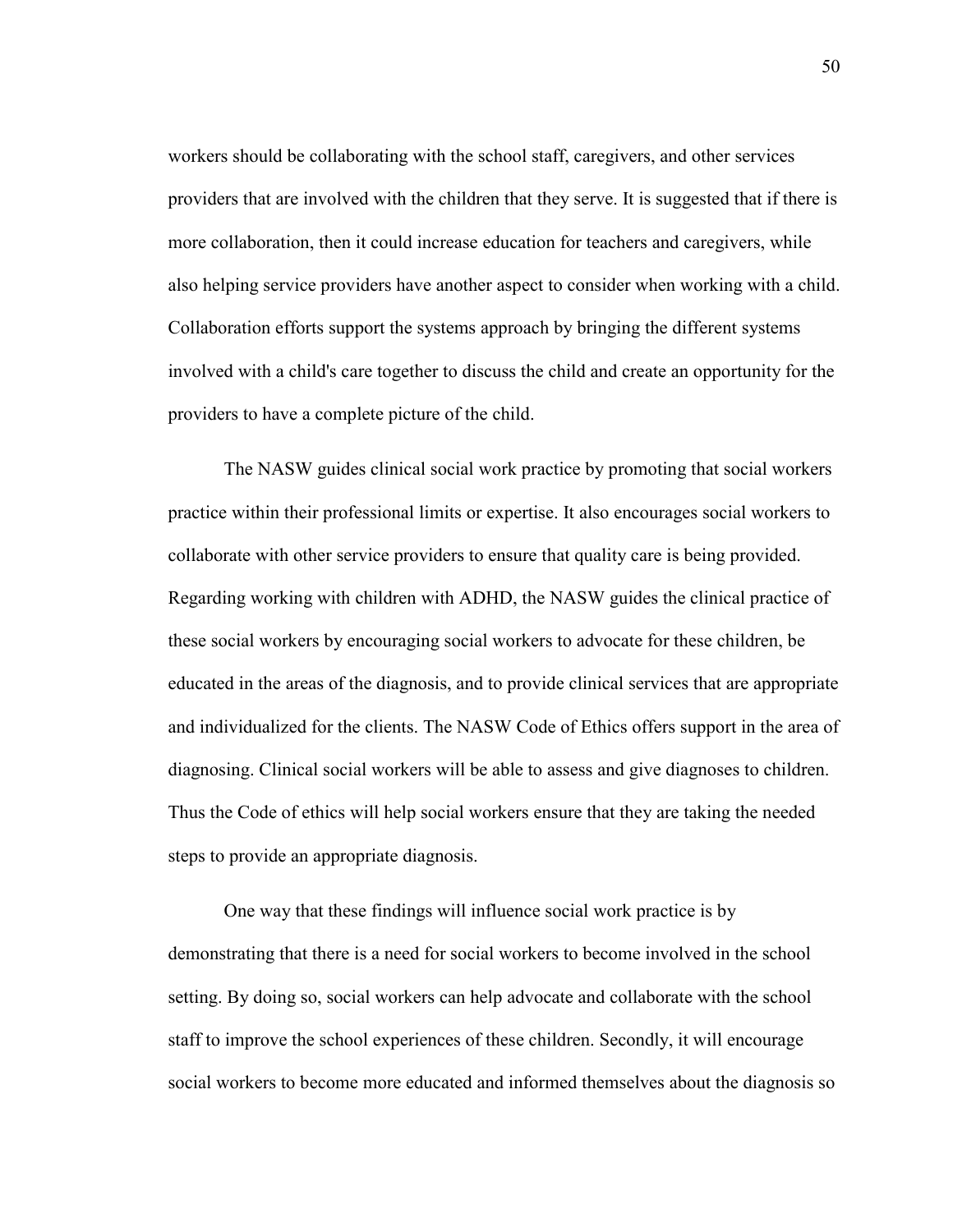workers should be collaborating with the school staff, caregivers, and other services providers that are involved with the children that they serve. It is suggested that if there is more collaboration, then it could increase education for teachers and caregivers, while also helping service providers have another aspect to consider when working with a child. Collaboration efforts support the systems approach by bringing the different systems involved with a child's care together to discuss the child and create an opportunity for the providers to have a complete picture of the child.

The NASW guides clinical social work practice by promoting that social workers practice within their professional limits or expertise. It also encourages social workers to collaborate with other service providers to ensure that quality care is being provided. Regarding working with children with ADHD, the NASW guides the clinical practice of these social workers by encouraging social workers to advocate for these children, be educated in the areas of the diagnosis, and to provide clinical services that are appropriate and individualized for the clients. The NASW Code of Ethics offers support in the area of diagnosing. Clinical social workers will be able to assess and give diagnoses to children. Thus the Code of ethics will help social workers ensure that they are taking the needed steps to provide an appropriate diagnosis.

One way that these findings will influence social work practice is by demonstrating that there is a need for social workers to become involved in the school setting. By doing so, social workers can help advocate and collaborate with the school staff to improve the school experiences of these children. Secondly, it will encourage social workers to become more educated and informed themselves about the diagnosis so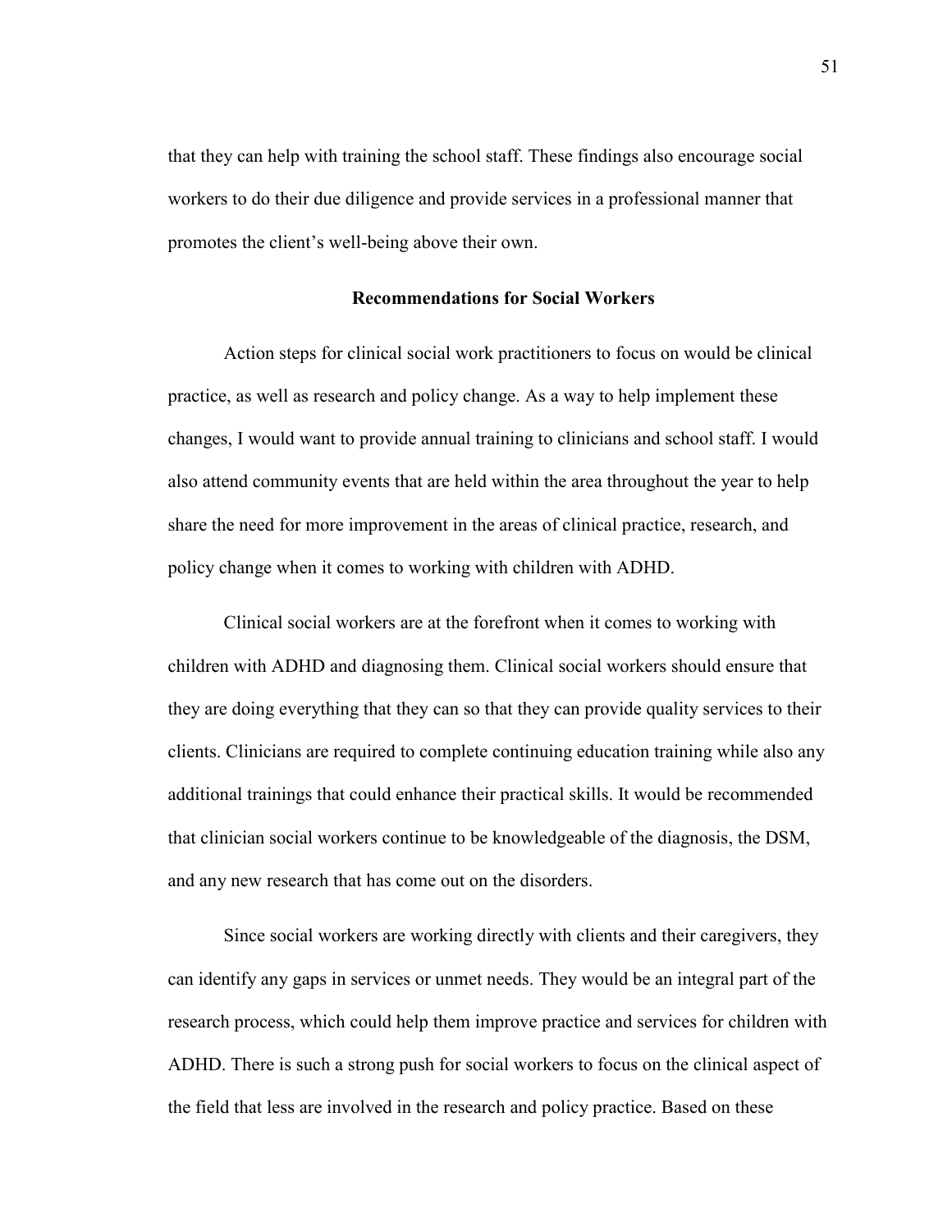that they can help with training the school staff. These findings also encourage social workers to do their due diligence and provide services in a professional manner that promotes the client's well-being above their own.

## Recommendations for Social Workers

Action steps for clinical social work practitioners to focus on would be clinical practice, as well as research and policy change. As a way to help implement these changes, I would want to provide annual training to clinicians and school staff. I would also attend community events that are held within the area throughout the year to help share the need for more improvement in the areas of clinical practice, research, and policy change when it comes to working with children with ADHD.

Clinical social workers are at the forefront when it comes to working with children with ADHD and diagnosing them. Clinical social workers should ensure that they are doing everything that they can so that they can provide quality services to their clients. Clinicians are required to complete continuing education training while also any additional trainings that could enhance their practical skills. It would be recommended that clinician social workers continue to be knowledgeable of the diagnosis, the DSM, and any new research that has come out on the disorders.

Since social workers are working directly with clients and their caregivers, they can identify any gaps in services or unmet needs. They would be an integral part of the research process, which could help them improve practice and services for children with ADHD. There is such a strong push for social workers to focus on the clinical aspect of the field that less are involved in the research and policy practice. Based on these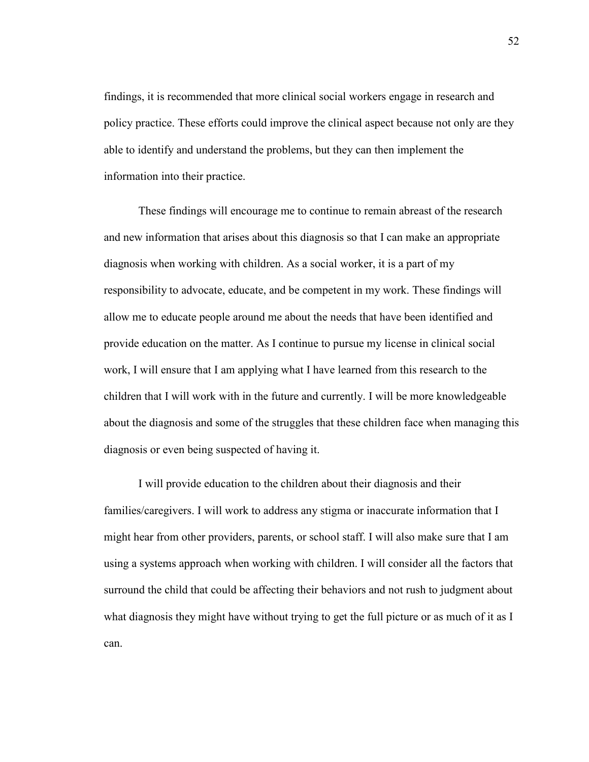findings, it is recommended that more clinical social workers engage in research and policy practice. These efforts could improve the clinical aspect because not only are they able to identify and understand the problems, but they can then implement the information into their practice.

These findings will encourage me to continue to remain abreast of the research and new information that arises about this diagnosis so that I can make an appropriate diagnosis when working with children. As a social worker, it is a part of my responsibility to advocate, educate, and be competent in my work. These findings will allow me to educate people around me about the needs that have been identified and provide education on the matter. As I continue to pursue my license in clinical social work, I will ensure that I am applying what I have learned from this research to the children that I will work with in the future and currently. I will be more knowledgeable about the diagnosis and some of the struggles that these children face when managing this diagnosis or even being suspected of having it.

I will provide education to the children about their diagnosis and their families/caregivers. I will work to address any stigma or inaccurate information that I might hear from other providers, parents, or school staff. I will also make sure that I am using a systems approach when working with children. I will consider all the factors that surround the child that could be affecting their behaviors and not rush to judgment about what diagnosis they might have without trying to get the full picture or as much of it as I can.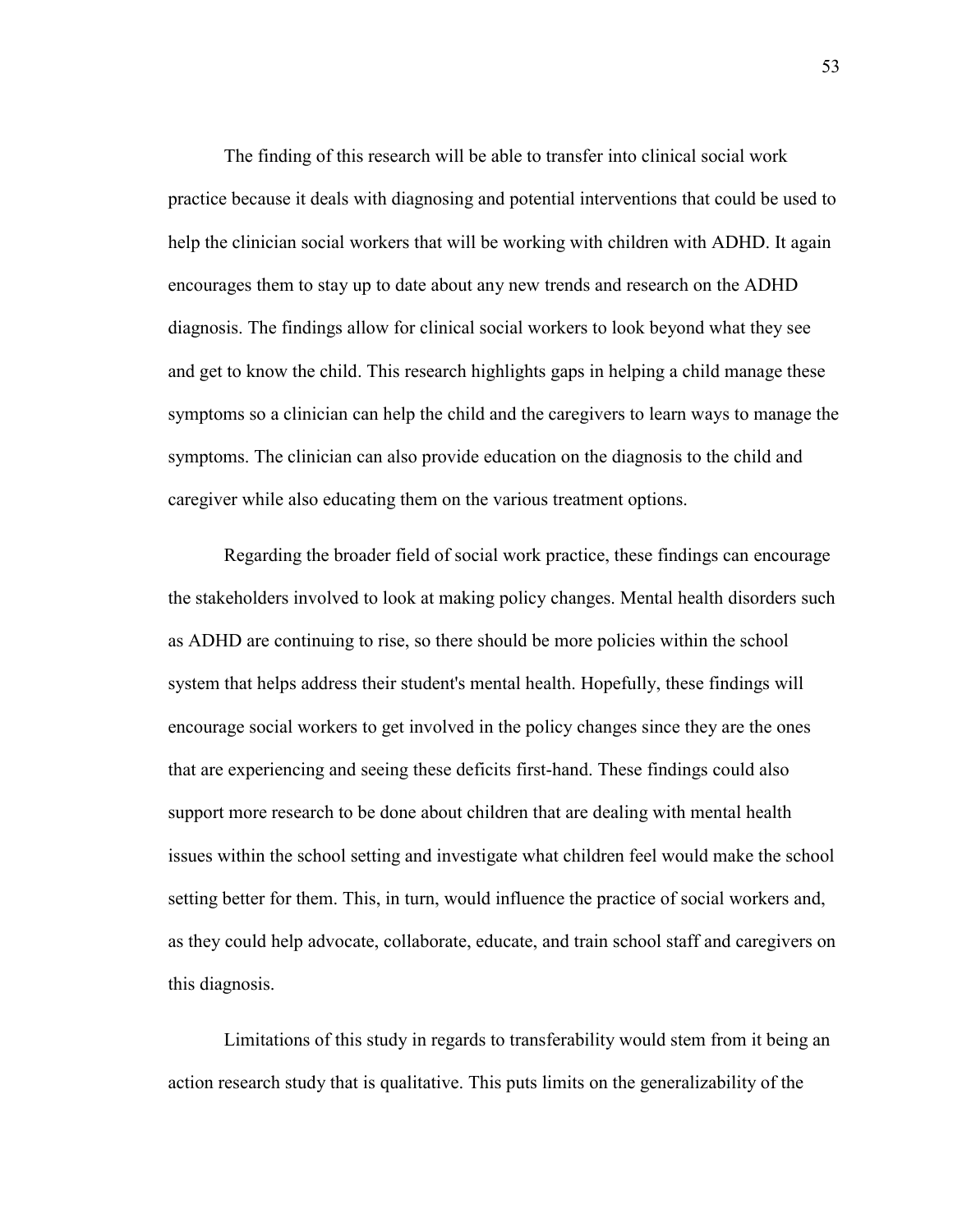The finding of this research will be able to transfer into clinical social work practice because it deals with diagnosing and potential interventions that could be used to help the clinician social workers that will be working with children with ADHD. It again encourages them to stay up to date about any new trends and research on the ADHD diagnosis. The findings allow for clinical social workers to look beyond what they see and get to know the child. This research highlights gaps in helping a child manage these symptoms so a clinician can help the child and the caregivers to learn ways to manage the symptoms. The clinician can also provide education on the diagnosis to the child and caregiver while also educating them on the various treatment options.

Regarding the broader field of social work practice, these findings can encourage the stakeholders involved to look at making policy changes. Mental health disorders such as ADHD are continuing to rise, so there should be more policies within the school system that helps address their student's mental health. Hopefully, these findings will encourage social workers to get involved in the policy changes since they are the ones that are experiencing and seeing these deficits first-hand. These findings could also support more research to be done about children that are dealing with mental health issues within the school setting and investigate what children feel would make the school setting better for them. This, in turn, would influence the practice of social workers and, as they could help advocate, collaborate, educate, and train school staff and caregivers on this diagnosis.

Limitations of this study in regards to transferability would stem from it being an action research study that is qualitative. This puts limits on the generalizability of the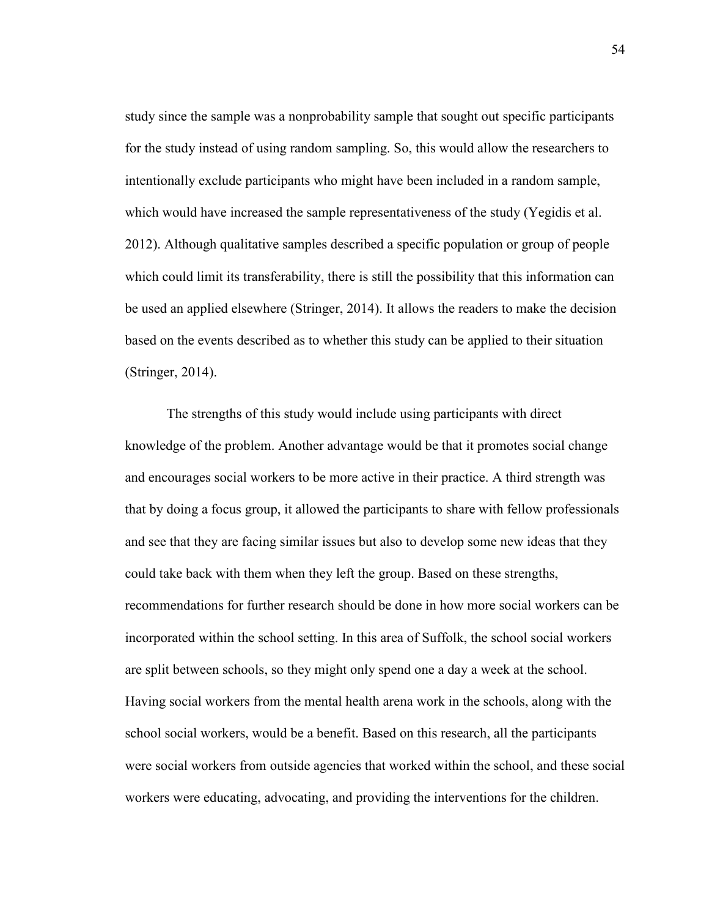study since the sample was a nonprobability sample that sought out specific participants for the study instead of using random sampling. So, this would allow the researchers to intentionally exclude participants who might have been included in a random sample, which would have increased the sample representativeness of the study (Yegidis et al. 2012). Although qualitative samples described a specific population or group of people which could limit its transferability, there is still the possibility that this information can be used an applied elsewhere (Stringer, 2014). It allows the readers to make the decision based on the events described as to whether this study can be applied to their situation (Stringer, 2014).

The strengths of this study would include using participants with direct knowledge of the problem. Another advantage would be that it promotes social change and encourages social workers to be more active in their practice. A third strength was that by doing a focus group, it allowed the participants to share with fellow professionals and see that they are facing similar issues but also to develop some new ideas that they could take back with them when they left the group. Based on these strengths, recommendations for further research should be done in how more social workers can be incorporated within the school setting. In this area of Suffolk, the school social workers are split between schools, so they might only spend one a day a week at the school. Having social workers from the mental health arena work in the schools, along with the school social workers, would be a benefit. Based on this research, all the participants were social workers from outside agencies that worked within the school, and these social workers were educating, advocating, and providing the interventions for the children.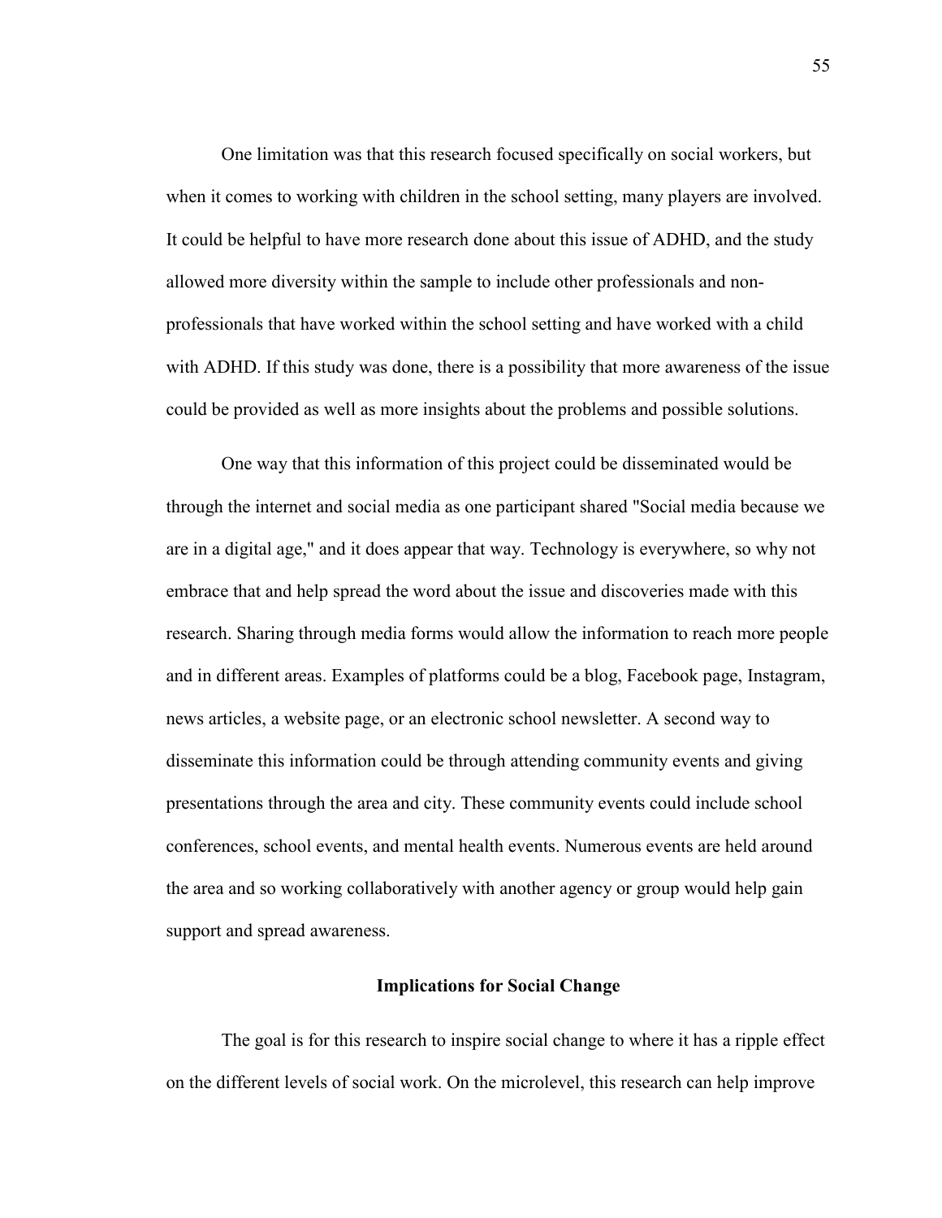One limitation was that this research focused specifically on social workers, but when it comes to working with children in the school setting, many players are involved. It could be helpful to have more research done about this issue of ADHD, and the study allowed more diversity within the sample to include other professionals and non-professionals that have worked within the school setting and have worked with a child with ADHD. If this study was done, there is a possibility that more awareness of the issue could be provided as well as more insights about the problems and possible solutions.

One way that this information of this project could be disseminated would be through the internet and social media as one participant shared "Social media because we are in a digital age," and it does appear that way. Technology is everywhere, so why not embrace that and help spread the word about the issue and discoveries made with this research. Sharing through media forms would allow the information to reach more people and in different areas. Examples of platforms could be a blog, Facebook page, Instagram, news articles, a website page, or an electronic school newsletter. A second way to disseminate this information could be through attending community events and giving presentations through the area and city. These community events could include school conferences, school events, and mental health events. Numerous events are held around the area and so working collaboratively with another agency or group would help gain support and spread awareness.

## Implications for Social Change

The goal is for this research to inspire social change to where it has a ripple effect on the different levels of social work. On the microlevel, this research can help improve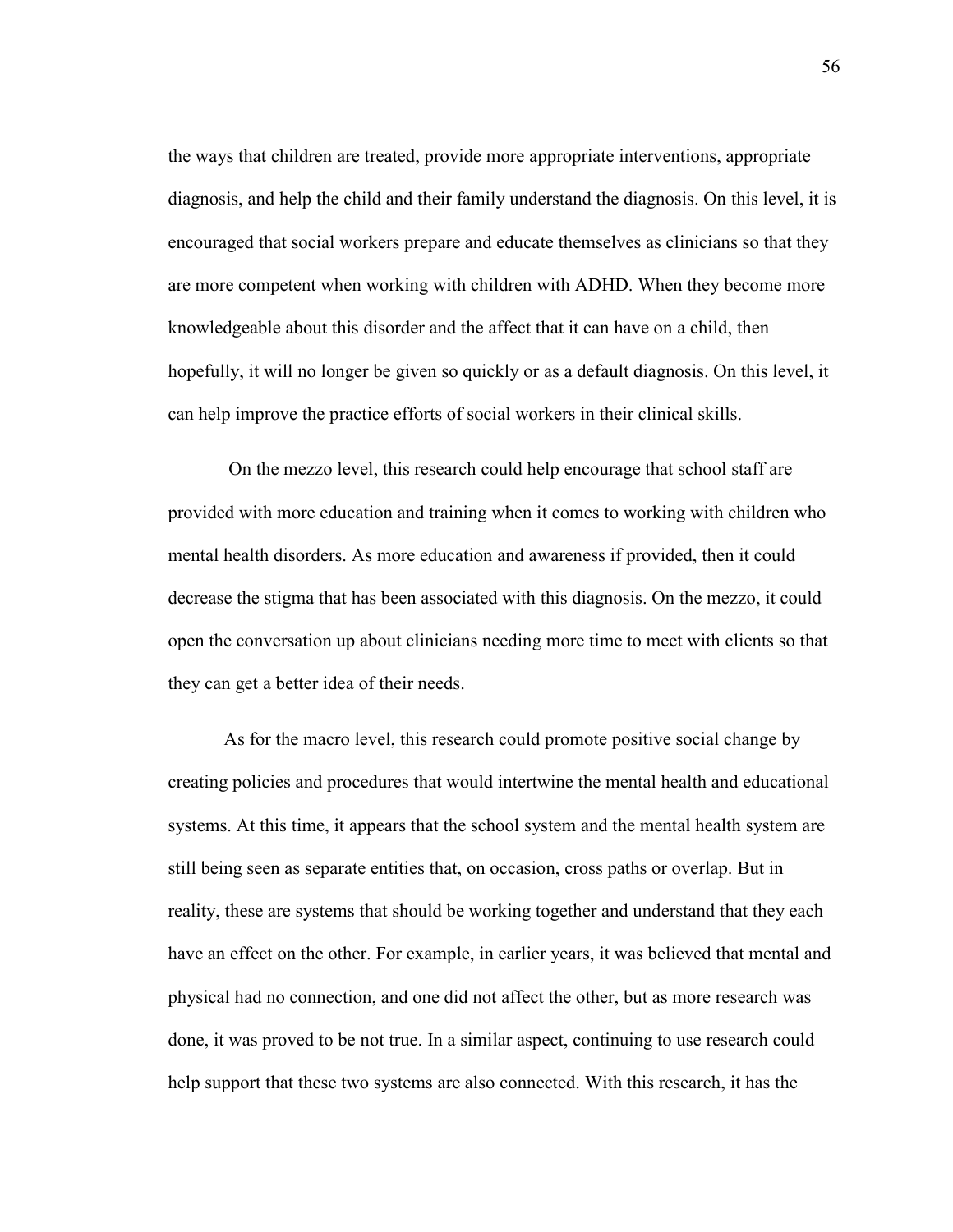the ways that children are treated, provide more appropriate interventions, appropriate diagnosis, and help the child and their family understand the diagnosis. On this level, it is encouraged that social workers prepare and educate themselves as clinicians so that they are more competent when working with children with ADHD. When they become more knowledgeable about this disorder and the affect that it can have on a child, then hopefully, it will no longer be given so quickly or as a default diagnosis. On this level, it can help improve the practice efforts of social workers in their clinical skills.

On the mezzo level, this research could help encourage that school staff are provided with more education and training when it comes to working with children who mental health disorders. As more education and awareness if provided, then it could decrease the stigma that has been associated with this diagnosis. On the mezzo, it could open the conversation up about clinicians needing more time to meet with clients so that they can get a better idea of their needs.

As for the macro level, this research could promote positive social change by creating policies and procedures that would intertwine the mental health and educational systems. At this time, it appears that the school system and the mental health system are still being seen as separate entities that, on occasion, cross paths or overlap. But in reality, these are systems that should be working together and understand that they each have an effect on the other. For example, in earlier years, it was believed that mental and physical had no connection, and one did not affect the other, but as more research was done, it was proved to be not true. In a similar aspect, continuing to use research could help support that these two systems are also connected. With this research, it has the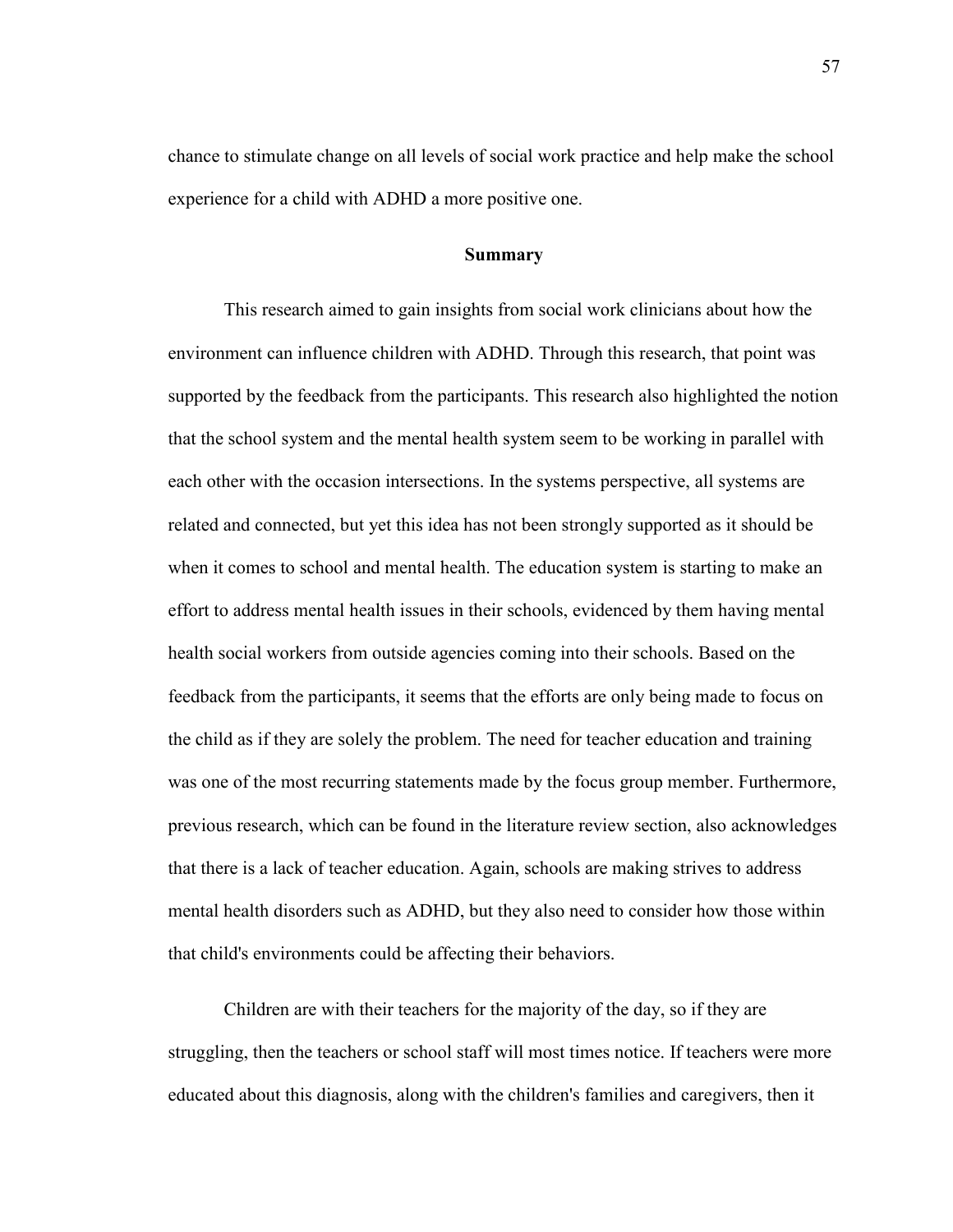chance to stimulate change on all levels of social work practice and help make the school experience for a child with ADHD a more positive one.

## Summary

This research aimed to gain insights from social work clinicians about how the environment can influence children with ADHD. Through this research, that point was supported by the feedback from the participants. This research also highlighted the notion that the school system and the mental health system seem to be working in parallel with each other with the occasion intersections. In the systems perspective, all systems are related and connected, but yet this idea has not been strongly supported as it should be when it comes to school and mental health. The education system is starting to make an effort to address mental health issues in their schools, evidenced by them having mental health social workers from outside agencies coming into their schools. Based on the feedback from the participants, it seems that the efforts are only being made to focus on the child as if they are solely the problem. The need for teacher education and training was one of the most recurring statements made by the focus group member. Furthermore, previous research, which can be found in the literature review section, also acknowledges that there is a lack of teacher education. Again, schools are making strives to address mental health disorders such as ADHD, but they also need to consider how those within that child's environments could be affecting their behaviors.

Children are with their teachers for the majority of the day, so if they are struggling, then the teachers or school staff will most times notice. If teachers were more educated about this diagnosis, along with the children's families and caregivers, then it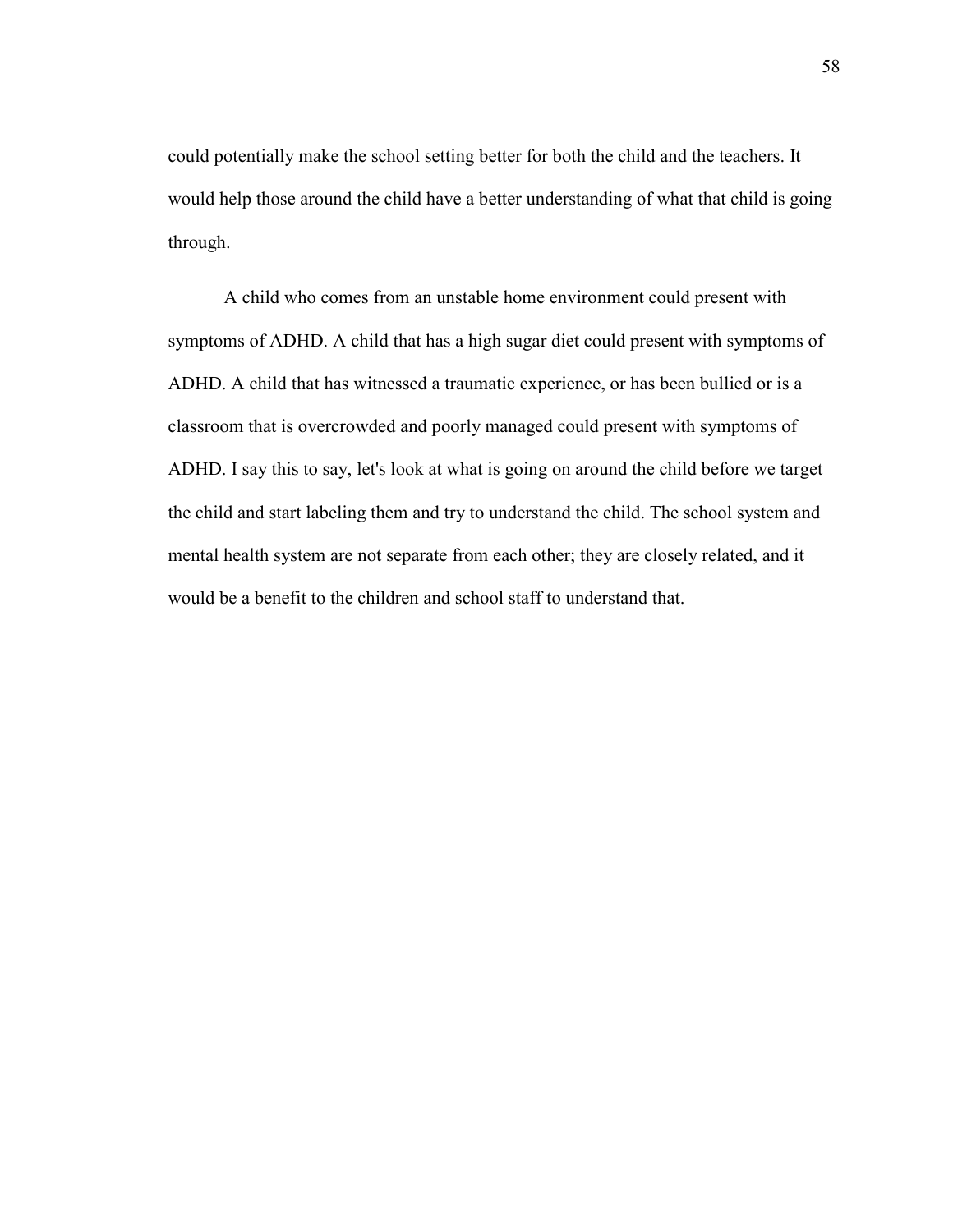could potentially make the school setting better for both the child and the teachers. It would help those around the child have a better understanding of what that child is going through.

A child who comes from an unstable home environment could present with symptoms of ADHD. A child that has a high sugar diet could present with symptoms of ADHD. A child that has witnessed a traumatic experience, or has been bullied or is a classroom that is overcrowded and poorly managed could present with symptoms of ADHD. I say this to say, let's look at what is going on around the child before we target the child and start labeling them and try to understand the child. The school system and mental health system are not separate from each other; they are closely related, and it would be a benefit to the children and school staff to understand that.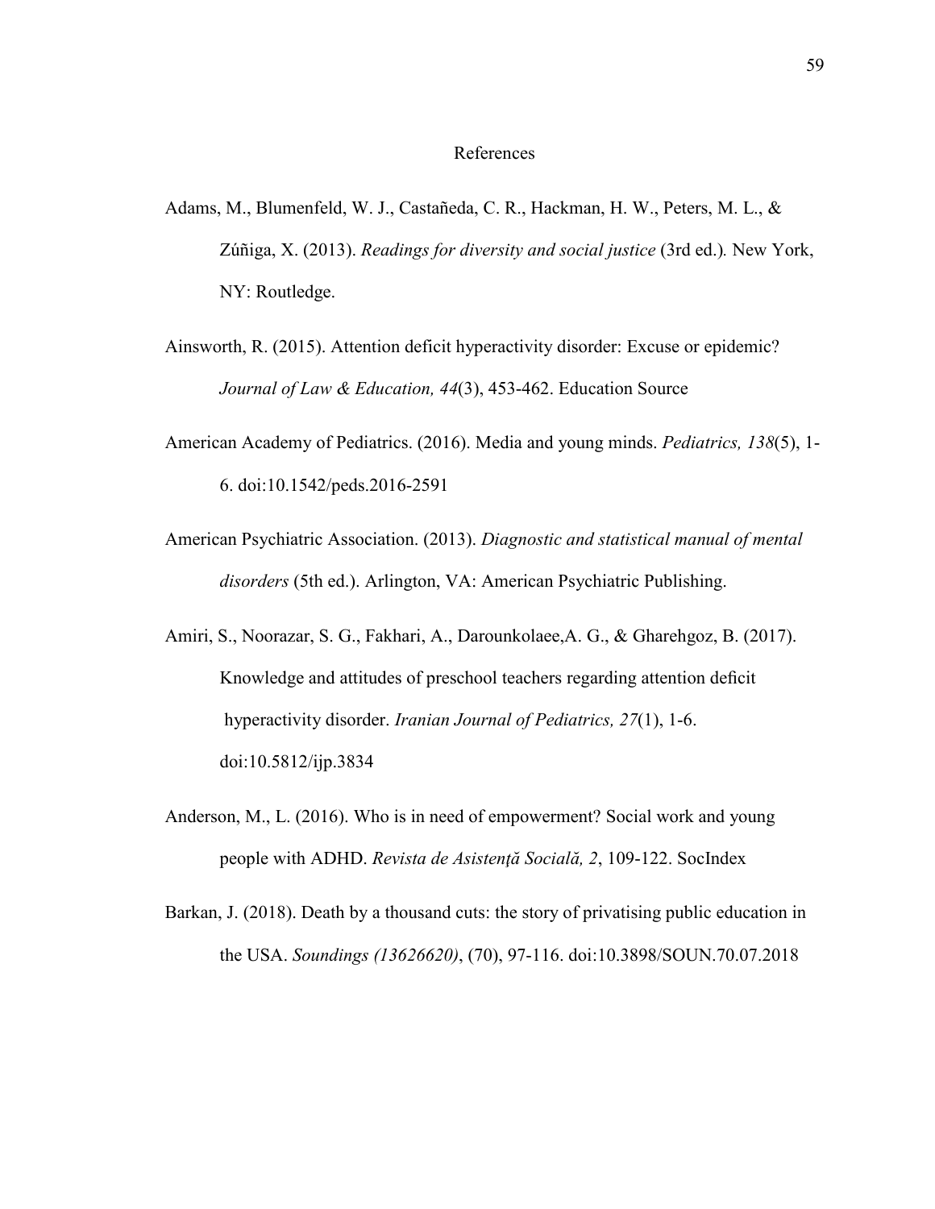# References

Adams, M., Blumenfeld, W. J., Castañeda, C. R., Hackman, H. W., Peters, M. L., & Zúñiga, X. (2013). *Readings for diversity and social justice* (3rd ed.)*.* New York, NY: Routledge.

Ainsworth, R. (2015). Attention deficit hyperactivity disorder: Excuse or epidemic? *Journal of Law & Education, 44*(3), 453-462. Education Source

American Academy of Pediatrics. (2016). Media and young minds. *Pediatrics, 138*(5), 1-6. doi:10.1542/peds.2016-2591

American Psychiatric Association. (2013). *Diagnostic and statistical manual of mental disorders* (5th ed.). Arlington, VA: American Psychiatric Publishing.

Amiri, S., Noorazar, S. G., Fakhari, A., Darounkolaee,A. G., & Gharehgoz, B. (2017). Knowledge and attitudes of preschool teachers regarding attention deficit hyperactivity disorder. *Iranian Journal of Pediatrics, 27*(1), 1-6. doi:10.5812/ijp.3834

Anderson, M., L. (2016). Who is in need of empowerment? Social work and young people with ADHD. *Revista de Asistenţă Socială, 2*, 109-122. SocIndex

Barkan, J. (2018). Death by a thousand cuts: the story of privatising public education in the USA. *Soundings (13626620)*, (70), 97-116. doi:10.3898/SOUN.70.07.2018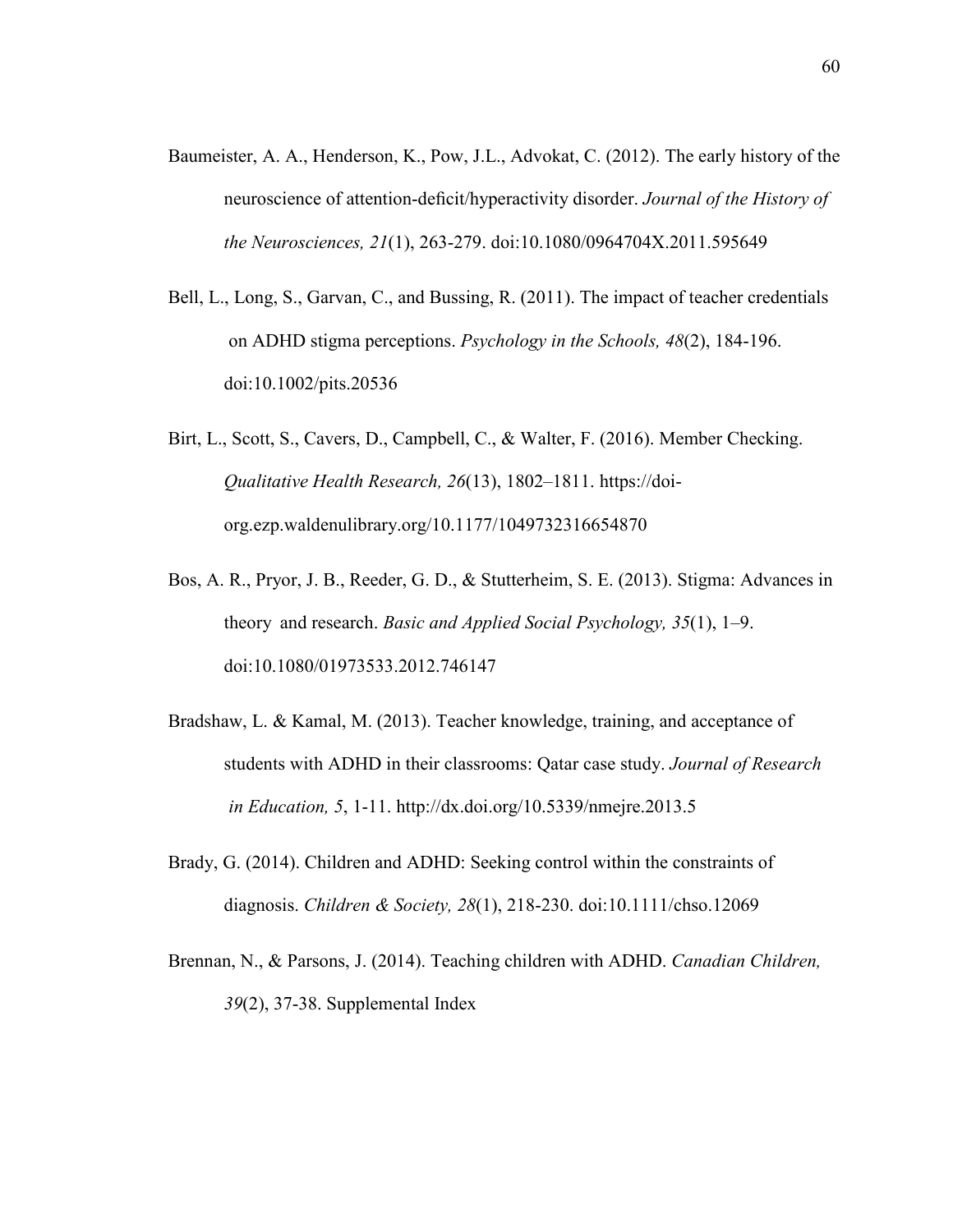Baumeister, A. A., Henderson, K., Pow, J.L., Advokat, C. (2012). The early history of the neuroscience of attention-deficit/hyperactivity disorder. *Journal of the History of the Neurosciences, 21*(1), 263-279. doi:10.1080/0964704X.2011.595649

Bell, L., Long, S., Garvan, C., and Bussing, R. (2011). The impact of teacher credentials on ADHD stigma perceptions. *Psychology in the Schools, 48*(2), 184-196. doi:10.1002/pits.20536

Birt, L., Scott, S., Cavers, D., Campbell, C., & Walter, F. (2016). Member Checking. *Qualitative Health Research, 26*(13), 1802–1811. https://doi-org.ezp.waldenulibrary.org/10.1177/1049732316654870

Bos, A. R., Pryor, J. B., Reeder, G. D., & Stutterheim, S. E. (2013). Stigma: Advances in theory and research. *Basic and Applied Social Psychology, 35*(1), 1–9. doi:10.1080/01973533.2012.746147

Bradshaw, L. & Kamal, M. (2013). Teacher knowledge, training, and acceptance of students with ADHD in their classrooms: Qatar case study. *Journal of Research in Education, 5*, 1-11. http://dx.doi.org/10.5339/nmejre.2013.5

Brady, G. (2014). Children and ADHD: Seeking control within the constraints of diagnosis. *Children & Society, 28*(1), 218-230. doi:10.1111/chso.12069

Brennan, N., & Parsons, J. (2014). Teaching children with ADHD. *Canadian Children, 39*(2), 37-38. Supplemental Index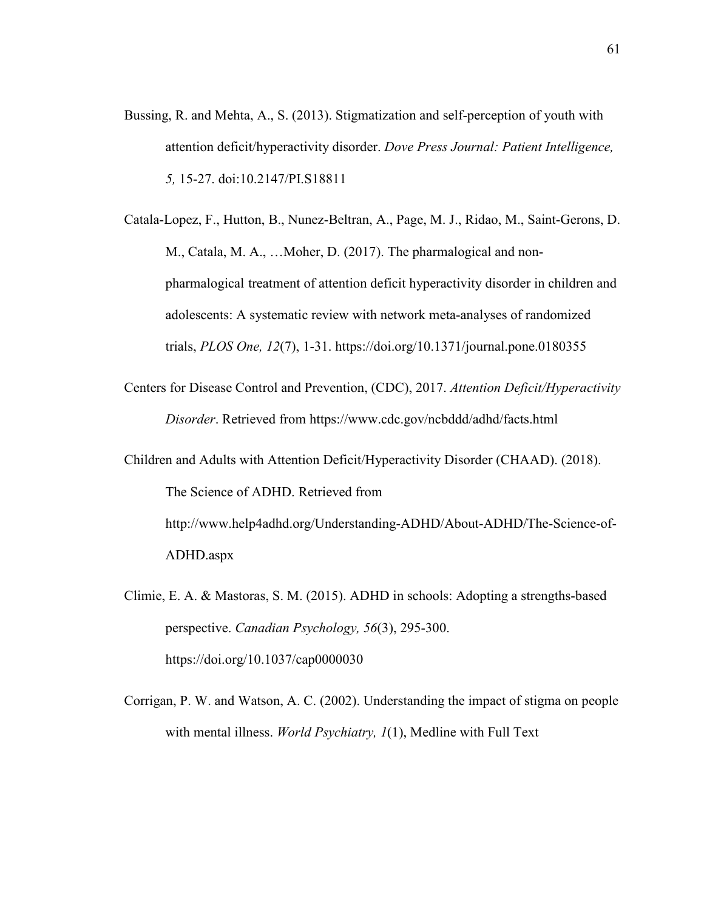Bussing, R. and Mehta, A., S. (2013). Stigmatization and self-perception of youth with attention deficit/hyperactivity disorder. *Dove Press Journal: Patient Intelligence, 5,* 15-27. doi:10.2147/PI.S18811

Catala-Lopez, F., Hutton, B., Nunez-Beltran, A., Page, M. J., Ridao, M., Saint-Gerons, D. M., Catala, M. A., …Moher, D. (2017). The pharmalogical and non-pharmalogical treatment of attention deficit hyperactivity disorder in children and adolescents: A systematic review with network meta-analyses of randomized trials, *PLOS One, 12*(7), 1-31. https://doi.org/10.1371/journal.pone.0180355

Centers for Disease Control and Prevention, (CDC), 2017. *Attention Deficit/Hyperactivity Disorder*. Retrieved from https://www.cdc.gov/ncbddd/adhd/facts.html

Children and Adults with Attention Deficit/Hyperactivity Disorder (CHAAD). (2018). The Science of ADHD. Retrieved from http://www.help4adhd.org/Understanding-ADHD/About-ADHD/The-Science-of-ADHD.aspx

Climie, E. A. & Mastoras, S. M. (2015). ADHD in schools: Adopting a strengths-based perspective. *Canadian Psychology, 56*(3), 295-300. https://doi.org/10.1037/cap0000030

Corrigan, P. W. and Watson, A. C. (2002). Understanding the impact of stigma on people with mental illness. *World Psychiatry, 1*(1), Medline with Full Text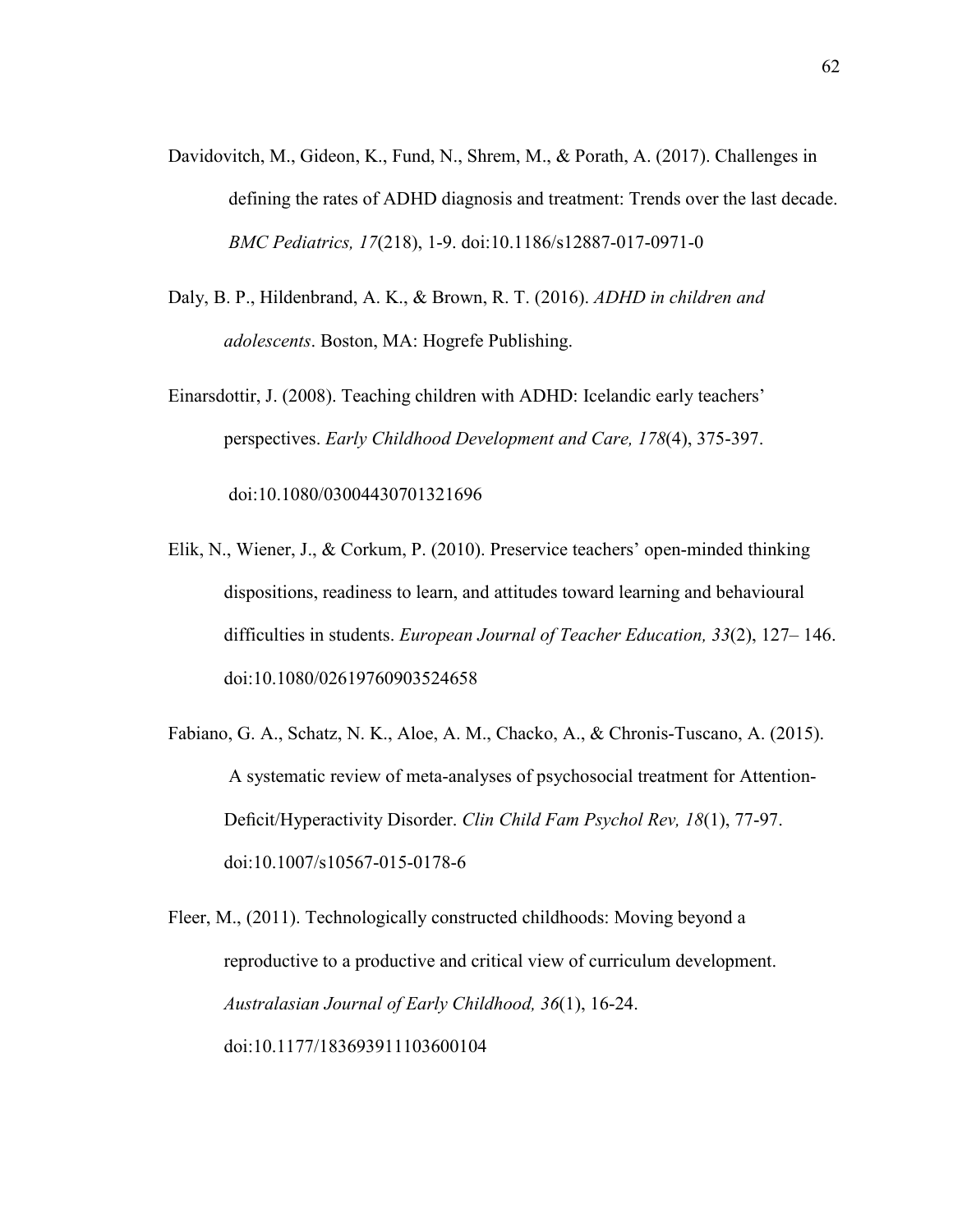Davidovitch, M., Gideon, K., Fund, N., Shrem, M., & Porath, A. (2017). Challenges in defining the rates of ADHD diagnosis and treatment: Trends over the last decade. *BMC Pediatrics, 17*(218), 1-9. doi:10.1186/s12887-017-0971-0

Daly, B. P., Hildenbrand, A. K., & Brown, R. T. (2016). *ADHD in children and adolescents*. Boston, MA: Hogrefe Publishing.

Einarsdottir, J. (2008). Teaching children with ADHD: Icelandic early teachers' perspectives. *Early Childhood Development and Care, 178*(4), 375-397. doi:10.1080/03004430701321696

Elik, N., Wiener, J., & Corkum, P. (2010). Preservice teachers' open-minded thinking dispositions, readiness to learn, and attitudes toward learning and behavioural difficulties in students. *European Journal of Teacher Education, 33*(2), 127– 146. doi:10.1080/02619760903524658

Fabiano, G. A., Schatz, N. K., Aloe, A. M., Chacko, A., & Chronis-Tuscano, A. (2015). A systematic review of meta-analyses of psychosocial treatment for Attention-Deficit/Hyperactivity Disorder. *Clin Child Fam Psychol Rev, 18*(1), 77-97. doi:10.1007/s10567-015-0178-6

Fleer, M., (2011). Technologically constructed childhoods: Moving beyond a reproductive to a productive and critical view of curriculum development. *Australasian Journal of Early Childhood, 36*(1), 16-24. doi:10.1177/183693911103600104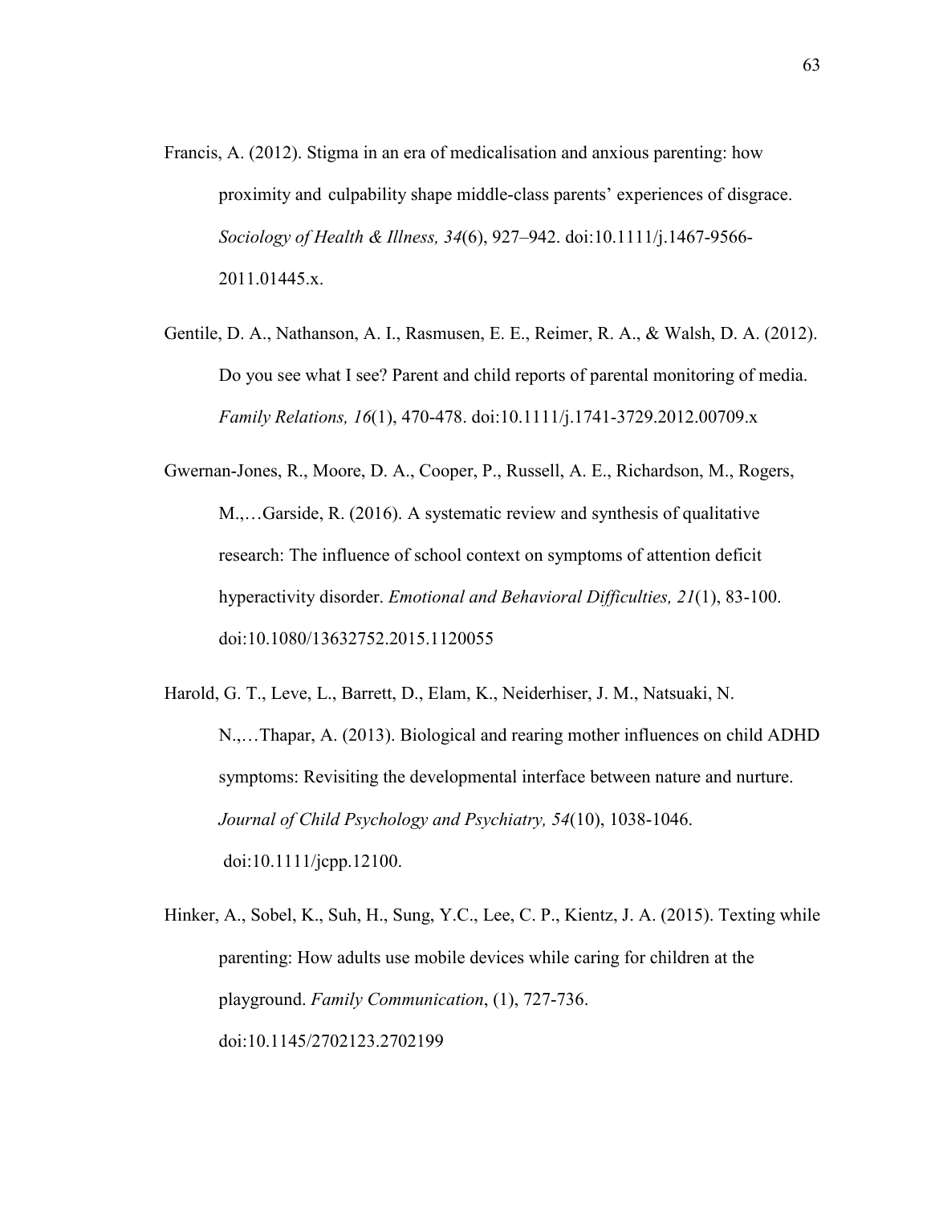Francis, A. (2012). Stigma in an era of medicalisation and anxious parenting: how proximity and culpability shape middle-class parents' experiences of disgrace. *Sociology of Health & Illness, 34*(6), 927–942. doi:10.1111/j.1467-9566-2011.01445.x.

Gentile, D. A., Nathanson, A. I., Rasmusen, E. E., Reimer, R. A., & Walsh, D. A. (2012). Do you see what I see? Parent and child reports of parental monitoring of media. *Family Relations, 16*(1), 470-478. doi:10.1111/j.1741-3729.2012.00709.x

Gwernan-Jones, R., Moore, D. A., Cooper, P., Russell, A. E., Richardson, M., Rogers, M.,…Garside, R. (2016). A systematic review and synthesis of qualitative research: The influence of school context on symptoms of attention deficit hyperactivity disorder. *Emotional and Behavioral Difficulties, 21*(1), 83-100. doi:10.1080/13632752.2015.1120055

Harold, G. T., Leve, L., Barrett, D., Elam, K., Neiderhiser, J. M., Natsuaki, N. N.,…Thapar, A. (2013). Biological and rearing mother influences on child ADHD symptoms: Revisiting the developmental interface between nature and nurture. *Journal of Child Psychology and Psychiatry, 54*(10), 1038-1046. doi:10.1111/jcpp.12100.

Hinker, A., Sobel, K., Suh, H., Sung, Y.C., Lee, C. P., Kientz, J. A. (2015). Texting while parenting: How adults use mobile devices while caring for children at the playground. *Family Communication*, (1), 727-736. doi:10.1145/2702123.2702199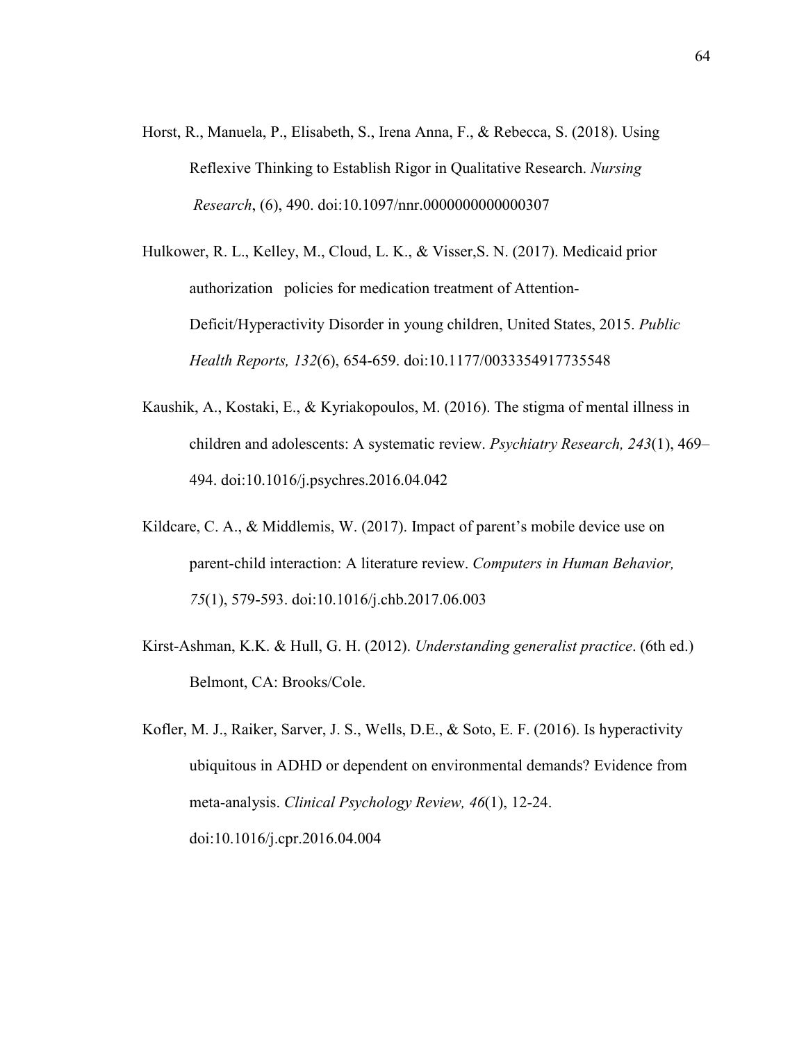Horst, R., Manuela, P., Elisabeth, S., Irena Anna, F., & Rebecca, S. (2018). Using Reflexive Thinking to Establish Rigor in Qualitative Research. *Nursing Research*, (6), 490. doi:10.1097/nnr.0000000000000307

Hulkower, R. L., Kelley, M., Cloud, L. K., & Visser,S. N. (2017). Medicaid prior authorization policies for medication treatment of Attention-Deficit/Hyperactivity Disorder in young children, United States, 2015. *Public Health Reports, 132*(6), 654-659. doi:10.1177/0033354917735548

Kaushik, A., Kostaki, E., & Kyriakopoulos, M. (2016). The stigma of mental illness in children and adolescents: A systematic review. *Psychiatry Research, 243*(1), 469–494. doi:10.1016/j.psychres.2016.04.042

Kildcare, C. A., & Middlemis, W. (2017). Impact of parent's mobile device use on parent-child interaction: A literature review. *Computers in Human Behavior, 75*(1), 579-593. doi:10.1016/j.chb.2017.06.003

Kirst-Ashman, K.K. & Hull, G. H. (2012). *Understanding generalist practice*. (6th ed.) Belmont, CA: Brooks/Cole.

Kofler, M. J., Raiker, Sarver, J. S., Wells, D.E., & Soto, E. F. (2016). Is hyperactivity ubiquitous in ADHD or dependent on environmental demands? Evidence from meta-analysis. *Clinical Psychology Review, 46*(1), 12-24. doi:10.1016/j.cpr.2016.04.004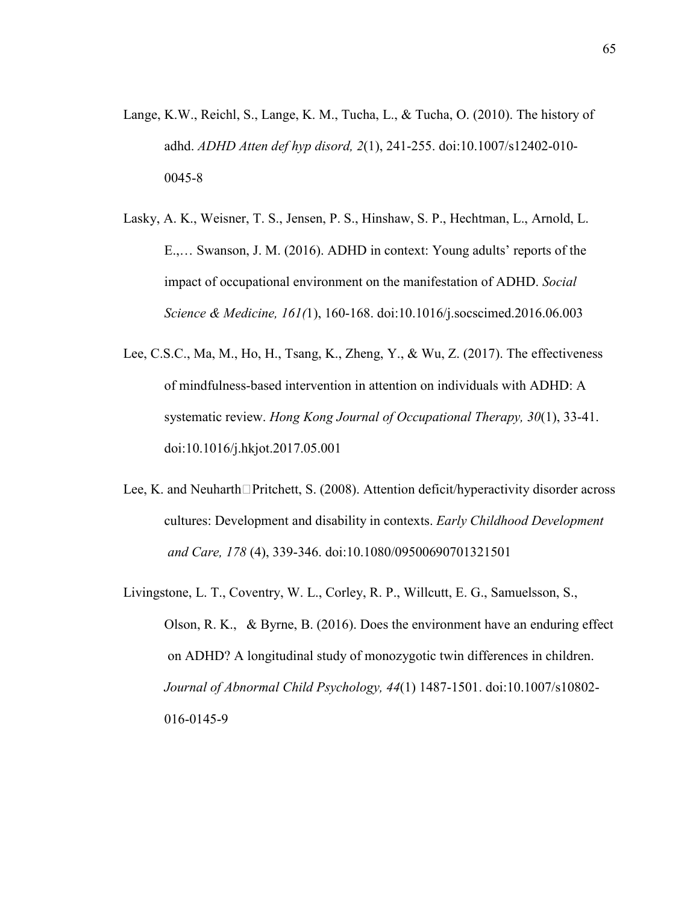Lange, K.W., Reichl, S., Lange, K. M., Tucha, L., & Tucha, O. (2010). The history of adhd. *ADHD Atten def hyp disord, 2*(1), 241-255. doi:10.1007/s12402-010-0045-8

Lasky, A. K., Weisner, T. S., Jensen, P. S., Hinshaw, S. P., Hechtman, L., Arnold, L. E.,… Swanson, J. M. (2016). ADHD in context: Young adults' reports of the impact of occupational environment on the manifestation of ADHD. *Social Science & Medicine, 161(*1), 160-168. doi:10.1016/j.socscimed.2016.06.003

Lee, C.S.C., Ma, M., Ho, H., Tsang, K., Zheng, Y., & Wu, Z. (2017). The effectiveness of mindfulness-based intervention in attention on individuals with ADHD: A systematic review. *Hong Kong Journal of Occupational Therapy, 30*(1), 33-41. doi:10.1016/j.hkjot.2017.05.001

Lee, K. and Neuharth□Pritchett, S. (2008). Attention deficit/hyperactivity disorder across cultures: Development and disability in contexts. *Early Childhood Development and Care, 178* (4), 339-346. doi:10.1080/09500690701321501

Livingstone, L. T., Coventry, W. L., Corley, R. P., Willcutt, E. G., Samuelsson, S., Olson, R. K., & Byrne, B. (2016). Does the environment have an enduring effect on ADHD? A longitudinal study of monozygotic twin differences in children. *Journal of Abnormal Child Psychology, 44*(1) 1487-1501. doi:10.1007/s10802-016-0145-9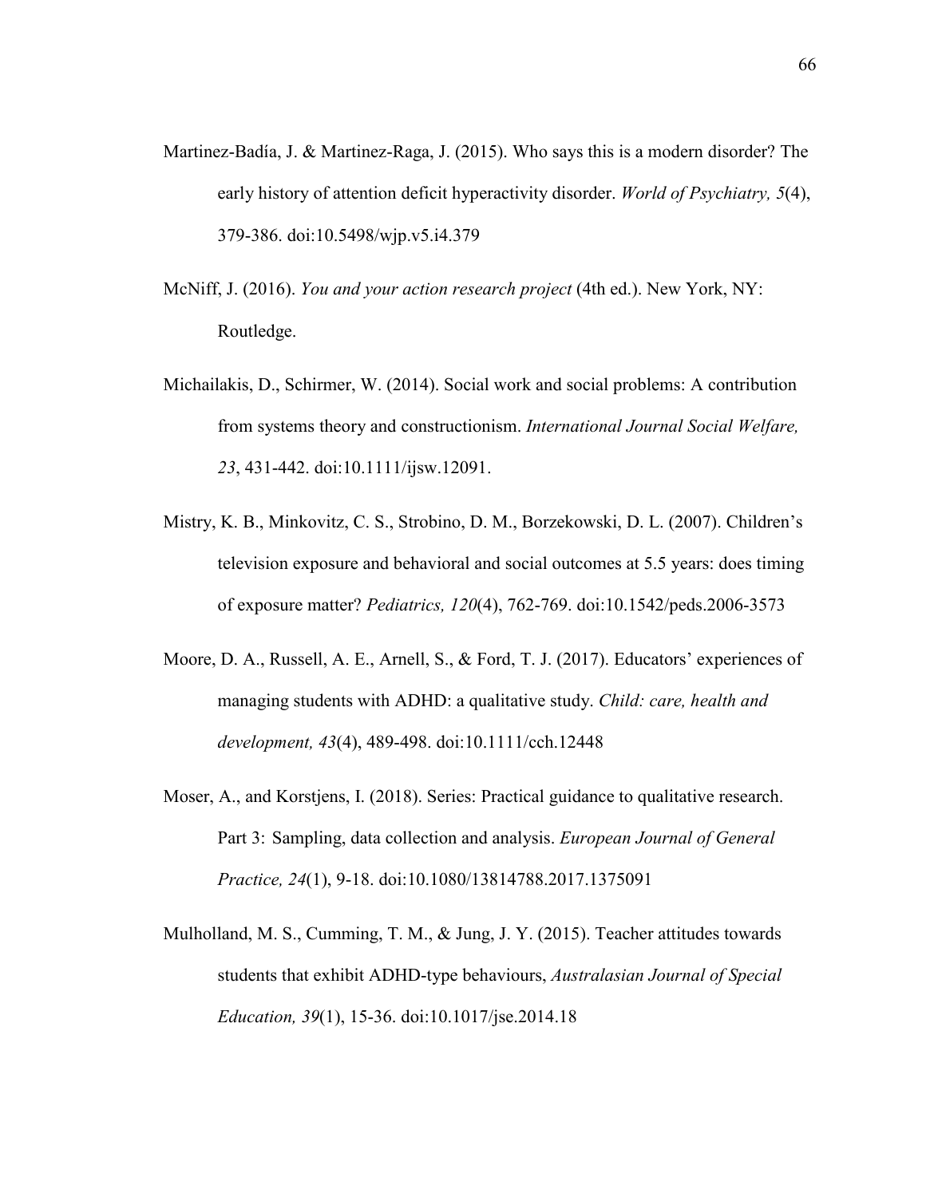Martinez-Badía, J. & Martinez-Raga, J. (2015). Who says this is a modern disorder? The early history of attention deficit hyperactivity disorder. *World of Psychiatry, 5*(4), 379-386. doi:10.5498/wjp.v5.i4.379

McNiff, J. (2016). *You and your action research project* (4th ed.). New York, NY: Routledge.

Michailakis, D., Schirmer, W. (2014). Social work and social problems: A contribution from systems theory and constructionism. *International Journal Social Welfare, 23*, 431-442. doi:10.1111/ijsw.12091.

Mistry, K. B., Minkovitz, C. S., Strobino, D. M., Borzekowski, D. L. (2007). Children's television exposure and behavioral and social outcomes at 5.5 years: does timing of exposure matter? *Pediatrics, 120*(4), 762-769. doi:10.1542/peds.2006-3573

Moore, D. A., Russell, A. E., Arnell, S., & Ford, T. J. (2017). Educators' experiences of managing students with ADHD: a qualitative study. *Child: care, health and development, 43*(4), 489-498. doi:10.1111/cch.12448

Moser, A., and Korstjens, I. (2018). Series: Practical guidance to qualitative research. Part 3: Sampling, data collection and analysis. *European Journal of General Practice, 24*(1), 9-18. doi:10.1080/13814788.2017.1375091

Mulholland, M. S., Cumming, T. M., & Jung, J. Y. (2015). Teacher attitudes towards students that exhibit ADHD-type behaviours, *Australasian Journal of Special Education, 39*(1), 15-36. doi:10.1017/jse.2014.18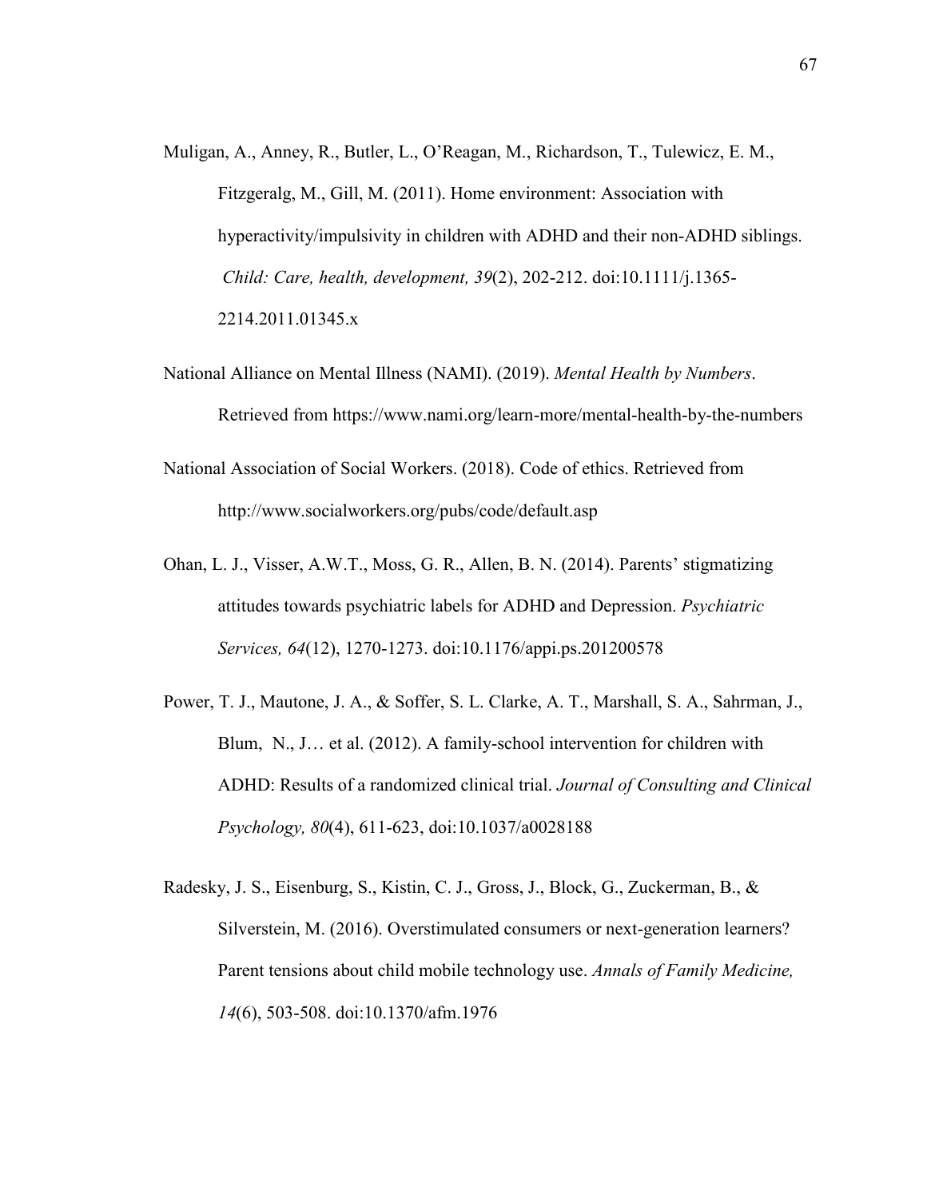Muligan, A., Anney, R., Butler, L., O'Reagan, M., Richardson, T., Tulewicz, E. M., Fitzgeralg, M., Gill, M. (2011). Home environment: Association with hyperactivity/impulsivity in children with ADHD and their non-ADHD siblings. *Child: Care, health, development, 39*(2), 202-212. doi:10.1111/j.1365-2214.2011.01345.x

National Alliance on Mental Illness (NAMI). (2019). *Mental Health by Numbers*. Retrieved from https://www.nami.org/learn-more/mental-health-by-the-numbers

National Association of Social Workers. (2018). Code of ethics. Retrieved from http://www.socialworkers.org/pubs/code/default.asp

Ohan, L. J., Visser, A.W.T., Moss, G. R., Allen, B. N. (2014). Parents' stigmatizing attitudes towards psychiatric labels for ADHD and Depression. *Psychiatric Services, 64*(12), 1270-1273. doi:10.1176/appi.ps.201200578

Power, T. J., Mautone, J. A., & Soffer, S. L. Clarke, A. T., Marshall, S. A., Sahrman, J., Blum, N., J… et al. (2012). A family-school intervention for children with ADHD: Results of a randomized clinical trial. *Journal of Consulting and Clinical Psychology, 80*(4), 611-623, doi:10.1037/a0028188

Radesky, J. S., Eisenburg, S., Kistin, C. J., Gross, J., Block, G., Zuckerman, B., & Silverstein, M. (2016). Overstimulated consumers or next-generation learners? Parent tensions about child mobile technology use. *Annals of Family Medicine, 14*(6), 503-508. doi:10.1370/afm.1976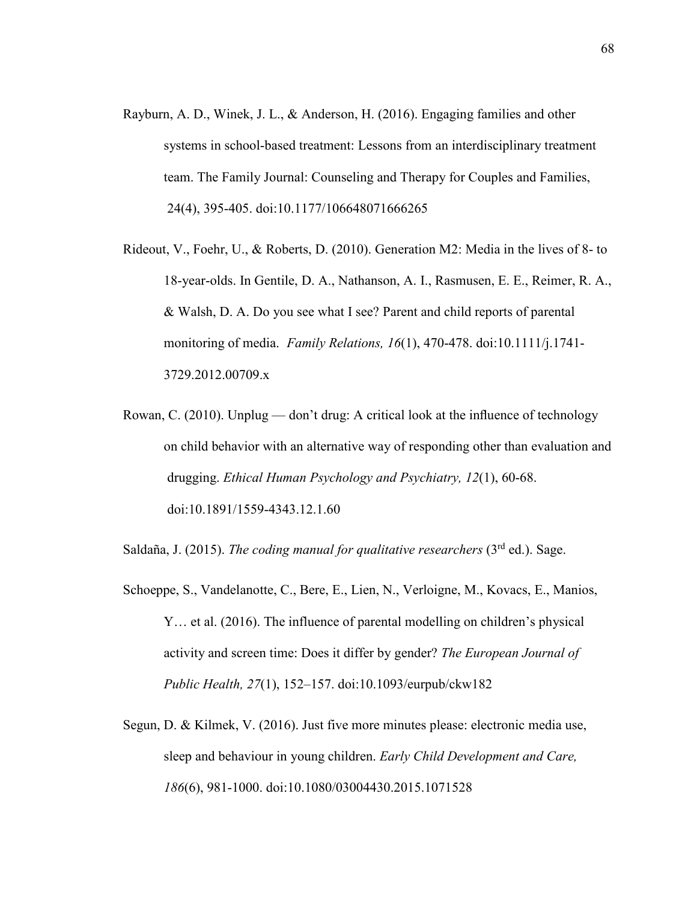Rayburn, A. D., Winek, J. L., & Anderson, H. (2016). Engaging families and other systems in school-based treatment: Lessons from an interdisciplinary treatment team. The Family Journal: Counseling and Therapy for Couples and Families, 24(4), 395-405. doi:10.1177/106648071666265

Rideout, V., Foehr, U., & Roberts, D. (2010). Generation M2: Media in the lives of 8- to 18-year-olds. In Gentile, D. A., Nathanson, A. I., Rasmusen, E. E., Reimer, R. A., & Walsh, D. A. Do you see what I see? Parent and child reports of parental monitoring of media. *Family Relations, 16*(1), 470-478. doi:10.1111/j.1741-3729.2012.00709.x

Rowan, C. (2010). Unplug — don't drug: A critical look at the influence of technology on child behavior with an alternative way of responding other than evaluation and drugging. *Ethical Human Psychology and Psychiatry, 12*(1), 60-68. doi:10.1891/1559-4343.12.1.60

Saldaña, J. (2015). *The coding manual for qualitative researchers* (3rd ed.). Sage.

Schoeppe, S., Vandelanotte, C., Bere, E., Lien, N., Verloigne, M., Kovacs, E., Manios, Y… et al. (2016). The influence of parental modelling on children's physical activity and screen time: Does it differ by gender? *The European Journal of Public Health, 27*(1), 152–157. doi:10.1093/eurpub/ckw182

Segun, D. & Kilmek, V. (2016). Just five more minutes please: electronic media use, sleep and behaviour in young children. *Early Child Development and Care, 186*(6), 981-1000. doi:10.1080/03004430.2015.1071528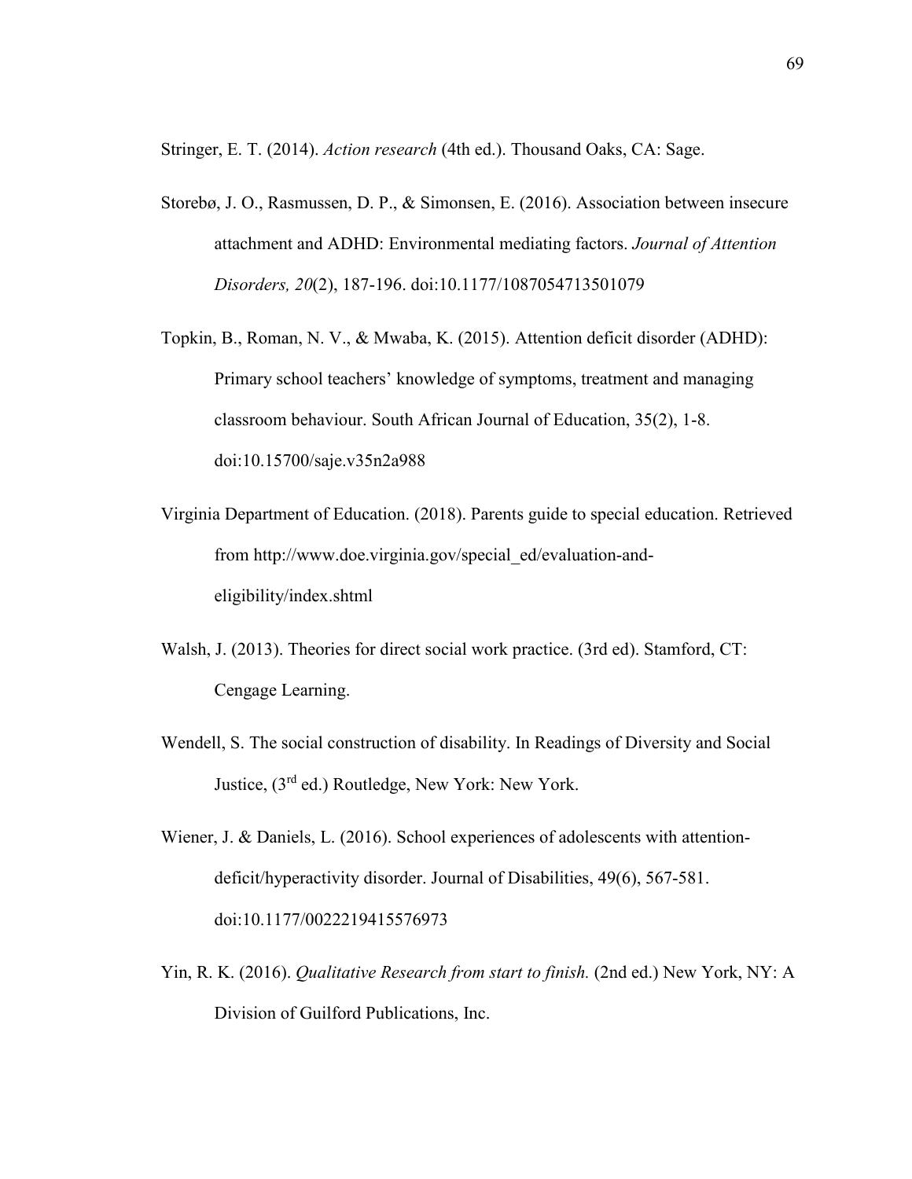Stringer, E. T. (2014). *Action research* (4th ed.). Thousand Oaks, CA: Sage.

Storebø, J. O., Rasmussen, D. P., & Simonsen, E. (2016). Association between insecure attachment and ADHD: Environmental mediating factors. *Journal of Attention Disorders, 20*(2), 187-196. doi:10.1177/1087054713501079

Topkin, B., Roman, N. V., & Mwaba, K. (2015). Attention deficit disorder (ADHD): Primary school teachers' knowledge of symptoms, treatment and managing classroom behaviour. South African Journal of Education, 35(2), 1-8. doi:10.15700/saje.v35n2a988

Virginia Department of Education. (2018). Parents guide to special education. Retrieved from http://www.doe.virginia.gov/special_ed/evaluation-and-eligibility/index.shtml

Walsh, J. (2013). Theories for direct social work practice. (3rd ed). Stamford, CT: Cengage Learning.

Wendell, S. The social construction of disability. In Readings of Diversity and Social Justice, (3rd ed.) Routledge, New York: New York.

Wiener, J. & Daniels, L. (2016). School experiences of adolescents with attention-deficit/hyperactivity disorder. Journal of Disabilities, 49(6), 567-581. doi:10.1177/0022219415576973

Yin, R. K. (2016). *Qualitative Research from start to finish.* (2nd ed.) New York, NY: A Division of Guilford Publications, Inc.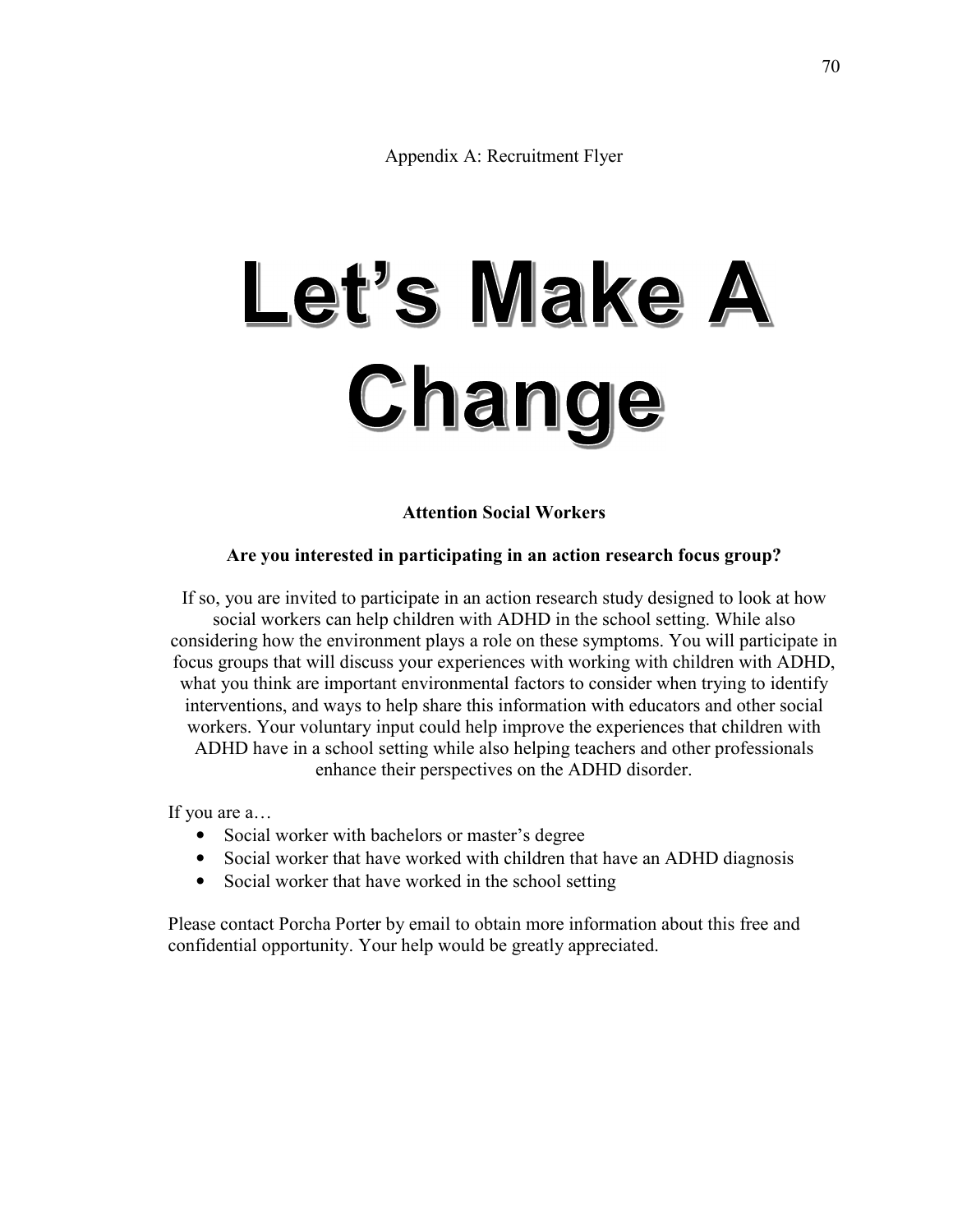Appendix A: Recruitment Flyer

# Let's Make A Change

**Attention Social Workers**

**Are you interested in participating in an action research focus group?**

If so, you are invited to participate in an action research study designed to look at how social workers can help children with ADHD in the school setting. While also considering how the environment plays a role on these symptoms. You will participate in focus groups that will discuss your experiences with working with children with ADHD, what you think are important environmental factors to consider when trying to identify interventions, and ways to help share this information with educators and other social workers. Your voluntary input could help improve the experiences that children with ADHD have in a school setting while also helping teachers and other professionals enhance their perspectives on the ADHD disorder.

If you are a…

- Social worker with bachelors or master's degree
- Social worker that have worked with children that have an ADHD diagnosis
- Social worker that have worked in the school setting

Please contact Porcha Porter by email to obtain more information about this free and confidential opportunity. Your help would be greatly appreciated.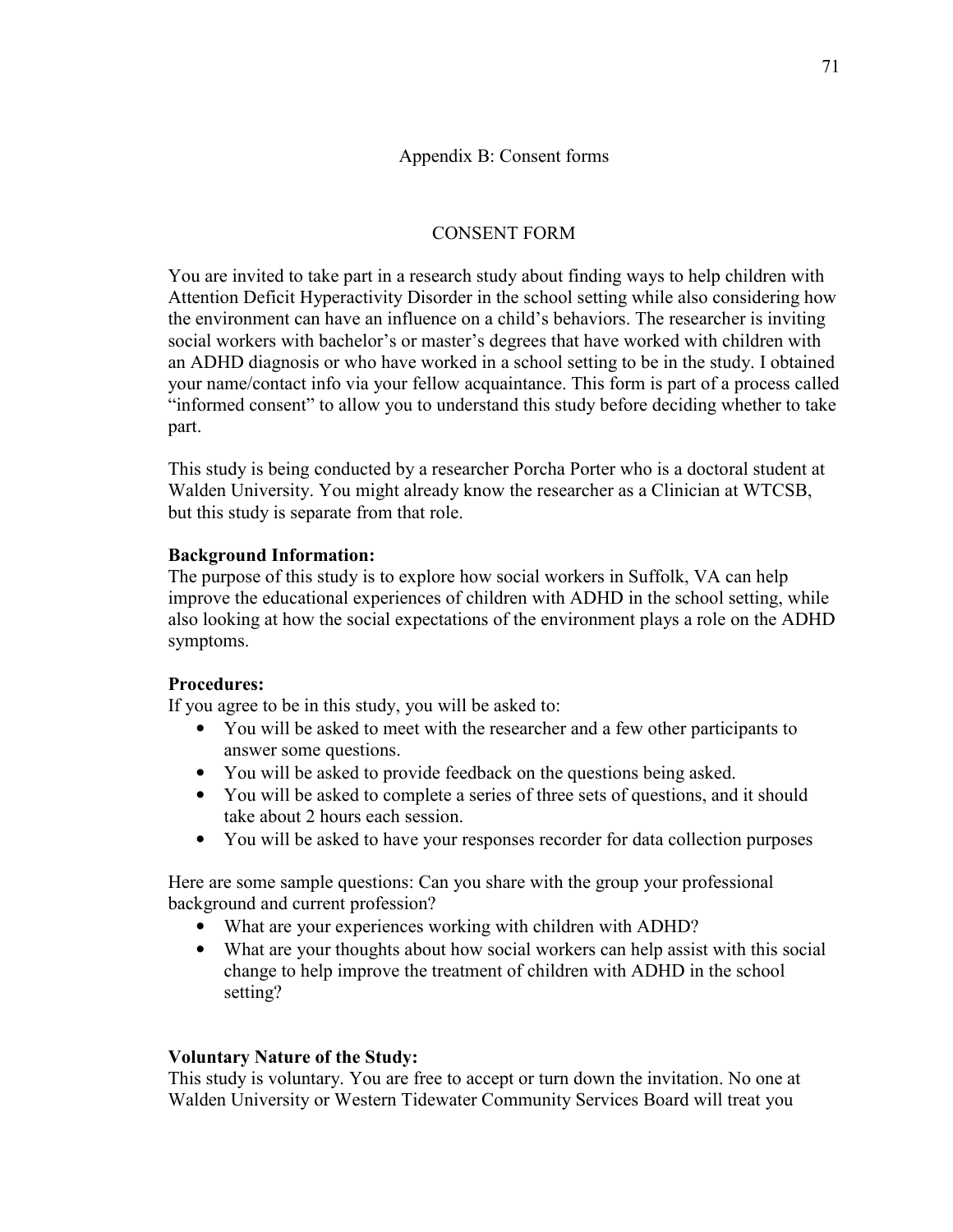# Appendix B: Consent forms

## CONSENT FORM

You are invited to take part in a research study about finding ways to help children with Attention Deficit Hyperactivity Disorder in the school setting while also considering how the environment can have an influence on a child's behaviors. The researcher is inviting social workers with bachelor's or master's degrees that have worked with children with an ADHD diagnosis or who have worked in a school setting to be in the study. I obtained your name/contact info via your fellow acquaintance. This form is part of a process called "informed consent" to allow you to understand this study before deciding whether to take part.

This study is being conducted by a researcher Porcha Porter who is a doctoral student at Walden University. You might already know the researcher as a Clinician at WTCSB, but this study is separate from that role.

**Background Information:**
The purpose of this study is to explore how social workers in Suffolk, VA can help improve the educational experiences of children with ADHD in the school setting, while also looking at how the social expectations of the environment plays a role on the ADHD symptoms.

**Procedures:**
If you agree to be in this study, you will be asked to:

- You will be asked to meet with the researcher and a few other participants to answer some questions.
- You will be asked to provide feedback on the questions being asked.
- You will be asked to complete a series of three sets of questions, and it should take about 2 hours each session.
- You will be asked to have your responses recorder for data collection purposes

Here are some sample questions: Can you share with the group your professional background and current profession?

- What are your experiences working with children with ADHD?
- What are your thoughts about how social workers can help assist with this social change to help improve the treatment of children with ADHD in the school setting?

**Voluntary Nature of the Study:**
This study is voluntary. You are free to accept or turn down the invitation. No one at Walden University or Western Tidewater Community Services Board will treat you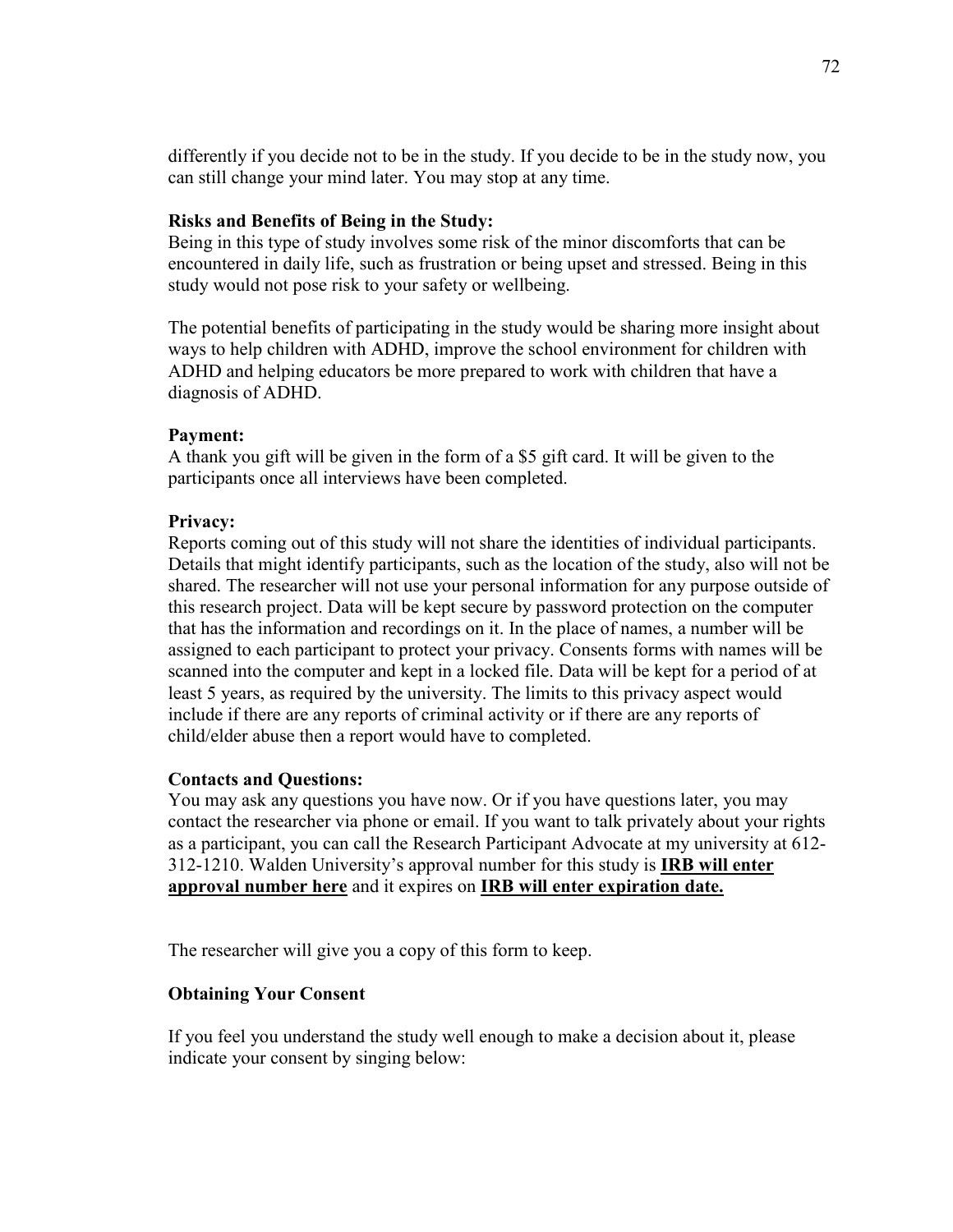differently if you decide not to be in the study. If you decide to be in the study now, you can still change your mind later. You may stop at any time.

**Risks and Benefits of Being in the Study:**
Being in this type of study involves some risk of the minor discomforts that can be encountered in daily life, such as frustration or being upset and stressed. Being in this study would not pose risk to your safety or wellbeing.

The potential benefits of participating in the study would be sharing more insight about ways to help children with ADHD, improve the school environment for children with ADHD and helping educators be more prepared to work with children that have a diagnosis of ADHD.

**Payment:**
A thank you gift will be given in the form of a $5 gift card. It will be given to the participants once all interviews have been completed.

**Privacy:**
Reports coming out of this study will not share the identities of individual participants. Details that might identify participants, such as the location of the study, also will not be shared. The researcher will not use your personal information for any purpose outside of this research project. Data will be kept secure by password protection on the computer that has the information and recordings on it. In the place of names, a number will be assigned to each participant to protect your privacy. Consents forms with names will be scanned into the computer and kept in a locked file. Data will be kept for a period of at least 5 years, as required by the university. The limits to this privacy aspect would include if there are any reports of criminal activity or if there are any reports of child/elder abuse then a report would have to completed.

**Contacts and Questions:**
You may ask any questions you have now. Or if you have questions later, you may contact the researcher via phone or email. If you want to talk privately about your rights as a participant, you can call the Research Participant Advocate at my university at 612-312-1210. Walden University's approval number for this study is **IRB will enter approval number here** and it expires on **IRB will enter expiration date.**

The researcher will give you a copy of this form to keep.

**Obtaining Your Consent**

If you feel you understand the study well enough to make a decision about it, please indicate your consent by singing below: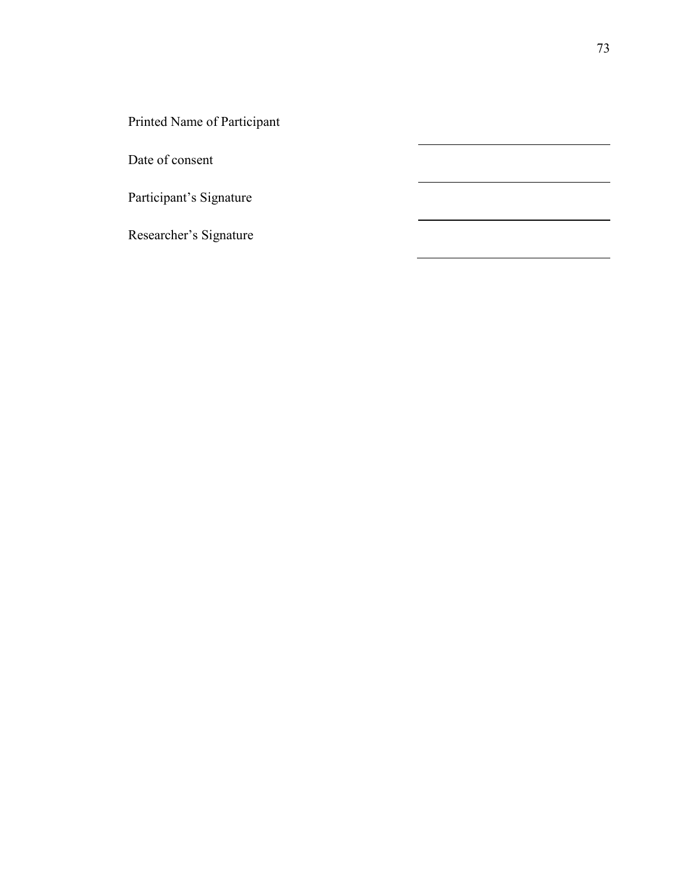Printed Name of Participant ______________________

Date of consent ______________________

Participant's Signature ______________________

Researcher's Signature ______________________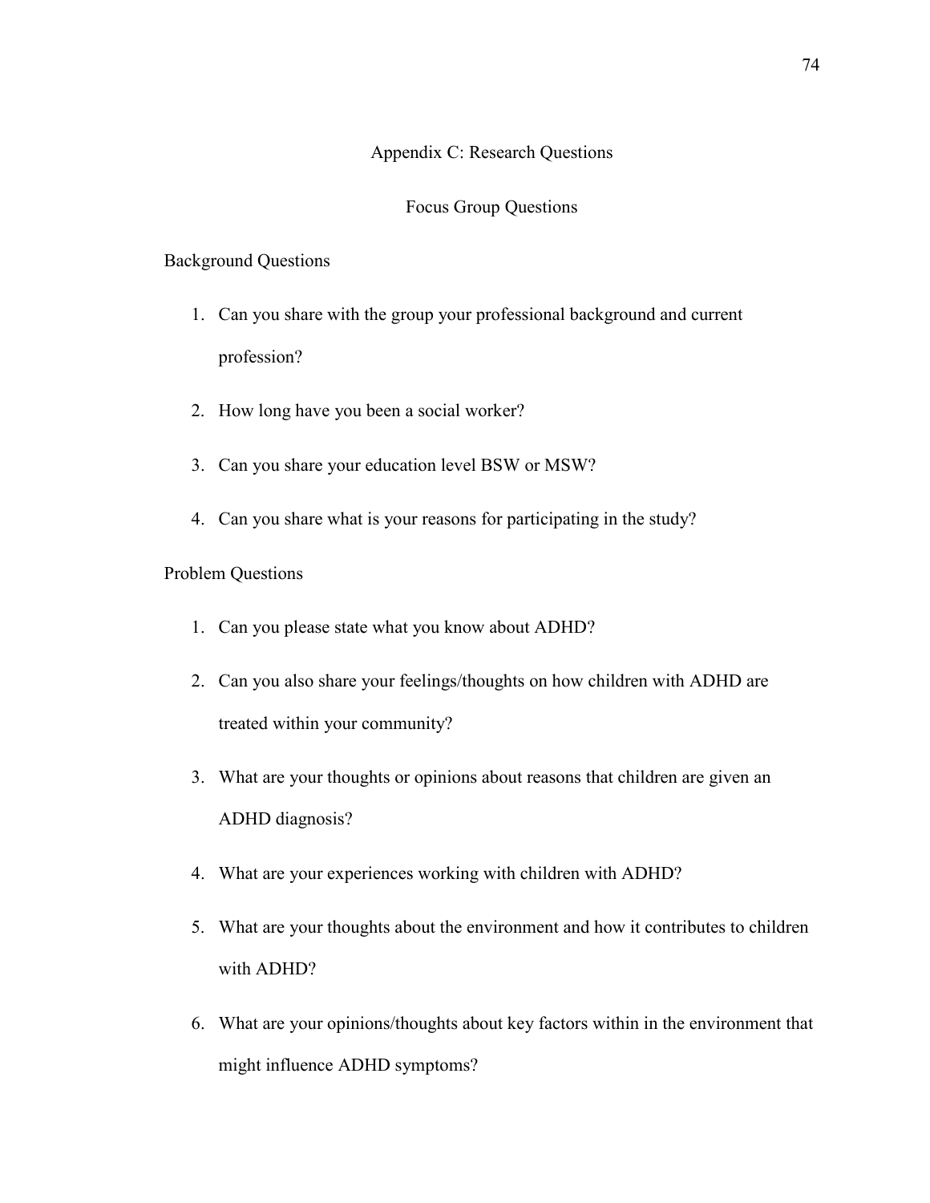## Appendix C: Research Questions

### Focus Group Questions

Background Questions

1. Can you share with the group your professional background and current profession?
2. How long have you been a social worker?
3. Can you share your education level BSW or MSW?
4. Can you share what is your reasons for participating in the study?

Problem Questions

1. Can you please state what you know about ADHD?
2. Can you also share your feelings/thoughts on how children with ADHD are treated within your community?
3. What are your thoughts or opinions about reasons that children are given an ADHD diagnosis?
4. What are your experiences working with children with ADHD?
5. What are your thoughts about the environment and how it contributes to children with ADHD?
6. What are your opinions/thoughts about key factors within in the environment that might influence ADHD symptoms?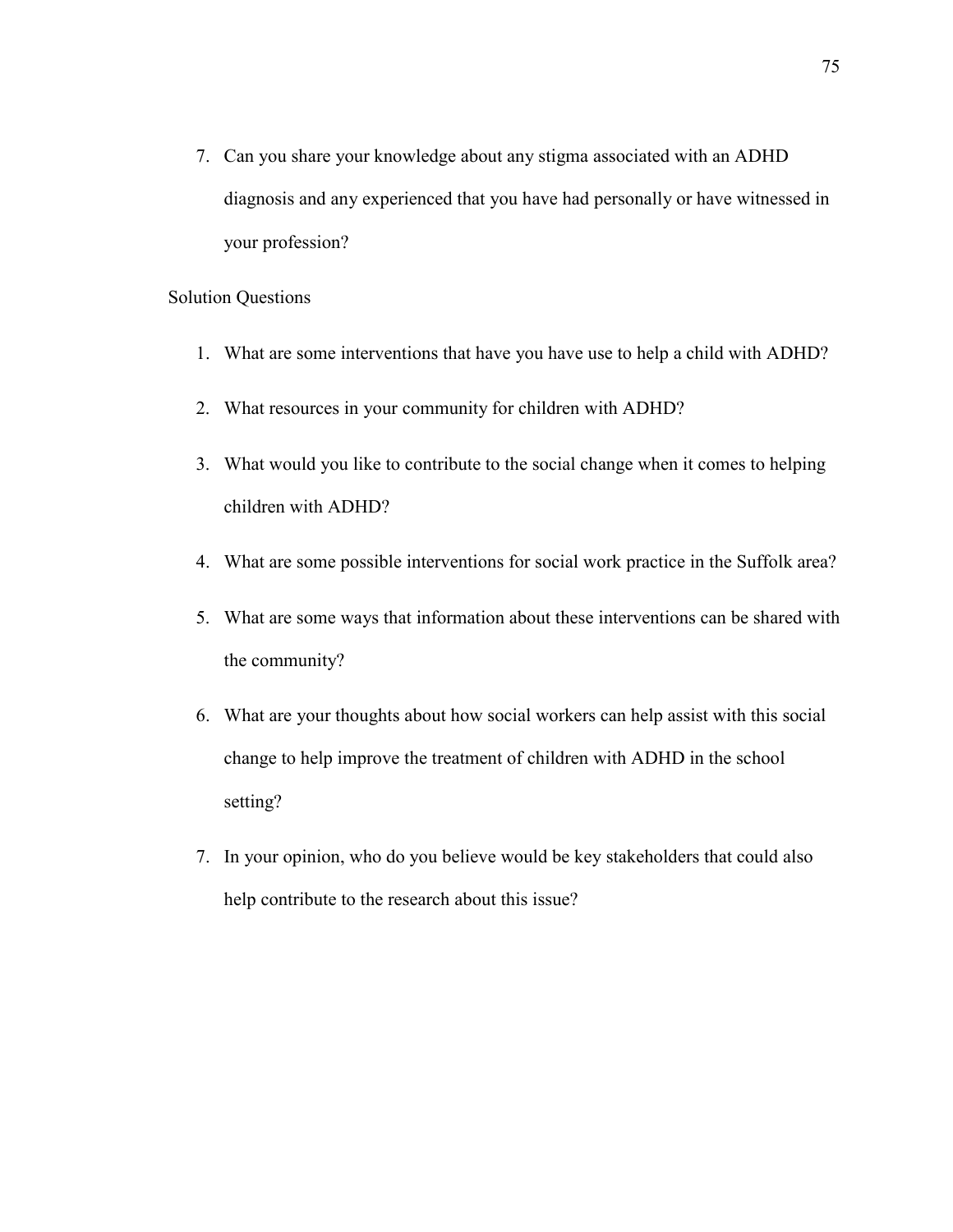7. Can you share your knowledge about any stigma associated with an ADHD diagnosis and any experienced that you have had personally or have witnessed in your profession?

Solution Questions

1. What are some interventions that have you have use to help a child with ADHD?
2. What resources in your community for children with ADHD?
3. What would you like to contribute to the social change when it comes to helping children with ADHD?
4. What are some possible interventions for social work practice in the Suffolk area?
5. What are some ways that information about these interventions can be shared with the community?
6. What are your thoughts about how social workers can help assist with this social change to help improve the treatment of children with ADHD in the school setting?
7. In your opinion, who do you believe would be key stakeholders that could also help contribute to the research about this issue?